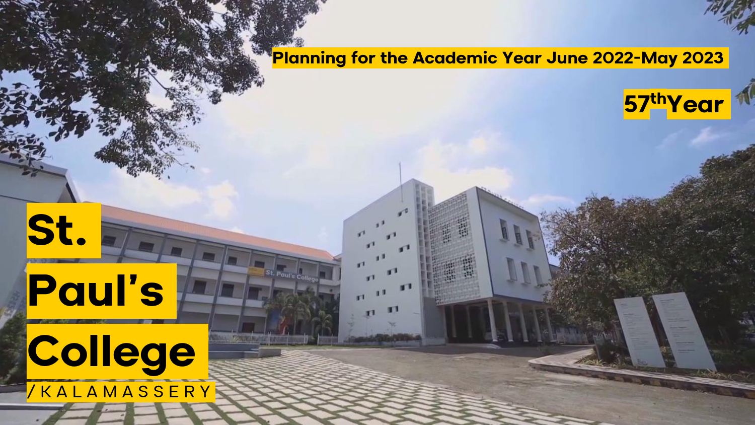Planning for the Academic Year June 2022-May 2023

57th Year

# St. Paul's College

/KALAMASSERY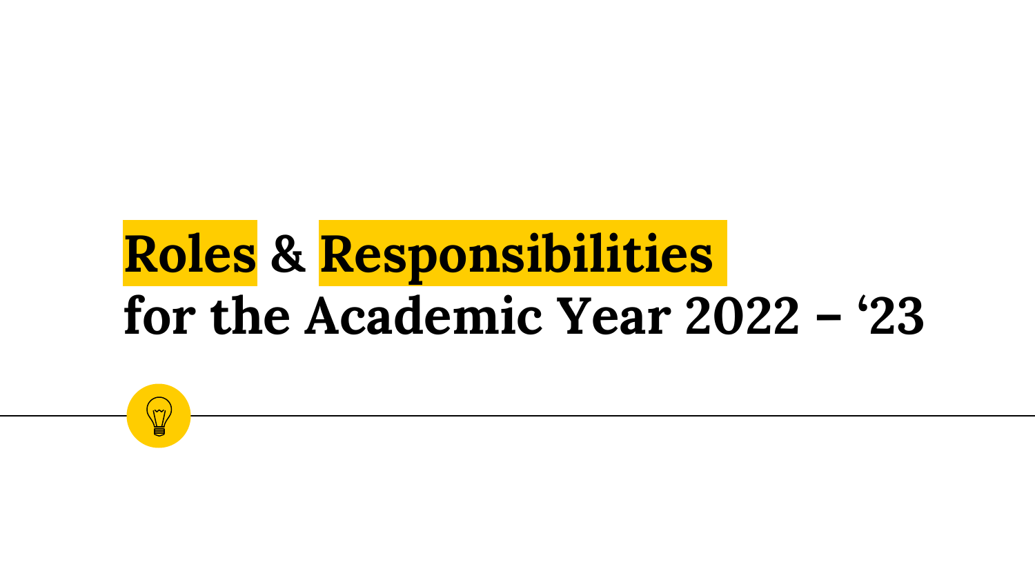# Roles & Responsibilities
# for the Academic Year 2022 – '23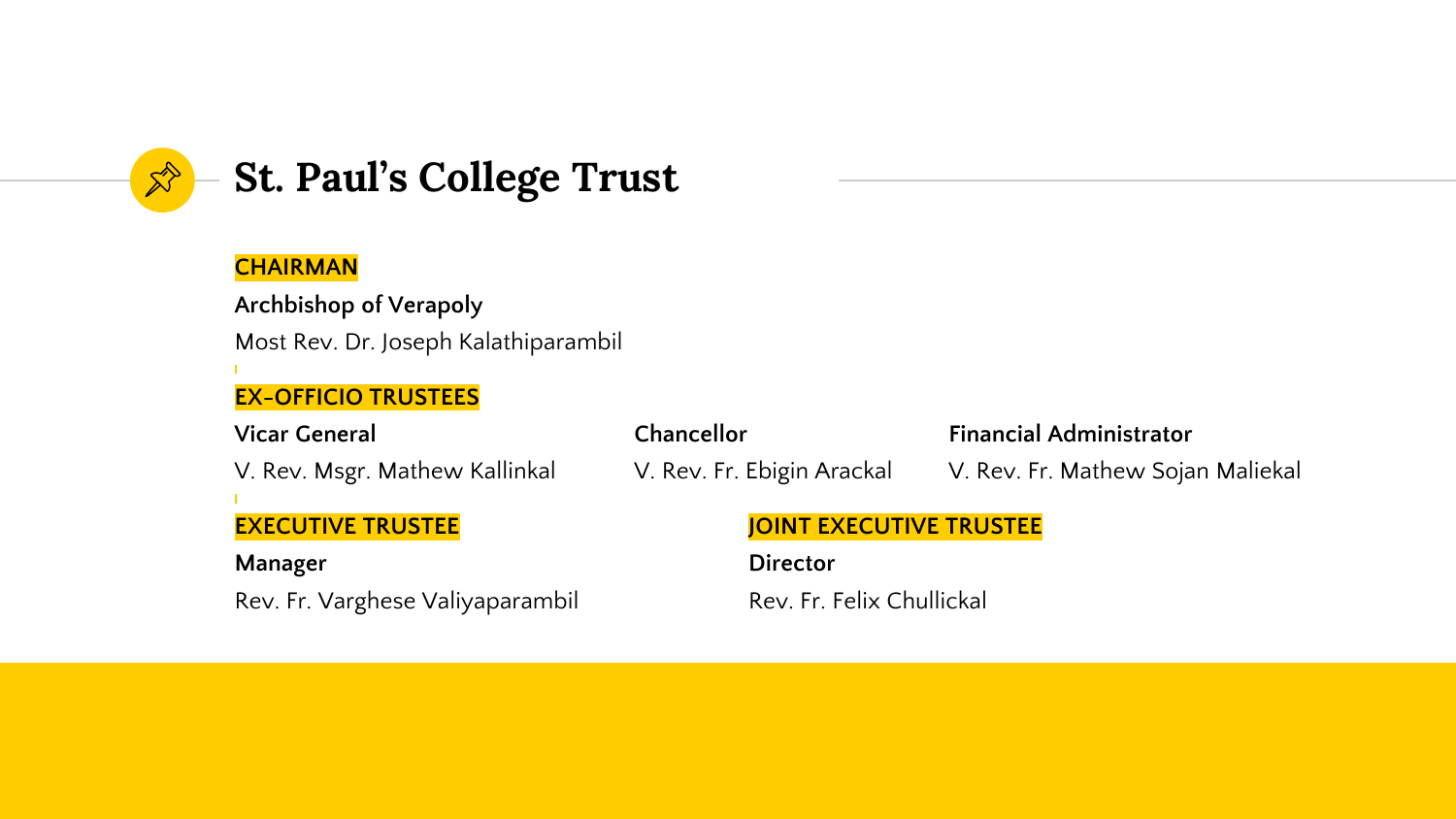# St. Paul's College Trust

## CHAIRMAN

**Archbishop of Verapoly**

Most Rev. Dr. Joseph Kalathiparambil

## EX-OFFICIO TRUSTEES

**Vicar General**

V. Rev. Msgr. Mathew Kallinkal

**Chancellor**

V. Rev. Fr. Ebigin Arackal

**Financial Administrator**

V. Rev. Fr. Mathew Sojan Maliekal

## EXECUTIVE TRUSTEE

**Manager**

Rev. Fr. Varghese Valiyaparambil

## JOINT EXECUTIVE TRUSTEE

**Director**

Rev. Fr. Felix Chullickal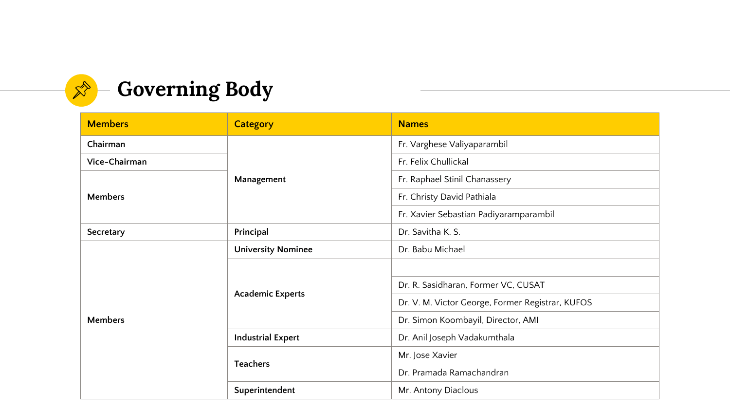# Governing Body

| Members | Category | Names |
|---|---|---|
| Chairman | Management | Fr. Varghese Valiyaparambil |
| Vice-Chairman | | Fr. Felix Chullickal |
| Members | | Fr. Raphael Stinil Chanassery |
| | | Fr. Christy David Pathiala |
| | | Fr. Xavier Sebastian Padiyaramparambil |
| Secretary | Principal | Dr. Savitha K. S. |
| Members | University Nominee | Dr. Babu Michael |
| | Academic Experts | |
| | | Dr. R. Sasidharan, Former VC, CUSAT |
| | | Dr. V. M. Victor George, Former Registrar, KUFOS |
| | | Dr. Simon Koombayil, Director, AMI |
| | Industrial Expert | Dr. Anil Joseph Vadakumthala |
| | Teachers | Mr. Jose Xavier |
| | | Dr. Pramada Ramachandran |
| | Superintendent | Mr. Antony Diaclous |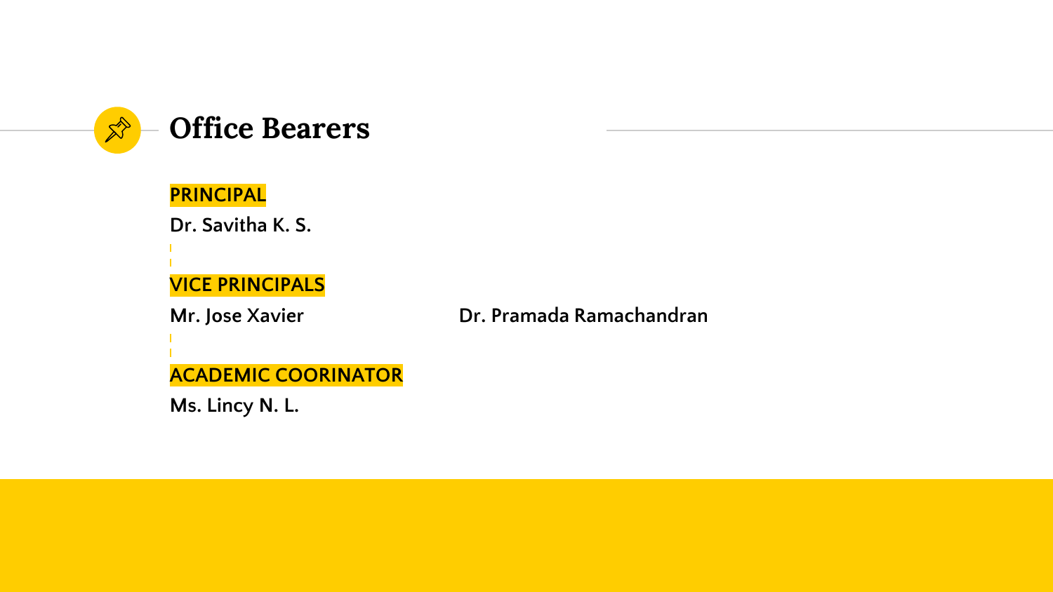# Office Bearers

**PRINCIPAL**

**Dr. Savitha K. S.**

**VICE PRINCIPALS**

**Mr. Jose Xavier**

**Dr. Pramada Ramachandran**

**ACADEMIC COORINATOR**

**Ms. Lincy N. L.**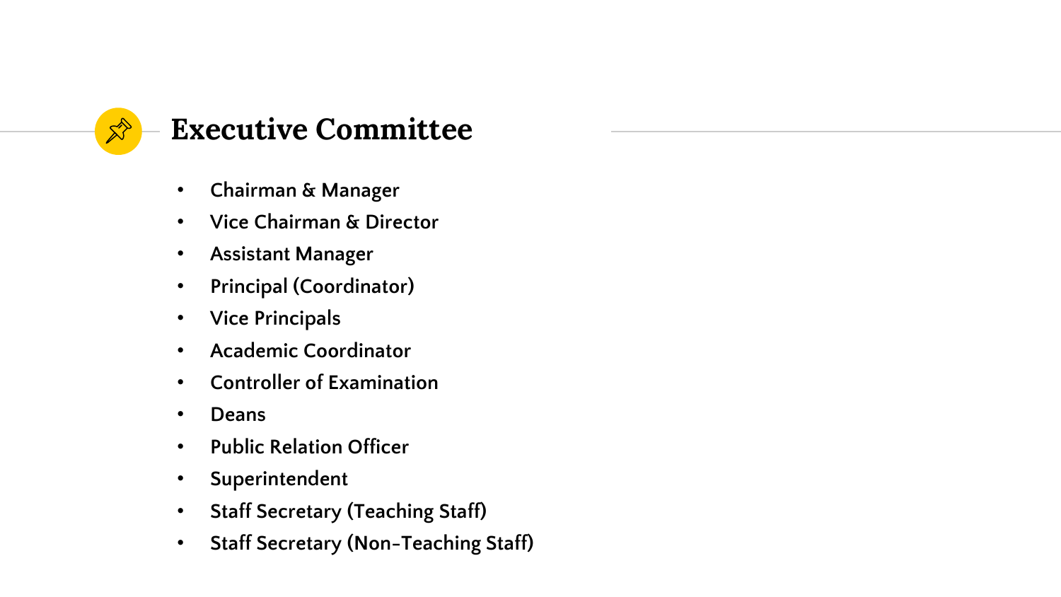## Executive Committee

- Chairman & Manager
- Vice Chairman & Director
- Assistant Manager
- Principal (Coordinator)
- Vice Principals
- Academic Coordinator
- Controller of Examination
- Deans
- Public Relation Officer
- Superintendent
- Staff Secretary (Teaching Staff)
- Staff Secretary (Non-Teaching Staff)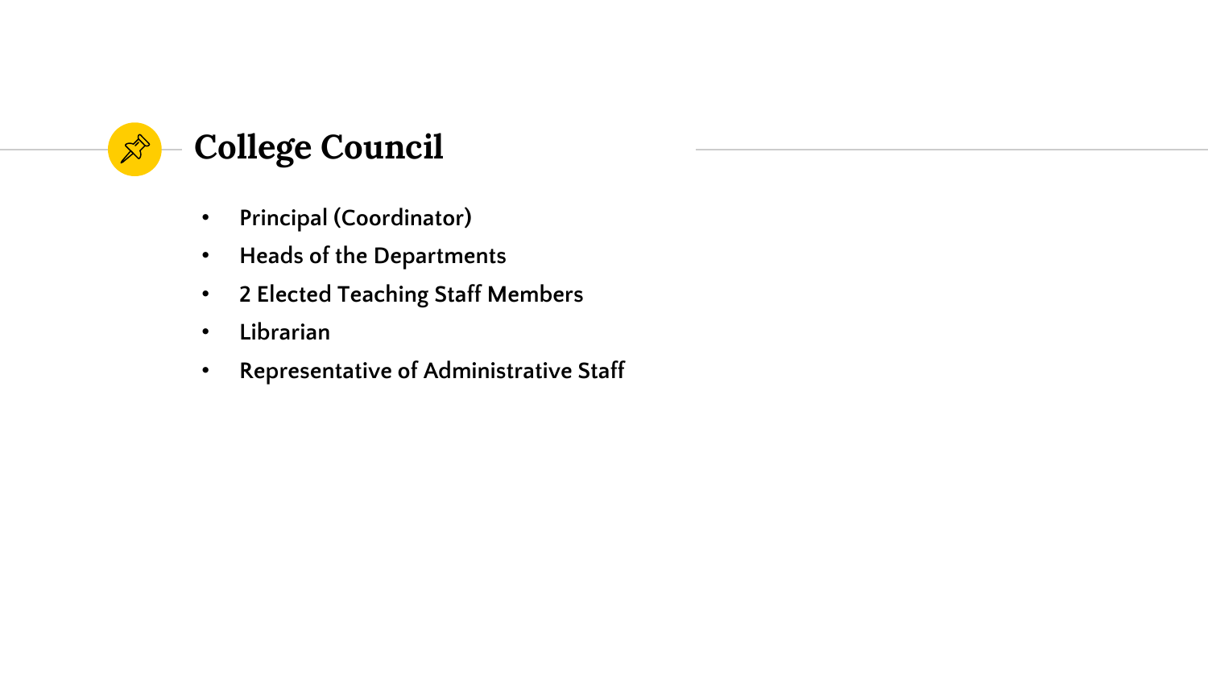## College Council

- Principal (Coordinator)
- Heads of the Departments
- 2 Elected Teaching Staff Members
- Librarian
- Representative of Administrative Staff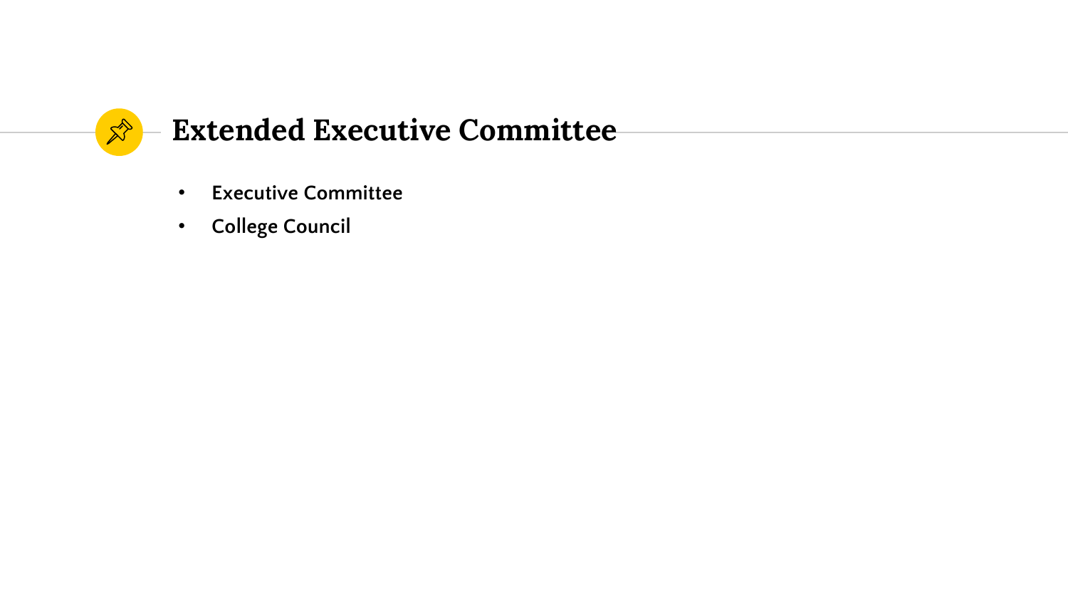# Extended Executive Committee

- **Executive Committee**
- **College Council**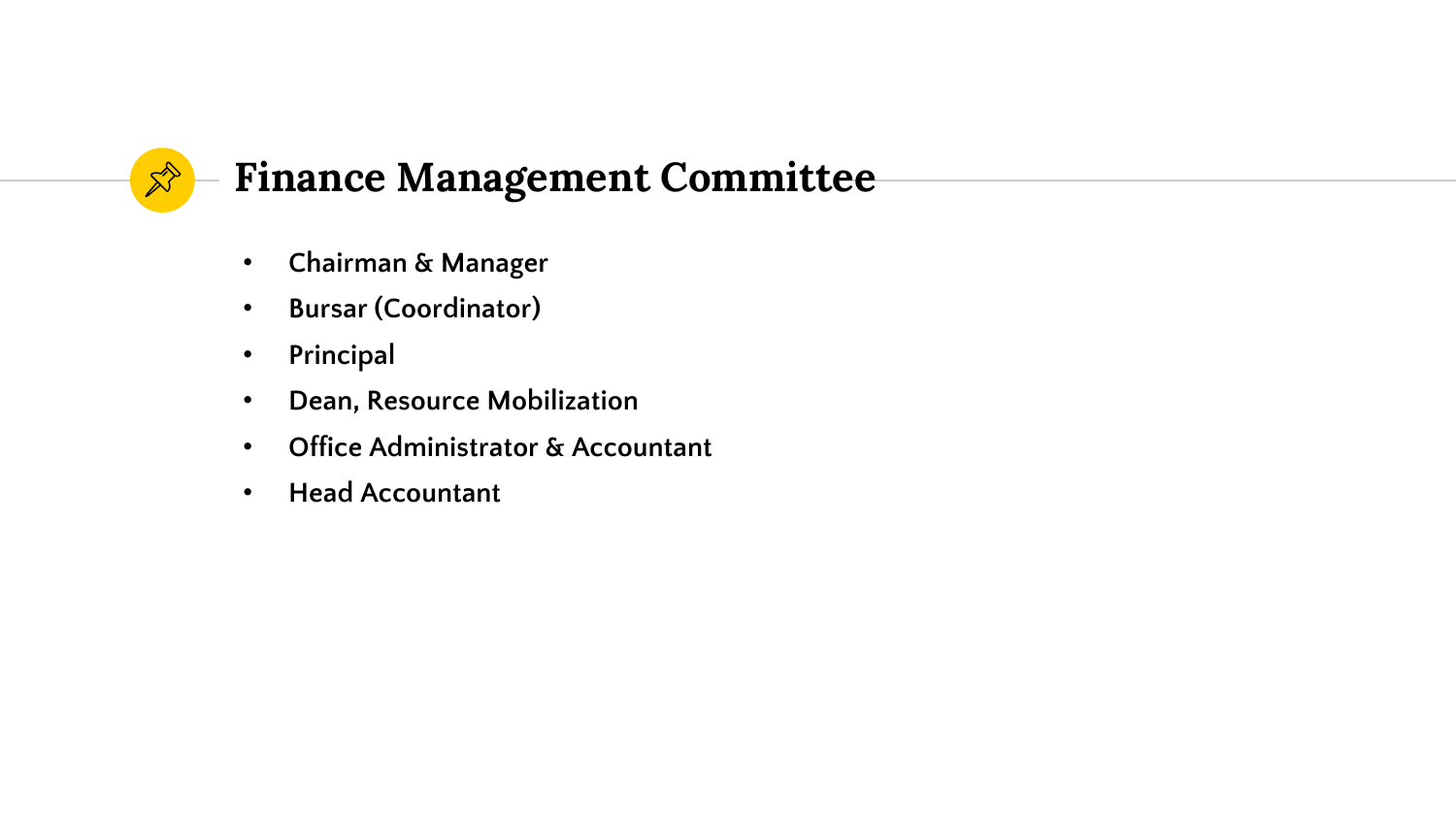## Finance Management Committee

- Chairman & Manager
- Bursar (Coordinator)
- Principal
- Dean, Resource Mobilization
- Office Administrator & Accountant
- Head Accountant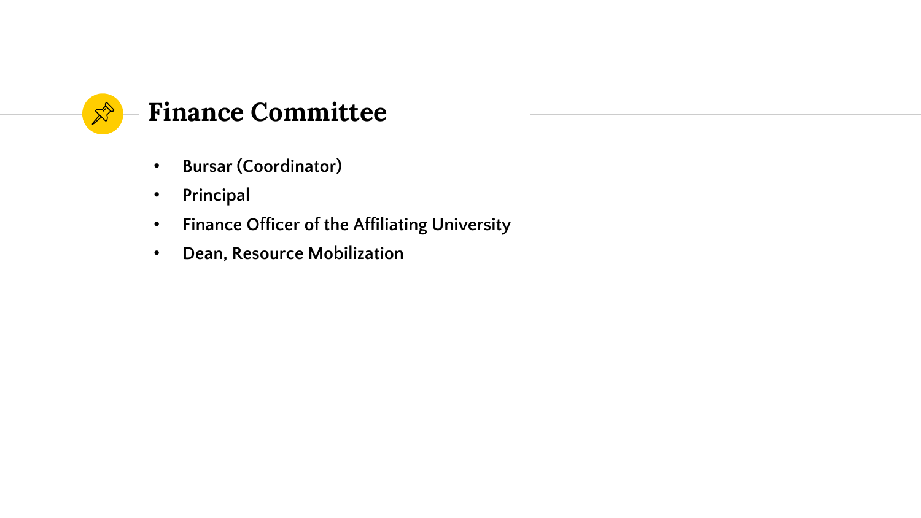## Finance Committee

- Bursar (Coordinator)
- Principal
- Finance Officer of the Affiliating University
- Dean, Resource Mobilization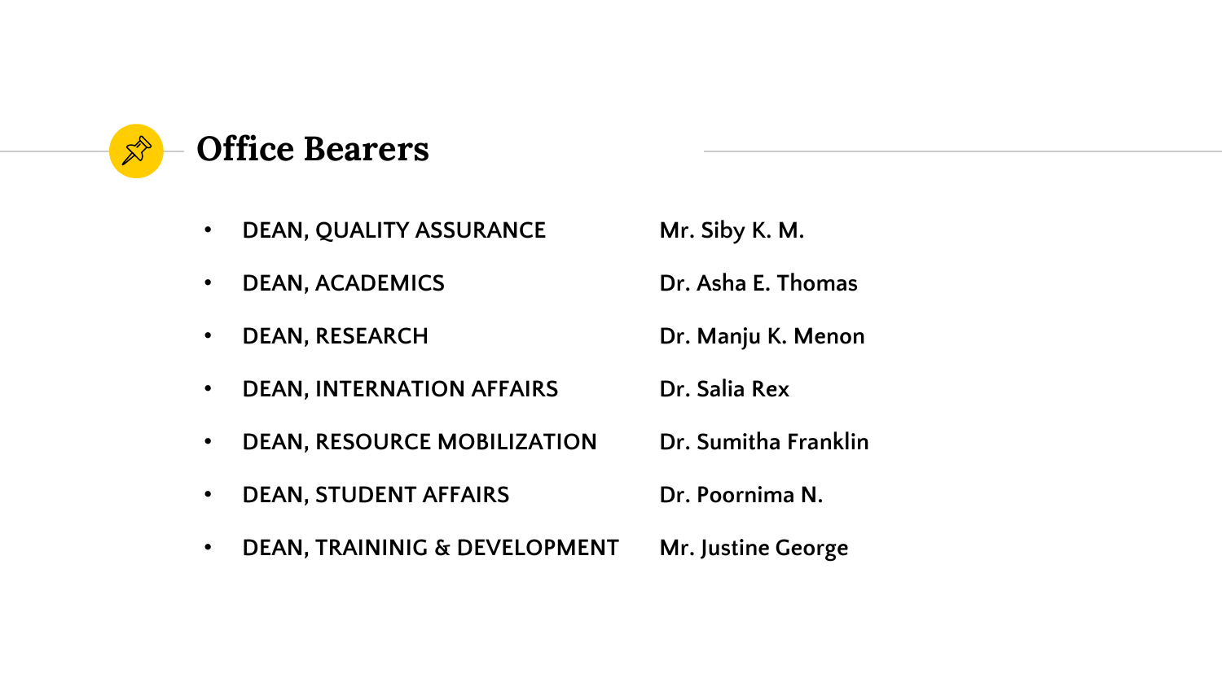## Office Bearers

- DEAN, QUALITY ASSURANCE — Mr. Siby K. M.
- DEAN, ACADEMICS — Dr. Asha E. Thomas
- DEAN, RESEARCH — Dr. Manju K. Menon
- DEAN, INTERNATION AFFAIRS — Dr. Salia Rex
- DEAN, RESOURCE MOBILIZATION — Dr. Sumitha Franklin
- DEAN, STUDENT AFFAIRS — Dr. Poornima N.
- DEAN, TRAININIG & DEVELOPMENT — Mr. Justine George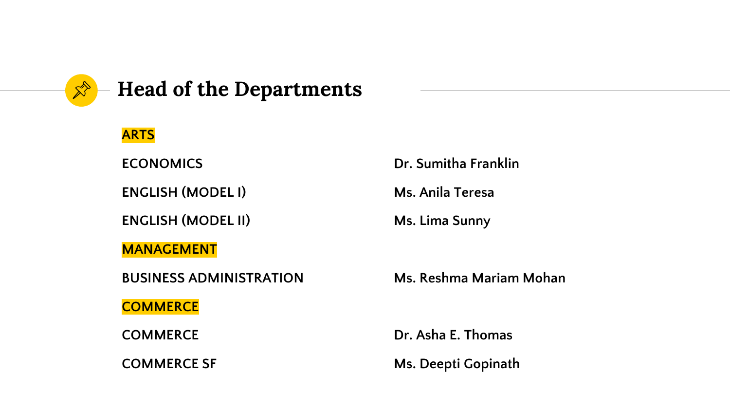# Head of the Departments

| | |
|---|---|
| **ARTS** | |
| ECONOMICS | Dr. Sumitha Franklin |
| ENGLISH (MODEL I) | Ms. Anila Teresa |
| ENGLISH (MODEL II) | Ms. Lima Sunny |
| **MANAGEMENT** | |
| BUSINESS ADMINISTRATION | Ms. Reshma Mariam Mohan |
| **COMMERCE** | |
| COMMERCE | Dr. Asha E. Thomas |
| COMMERCE SF | Ms. Deepti Gopinath |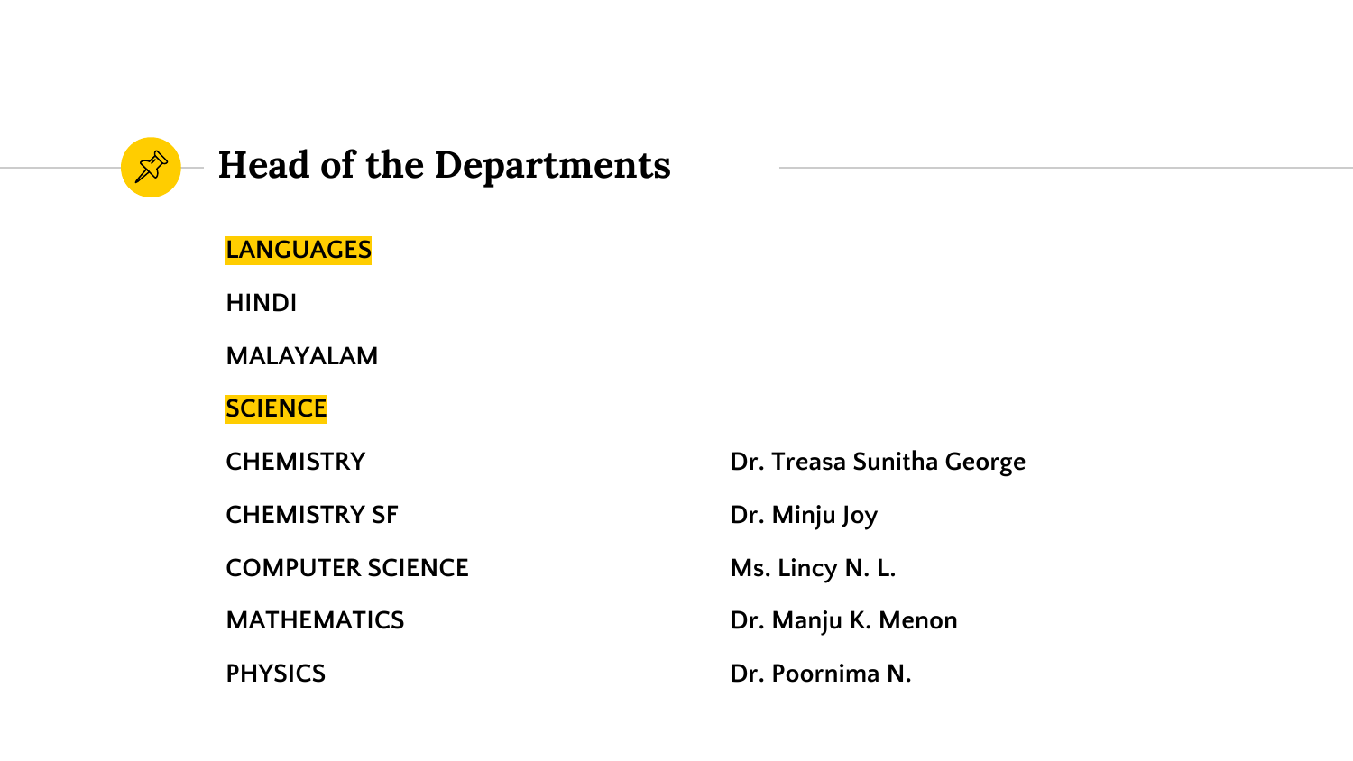# Head of the Departments

| | |
|---|---|
| **LANGUAGES** | |
| HINDI | |
| MALAYALAM | |
| **SCIENCE** | |
| CHEMISTRY | Dr. Treasa Sunitha George |
| CHEMISTRY SF | Dr. Minju Joy |
| COMPUTER SCIENCE | Ms. Lincy N. L. |
| MATHEMATICS | Dr. Manju K. Menon |
| PHYSICS | Dr. Poornima N. |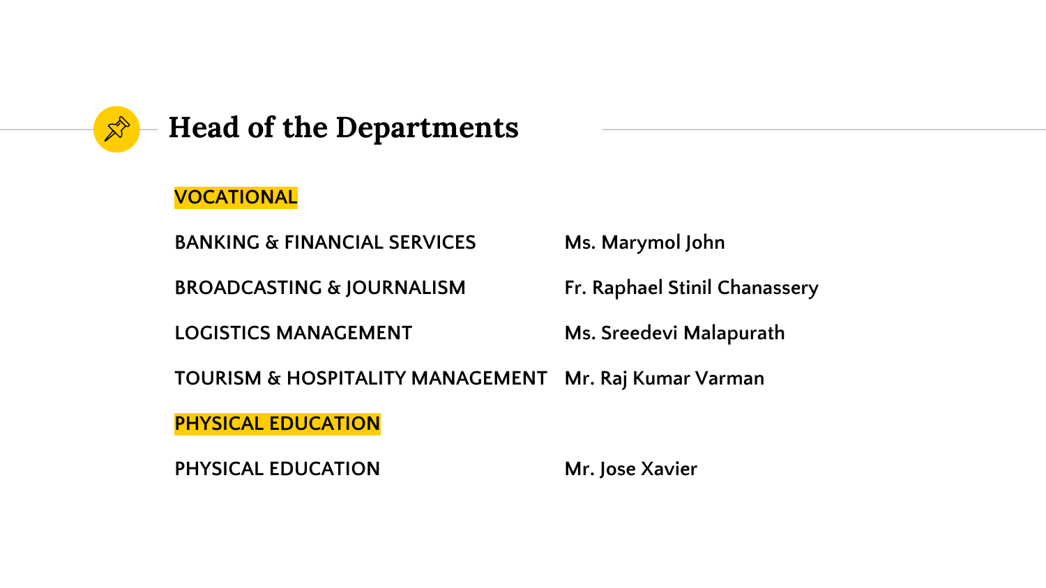# Head of the Departments

**VOCATIONAL**

| | |
|---|---|
| BANKING & FINANCIAL SERVICES | Ms. Marymol John |
| BROADCASTING & JOURNALISM | Fr. Raphael Stinil Chanassery |
| LOGISTICS MANAGEMENT | Ms. Sreedevi Malapurath |
| TOURISM & HOSPITALITY MANAGEMENT | Mr. Raj Kumar Varman |

**PHYSICAL EDUCATION**

| | |
|---|---|
| PHYSICAL EDUCATION | Mr. Jose Xavier |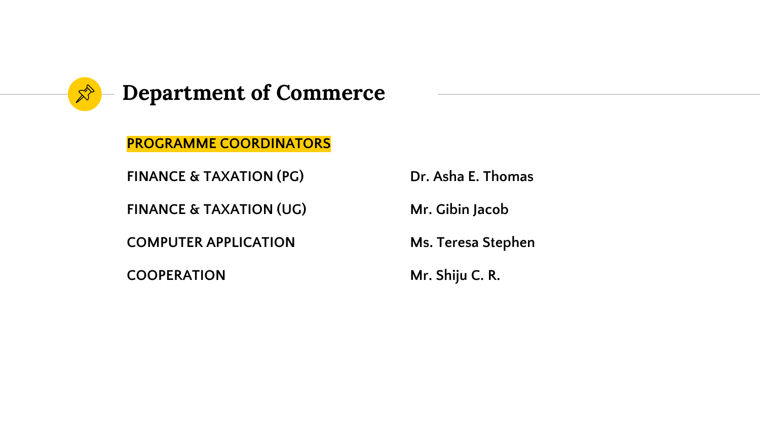# Department of Commerce

**PROGRAMME COORDINATORS**

| | |
|---|---|
| FINANCE & TAXATION (PG) | Dr. Asha E. Thomas |
| FINANCE & TAXATION (UG) | Mr. Gibin Jacob |
| COMPUTER APPLICATION | Ms. Teresa Stephen |
| COOPERATION | Mr. Shiju C. R. |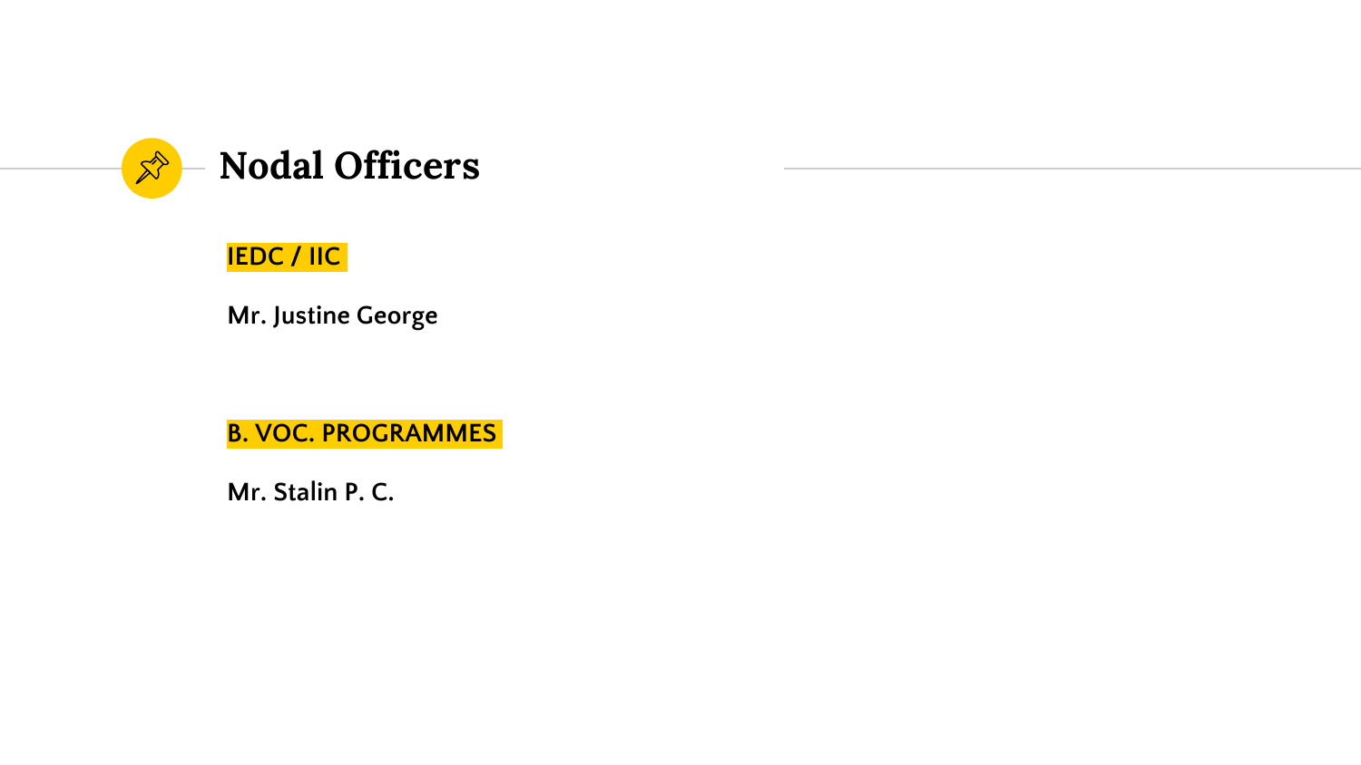# Nodal Officers

**IEDC / IIC**

**Mr. Justine George**

**B. VOC. PROGRAMMES**

**Mr. Stalin P. C.**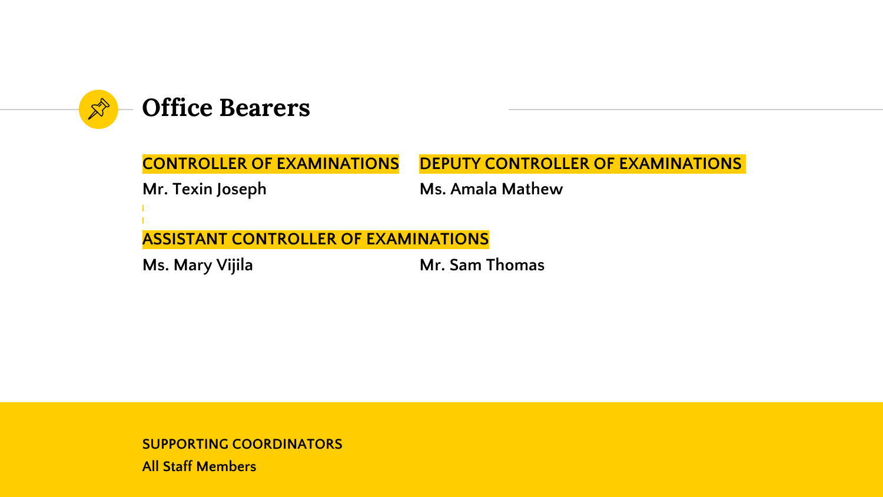# Office Bearers

**CONTROLLER OF EXAMINATIONS**

**Mr. Texin Joseph**

**DEPUTY CONTROLLER OF EXAMINATIONS**

**Ms. Amala Mathew**

**ASSISTANT CONTROLLER OF EXAMINATIONS**

**Ms. Mary Vijila**

**Mr. Sam Thomas**

**SUPPORTING COORDINATORS**

**All Staff Members**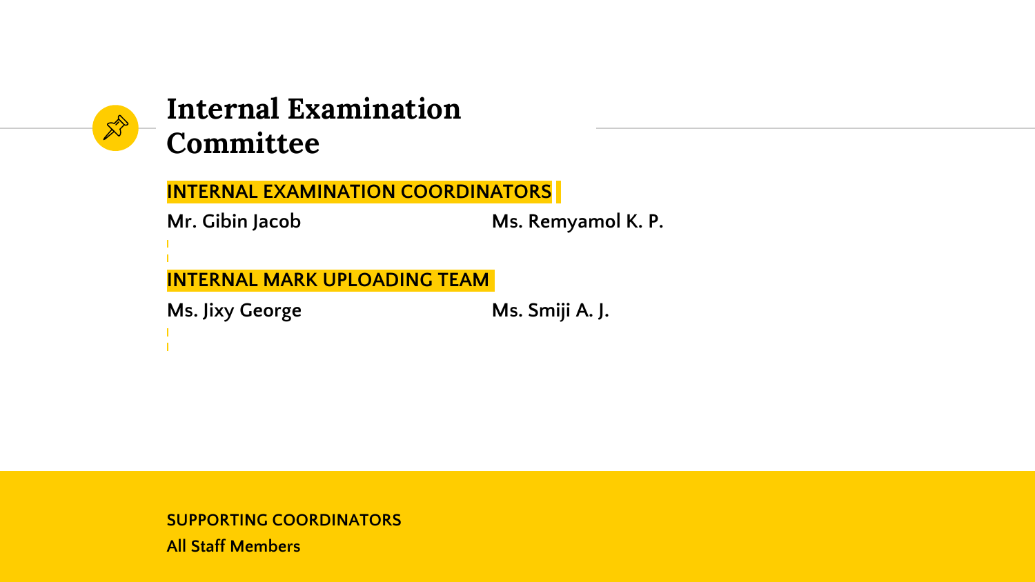# Internal Examination Committee

**INTERNAL EXAMINATION COORDINATORS**

**Mr. Gibin Jacob**

**Ms. Remyamol K. P.**

**INTERNAL MARK UPLOADING TEAM**

**Ms. Jixy George**

**Ms. Smiji A. J.**

**SUPPORTING COORDINATORS**

All Staff Members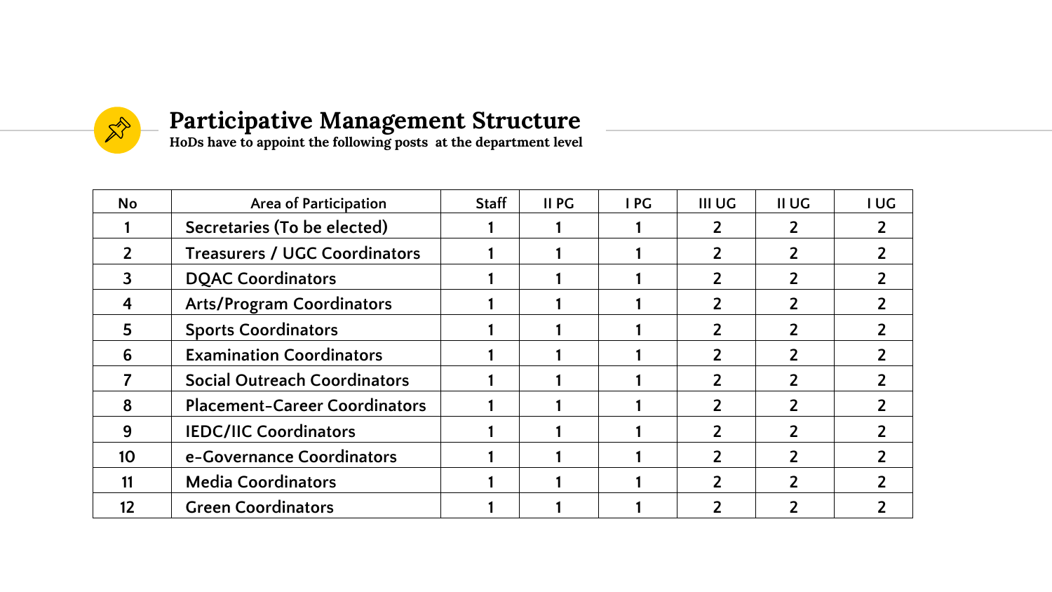## Participative Management Structure

**HoDs have to appoint the following posts at the department level**

| No | Area of Participation | Staff | II PG | I PG | III UG | II UG | I UG |
|---|---|---|---|---|---|---|---|
| 1 | Secretaries (To be elected) | 1 | 1 | 1 | 2 | 2 | 2 |
| 2 | Treasurers / UGC Coordinators | 1 | 1 | 1 | 2 | 2 | 2 |
| 3 | DQAC Coordinators | 1 | 1 | 1 | 2 | 2 | 2 |
| 4 | Arts/Program Coordinators | 1 | 1 | 1 | 2 | 2 | 2 |
| 5 | Sports Coordinators | 1 | 1 | 1 | 2 | 2 | 2 |
| 6 | Examination Coordinators | 1 | 1 | 1 | 2 | 2 | 2 |
| 7 | Social Outreach Coordinators | 1 | 1 | 1 | 2 | 2 | 2 |
| 8 | Placement-Career Coordinators | 1 | 1 | 1 | 2 | 2 | 2 |
| 9 | IEDC/IIC Coordinators | 1 | 1 | 1 | 2 | 2 | 2 |
| 10 | e-Governance Coordinators | 1 | 1 | 1 | 2 | 2 | 2 |
| 11 | Media Coordinators | 1 | 1 | 1 | 2 | 2 | 2 |
| 12 | Green Coordinators | 1 | 1 | 1 | 2 | 2 | 2 |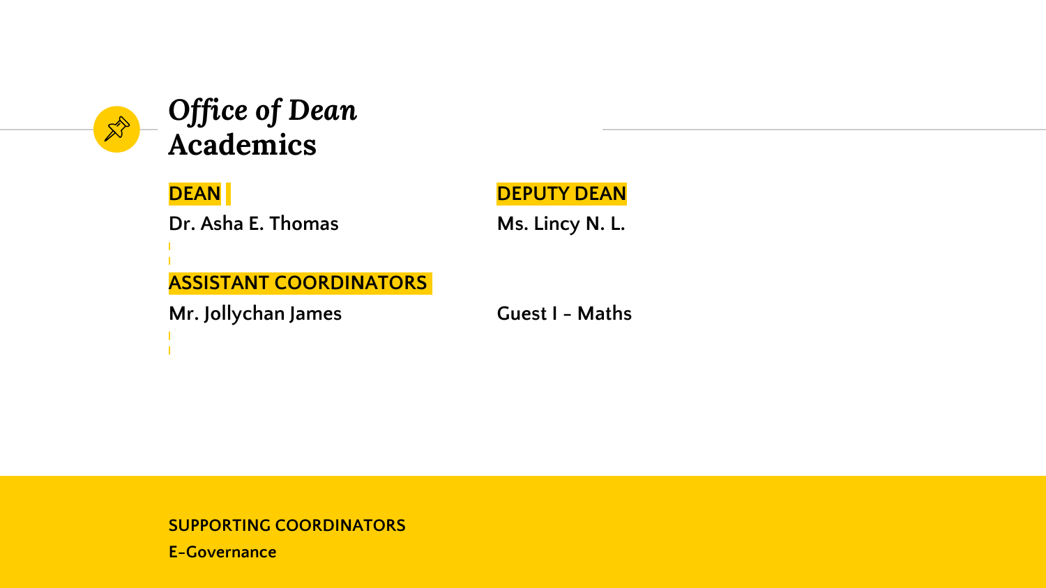# *Office of Dean* Academics

**DEAN**

**Dr. Asha E. Thomas**

**DEPUTY DEAN**

**Ms. Lincy N. L.**

**ASSISTANT COORDINATORS**

**Mr. Jollychan James**

**Guest I - Maths**

**SUPPORTING COORDINATORS**

**E-Governance**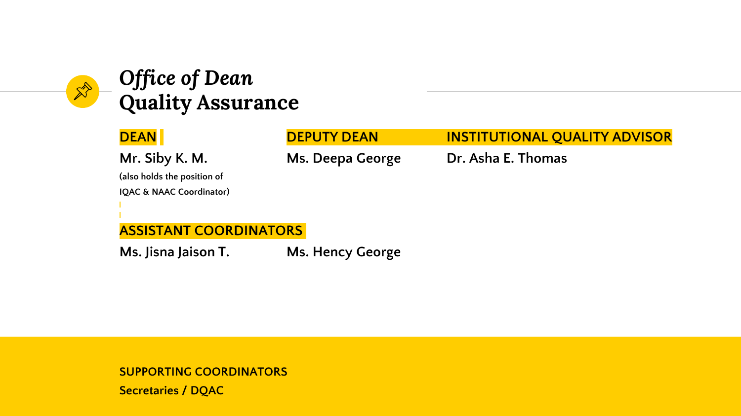# *Office of Dean*
# Quality Assurance

**DEAN**

**Mr. Siby K. M.**

(also holds the position of IQAC & NAAC Coordinator)

**DEPUTY DEAN**

**Ms. Deepa George**

**INSTITUTIONAL QUALITY ADVISOR**

**Dr. Asha E. Thomas**

**ASSISTANT COORDINATORS**

**Ms. Jisna Jaison T.**

**Ms. Hency George**

**SUPPORTING COORDINATORS**

**Secretaries / DQAC**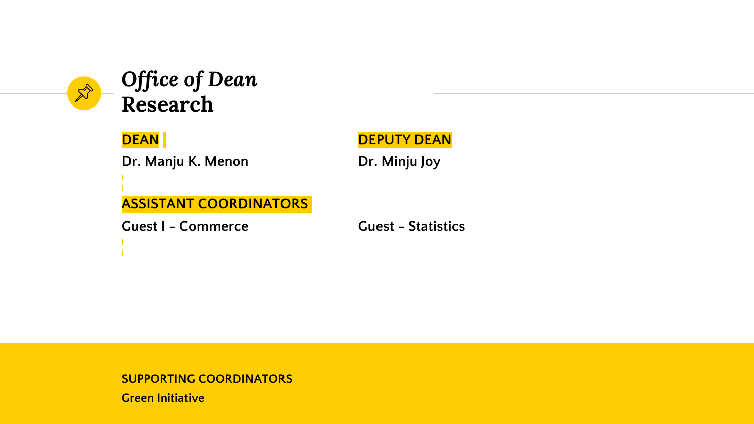# *Office of Dean* Research

**DEAN**

**Dr. Manju K. Menon**

**DEPUTY DEAN**

**Dr. Minju Joy**

**ASSISTANT COORDINATORS**

Guest I – Commerce

Guest – Statistics

**SUPPORTING COORDINATORS**

**Green Initiative**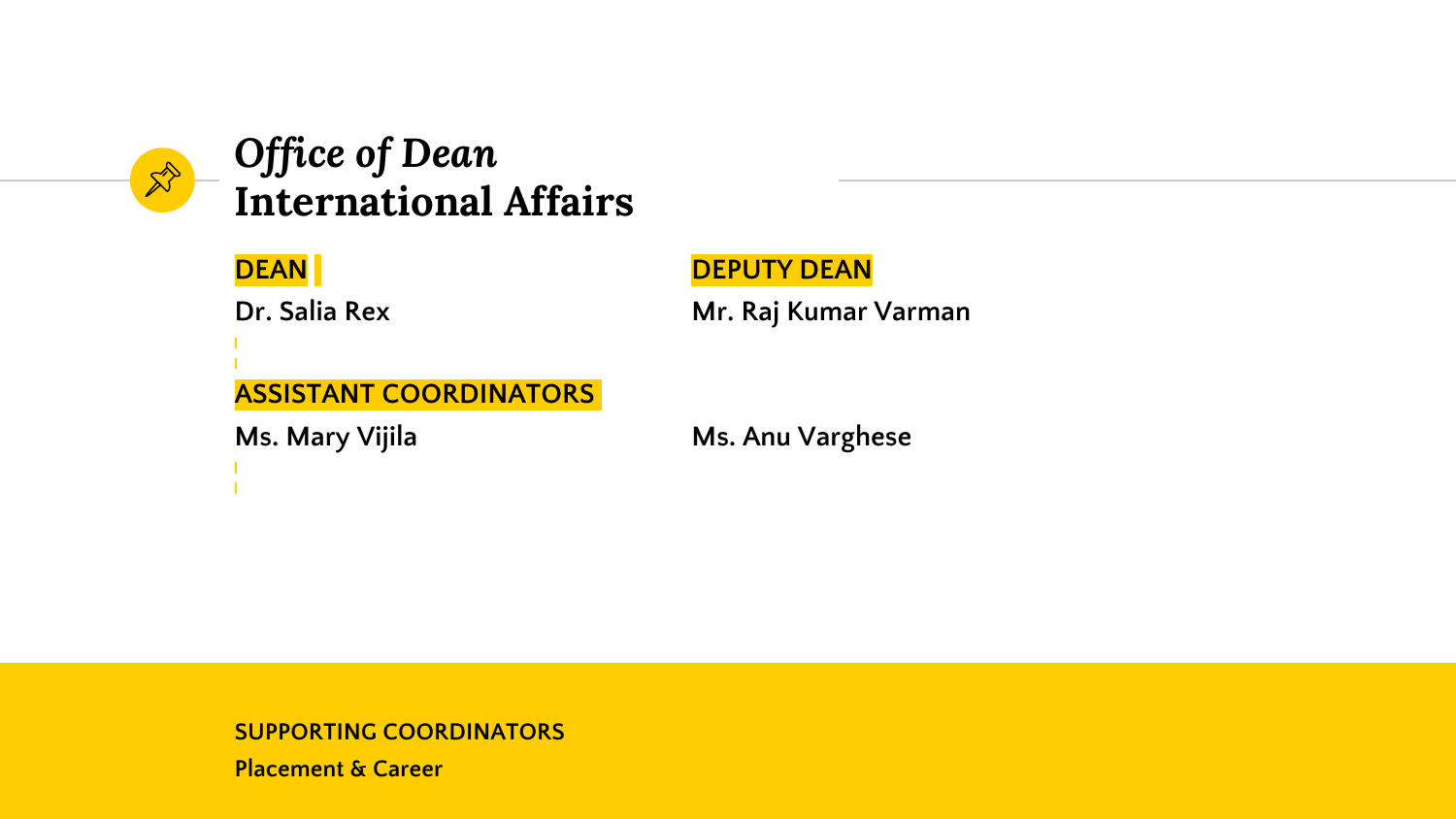# *Office of Dean* International Affairs

**DEAN**

**Dr. Salia Rex**

**DEPUTY DEAN**

**Mr. Raj Kumar Varman**

**ASSISTANT COORDINATORS**

**Ms. Mary Vijila**

**Ms. Anu Varghese**

**SUPPORTING COORDINATORS**

**Placement & Career**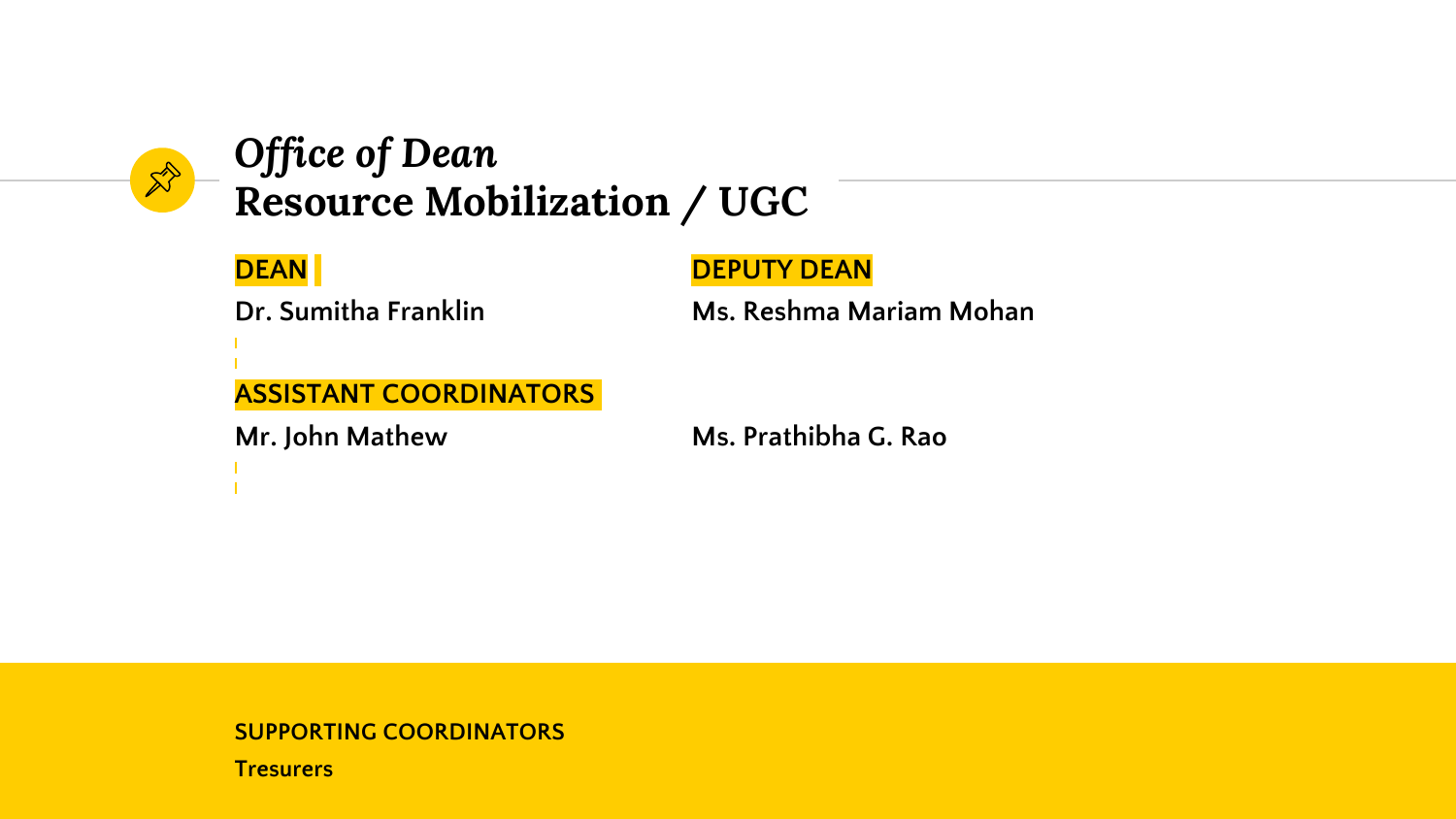# *Office of Dean*
# Resource Mobilization / UGC

**DEAN**

Dr. Sumitha Franklin

**DEPUTY DEAN**

Ms. Reshma Mariam Mohan

**ASSISTANT COORDINATORS**

Mr. John Mathew

Ms. Prathibha G. Rao

**SUPPORTING COORDINATORS**

Tresurers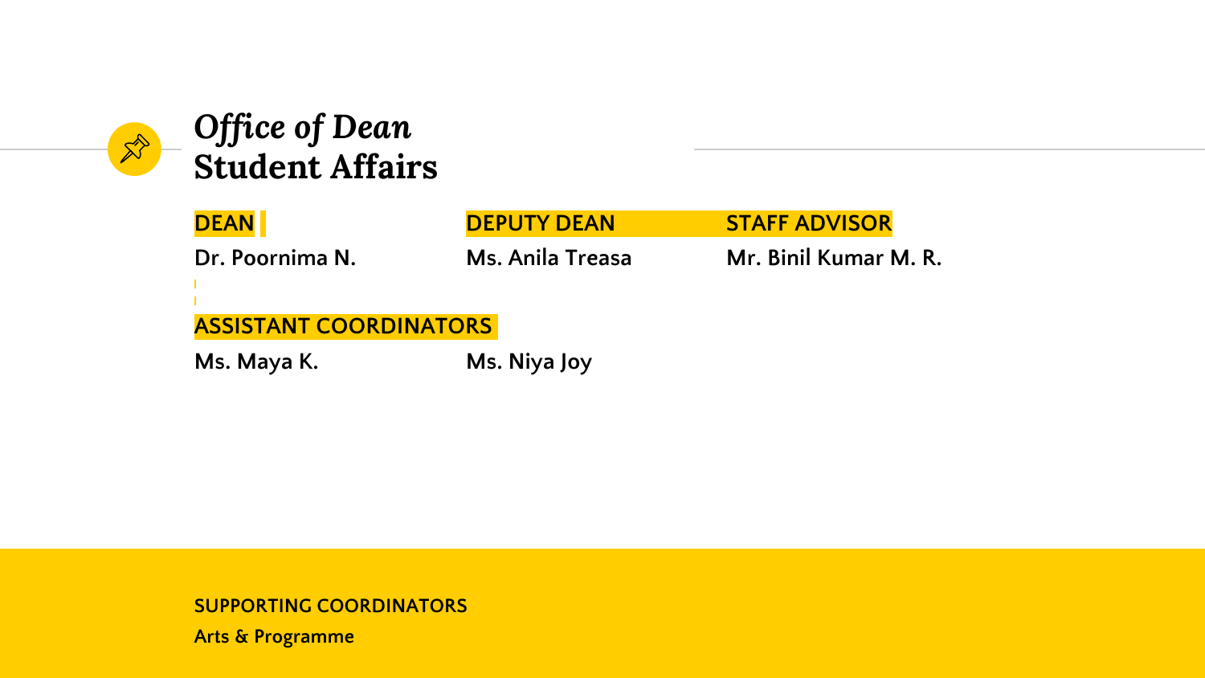# *Office of Dean*
# Student Affairs

**DEAN**

Dr. Poornima N.

**DEPUTY DEAN**

Ms. Anila Treasa

**STAFF ADVISOR**

Mr. Binil Kumar M. R.

**ASSISTANT COORDINATORS**

Ms. Maya K.

Ms. Niya Joy

**SUPPORTING COORDINATORS**

Arts & Programme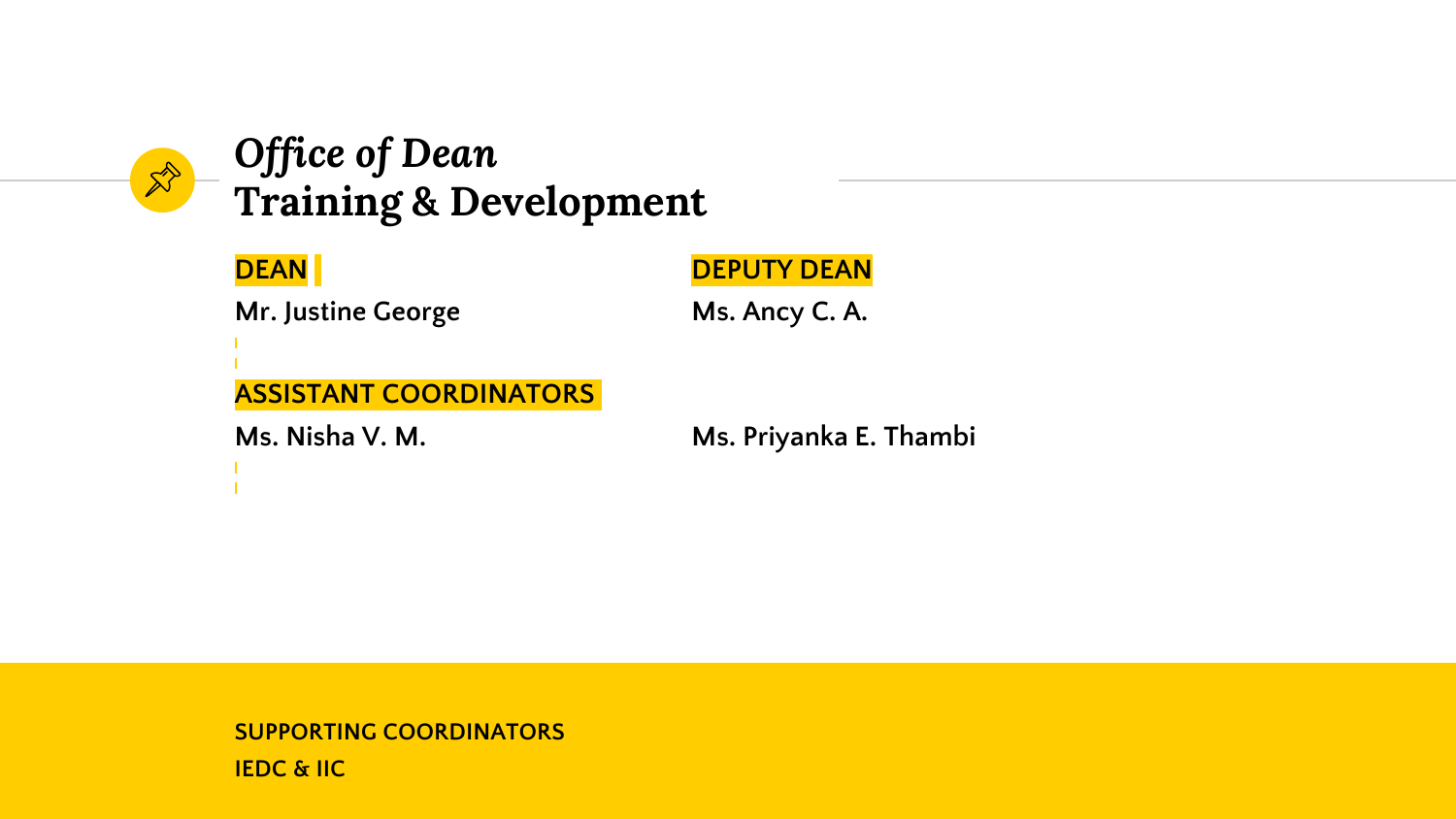# *Office of Dean* Training & Development

**DEAN**

Mr. Justine George

**DEPUTY DEAN**

Ms. Ancy C. A.

**ASSISTANT COORDINATORS**

Ms. Nisha V. M.

Ms. Priyanka E. Thambi

**SUPPORTING COORDINATORS**

**IEDC & IIC**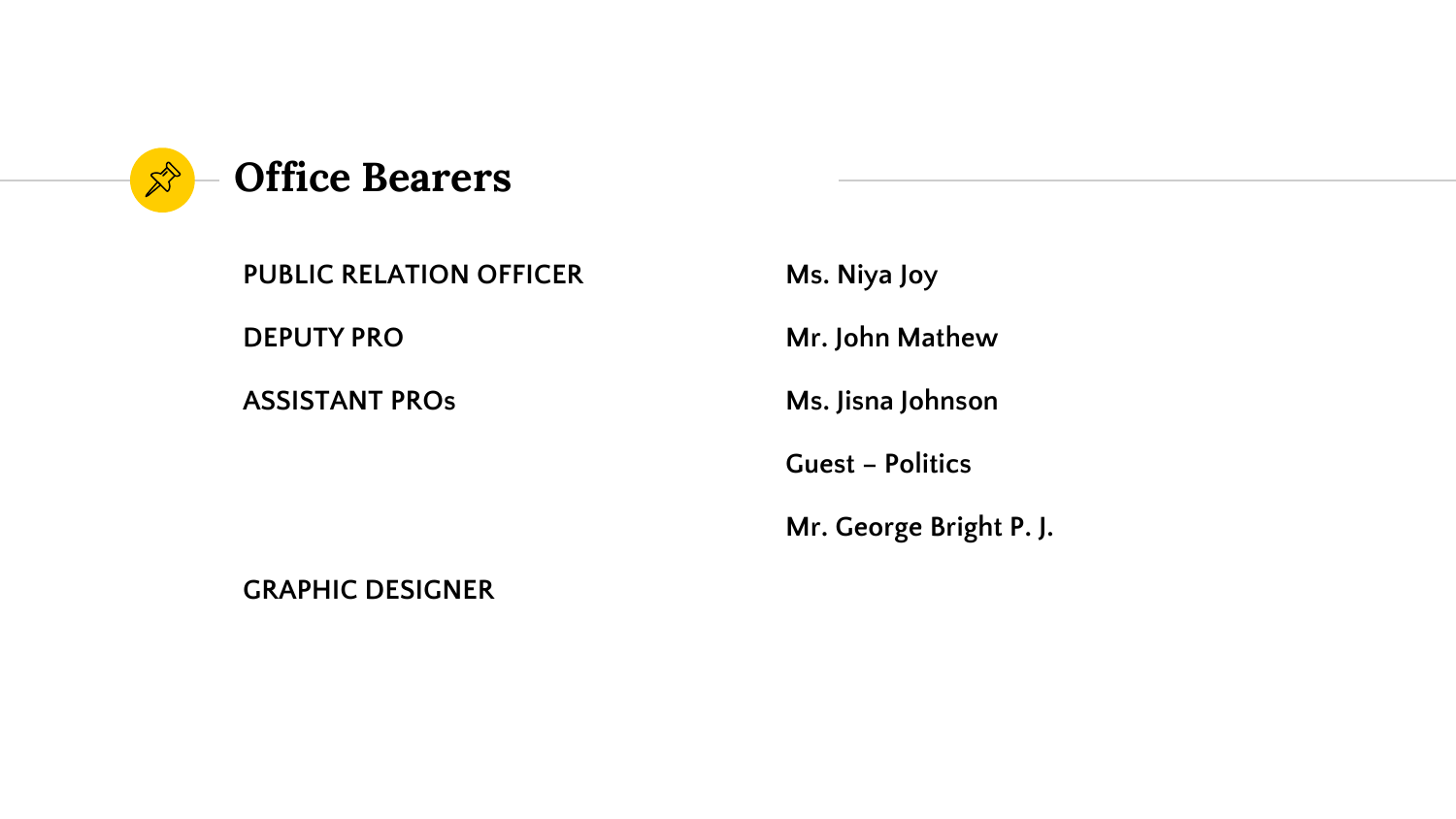# Office Bearers

| | |
|---|---|
| PUBLIC RELATION OFFICER | Ms. Niya Joy |
| DEPUTY PRO | Mr. John Mathew |
| ASSISTANT PROs | Ms. Jisna Johnson |
| | Guest – Politics |
| | Mr. George Bright P. J. |
| GRAPHIC DESIGNER | |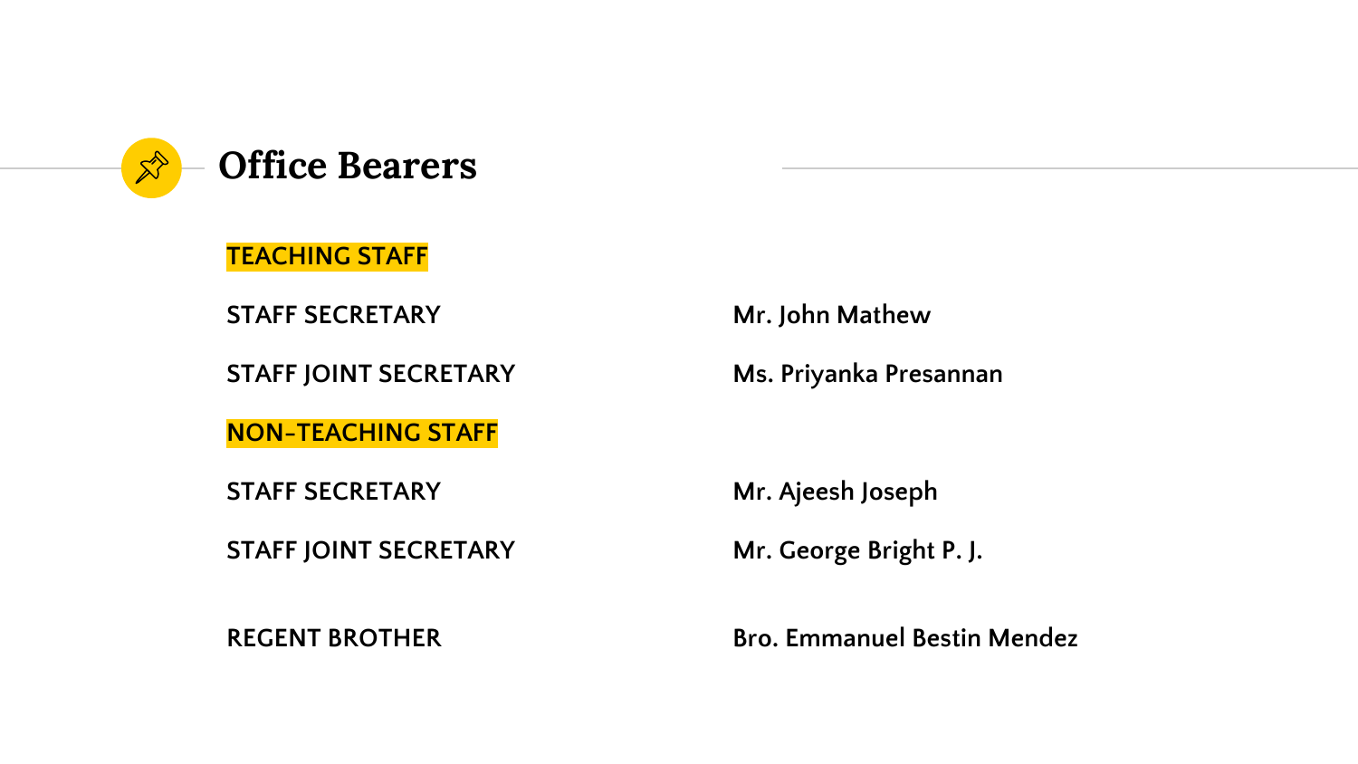# Office Bearers

**TEACHING STAFF**

| | |
|---|---|
| STAFF SECRETARY | Mr. John Mathew |
| STAFF JOINT SECRETARY | Ms. Priyanka Presannan |

**NON-TEACHING STAFF**

| | |
|---|---|
| STAFF SECRETARY | Mr. Ajeesh Joseph |
| STAFF JOINT SECRETARY | Mr. George Bright P. J. |

| | |
|---|---|
| REGENT BROTHER | Bro. Emmanuel Bestin Mendez |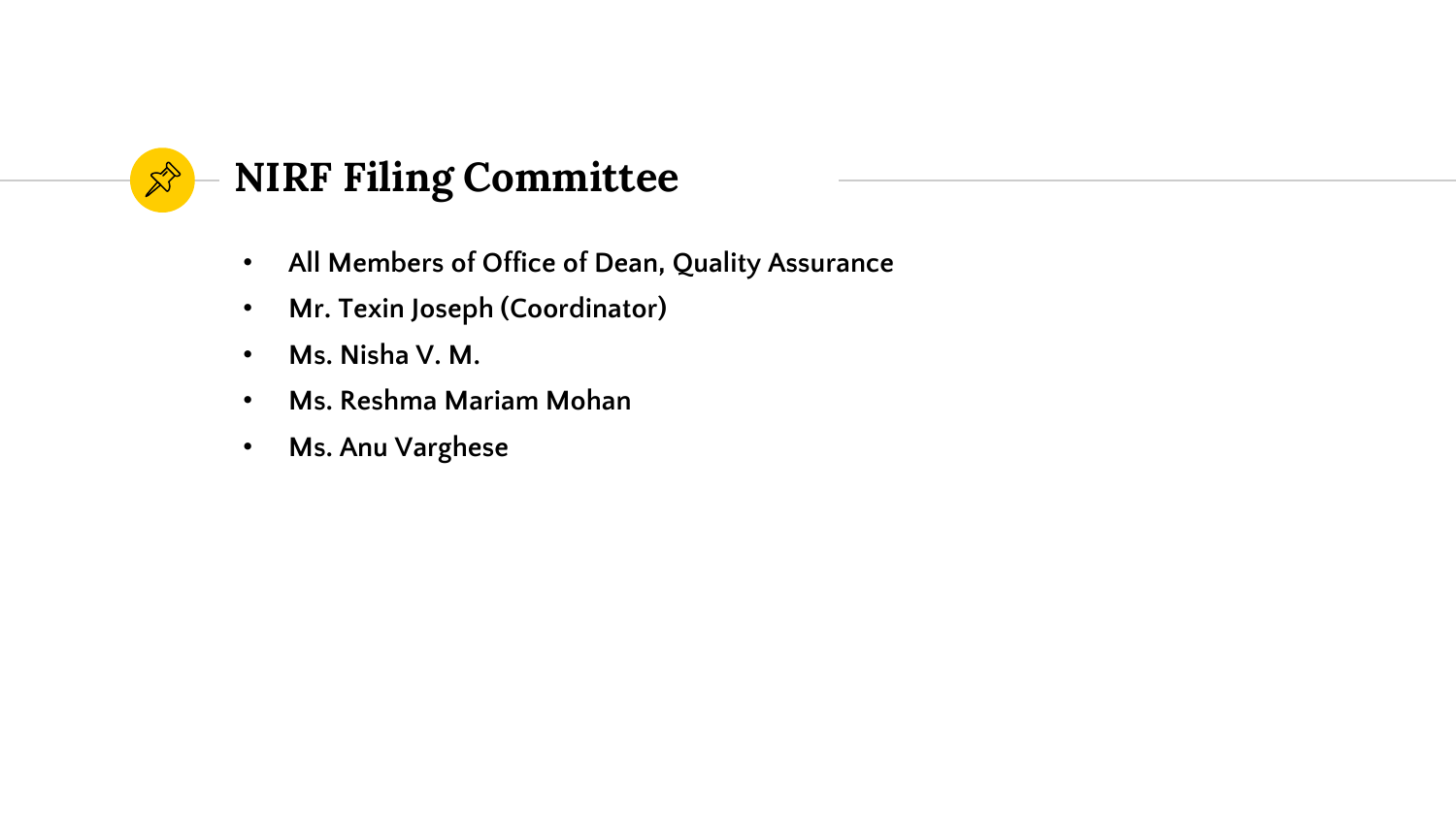## NIRF Filing Committee

- All Members of Office of Dean, Quality Assurance
- Mr. Texin Joseph (Coordinator)
- Ms. Nisha V. M.
- Ms. Reshma Mariam Mohan
- Ms. Anu Varghese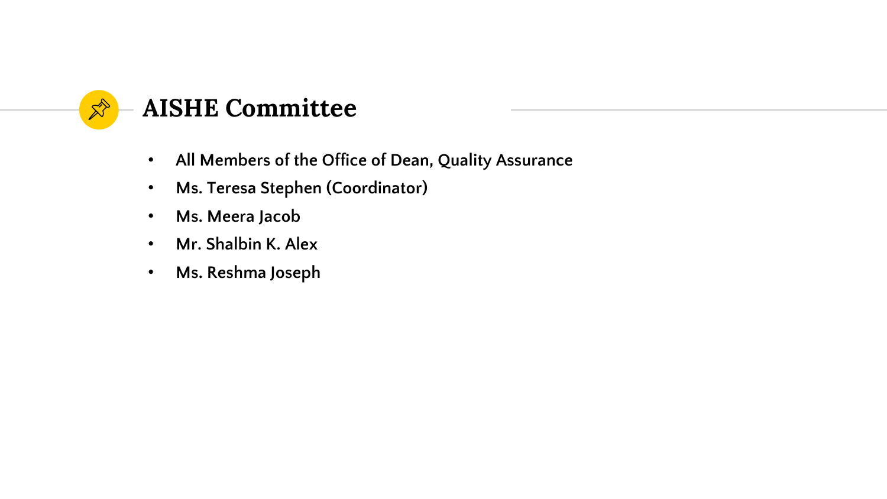## AISHE Committee

- **All Members of the Office of Dean, Quality Assurance**
- **Ms. Teresa Stephen (Coordinator)**
- **Ms. Meera Jacob**
- **Mr. Shalbin K. Alex**
- **Ms. Reshma Joseph**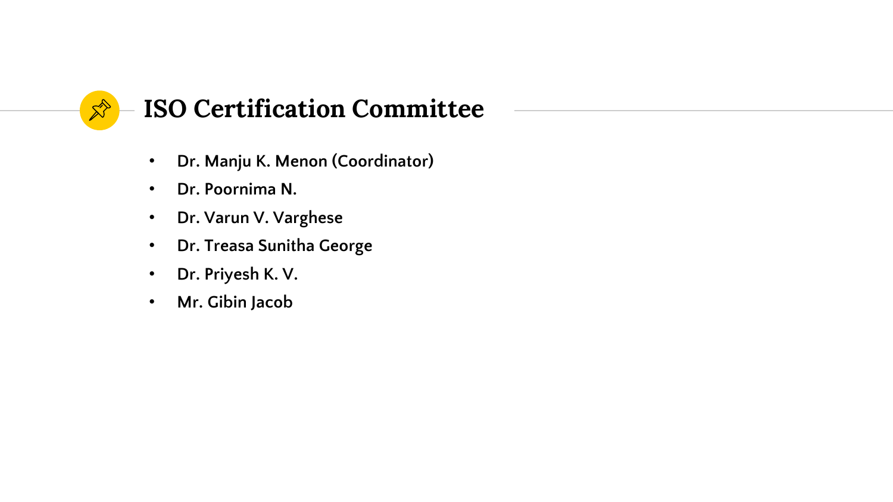# ISO Certification Committee

- Dr. Manju K. Menon (Coordinator)
- Dr. Poornima N.
- Dr. Varun V. Varghese
- Dr. Treasa Sunitha George
- Dr. Priyesh K. V.
- Mr. Gibin Jacob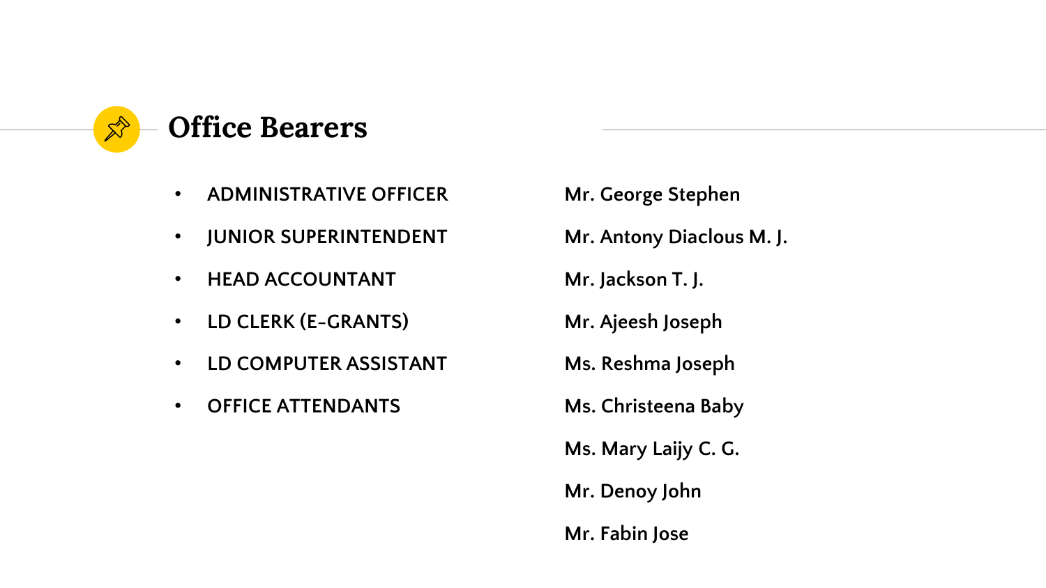## Office Bearers

| | |
|---|---|
| ADMINISTRATIVE OFFICER | Mr. George Stephen |
| JUNIOR SUPERINTENDENT | Mr. Antony Diaclous M. J. |
| HEAD ACCOUNTANT | Mr. Jackson T. J. |
| LD CLERK (E-GRANTS) | Mr. Ajeesh Joseph |
| LD COMPUTER ASSISTANT | Ms. Reshma Joseph |
| OFFICE ATTENDANTS | Ms. Christeena Baby |
| | Ms. Mary Laijy C. G. |
| | Mr. Denoy John |
| | Mr. Fabin Jose |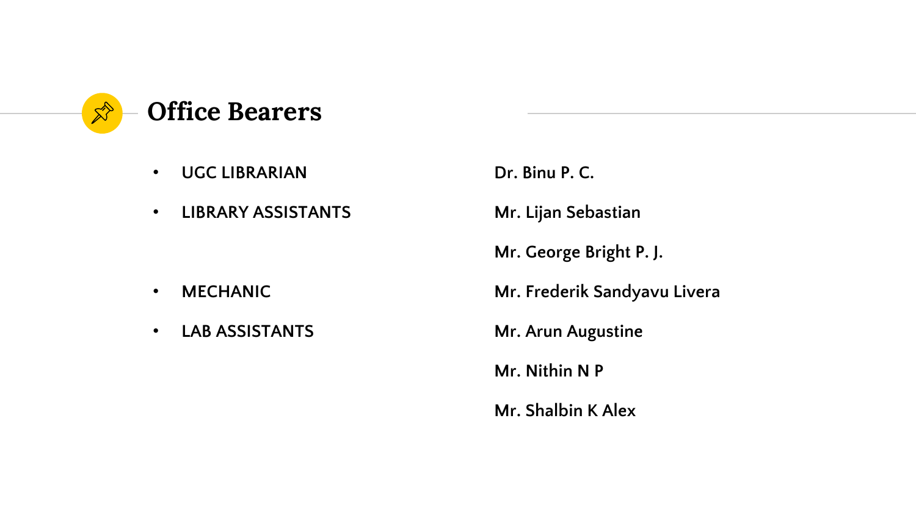## Office Bearers

| Role | Name |
| --- | --- |
| UGC LIBRARIAN | Dr. Binu P. C. |
| LIBRARY ASSISTANTS | Mr. Lijan Sebastian |
| | Mr. George Bright P. J. |
| MECHANIC | Mr. Frederik Sandyavu Livera |
| LAB ASSISTANTS | Mr. Arun Augustine |
| | Mr. Nithin N P |
| | Mr. Shalbin K Alex |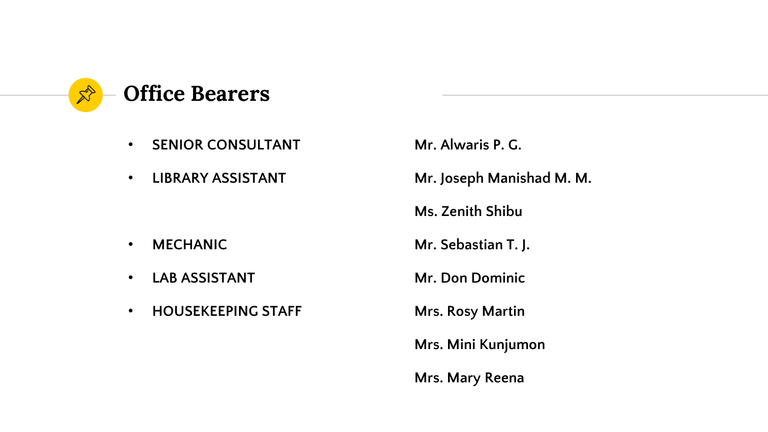## Office Bearers

| Role | Name |
| --- | --- |
| SENIOR CONSULTANT | Mr. Alwaris P. G. |
| LIBRARY ASSISTANT | Mr. Joseph Manishad M. M. |
| | Ms. Zenith Shibu |
| MECHANIC | Mr. Sebastian T. J. |
| LAB ASSISTANT | Mr. Don Dominic |
| HOUSEKEEPING STAFF | Mrs. Rosy Martin |
| | Mrs. Mini Kunjumon |
| | Mrs. Mary Reena |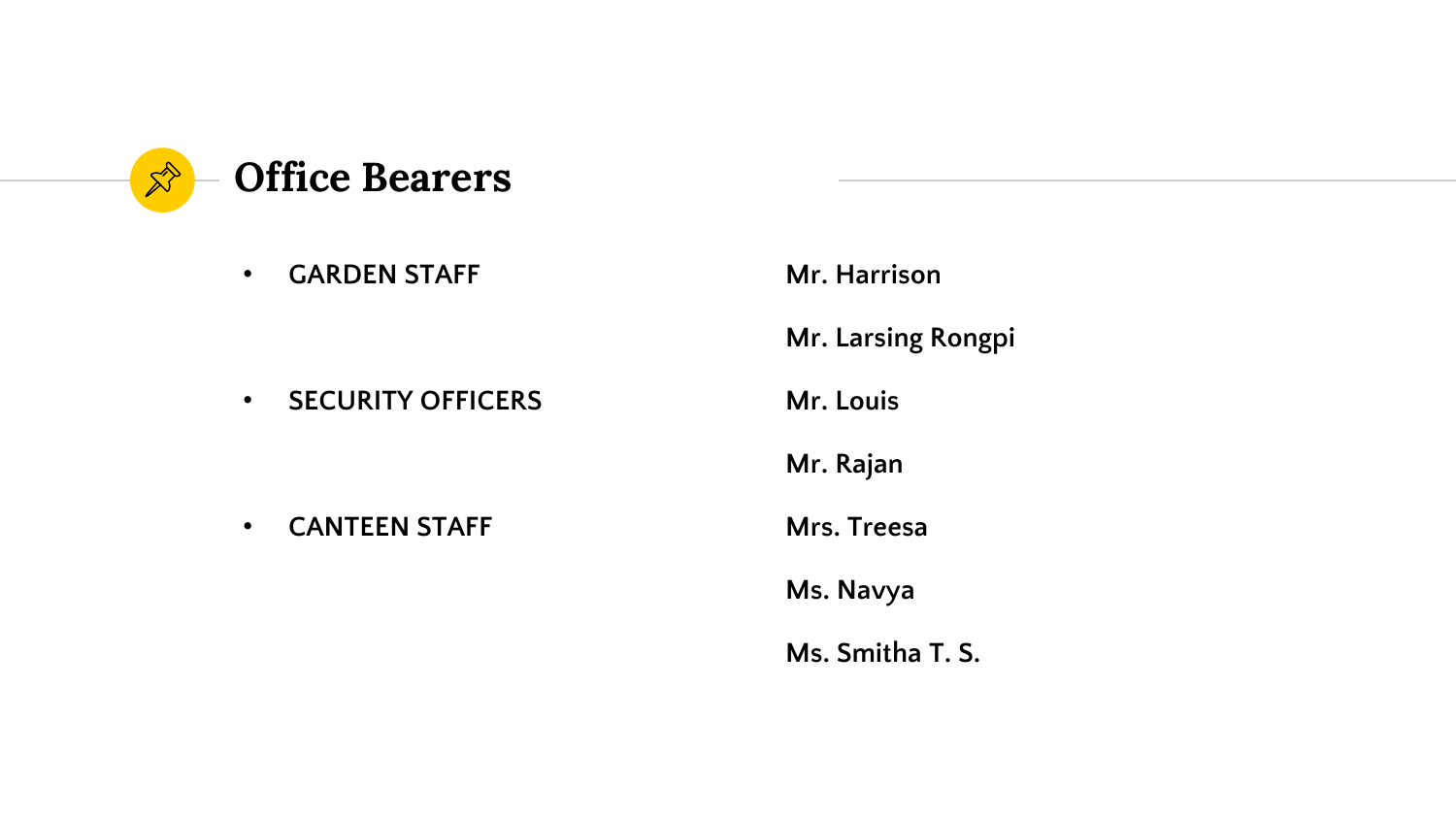# Office Bearers

| | |
|---|---|
| • GARDEN STAFF | Mr. Harrison |
| | Mr. Larsing Rongpi |
| • SECURITY OFFICERS | Mr. Louis |
| | Mr. Rajan |
| • CANTEEN STAFF | Mrs. Treesa |
| | Ms. Navya |
| | Ms. Smitha T. S. |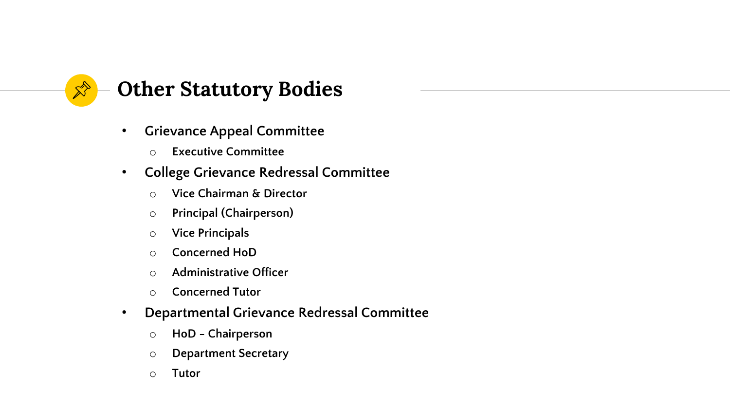# Other Statutory Bodies

- Grievance Appeal Committee
  - Executive Committee
- College Grievance Redressal Committee
  - Vice Chairman & Director
  - Principal (Chairperson)
  - Vice Principals
  - Concerned HoD
  - Administrative Officer
  - Concerned Tutor
- Departmental Grievance Redressal Committee
  - HoD - Chairperson
  - Department Secretary
  - Tutor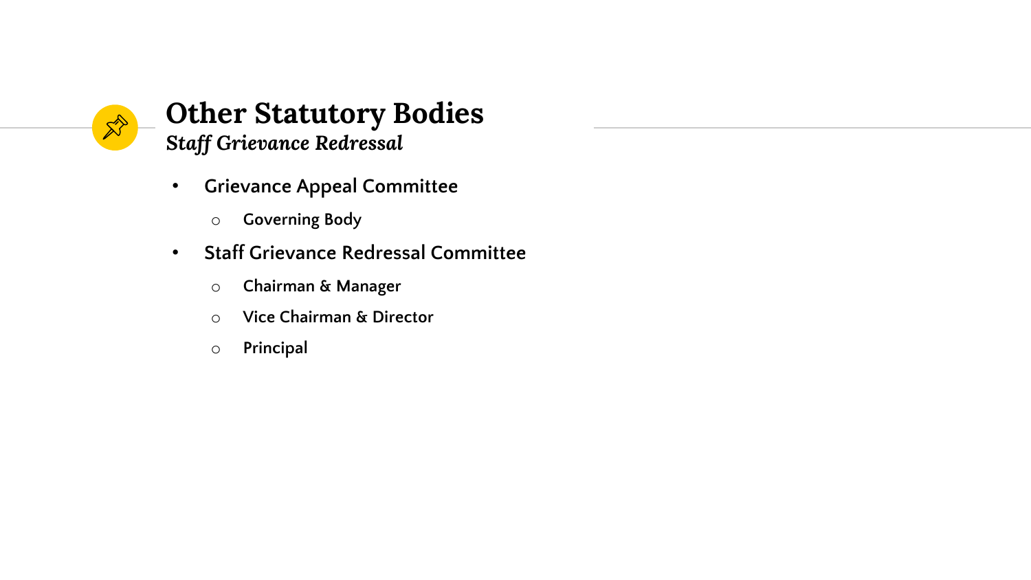# Other Statutory Bodies

## *Staff Grievance Redressal*

- Grievance Appeal Committee
  - Governing Body
- Staff Grievance Redressal Committee
  - Chairman & Manager
  - Vice Chairman & Director
  - Principal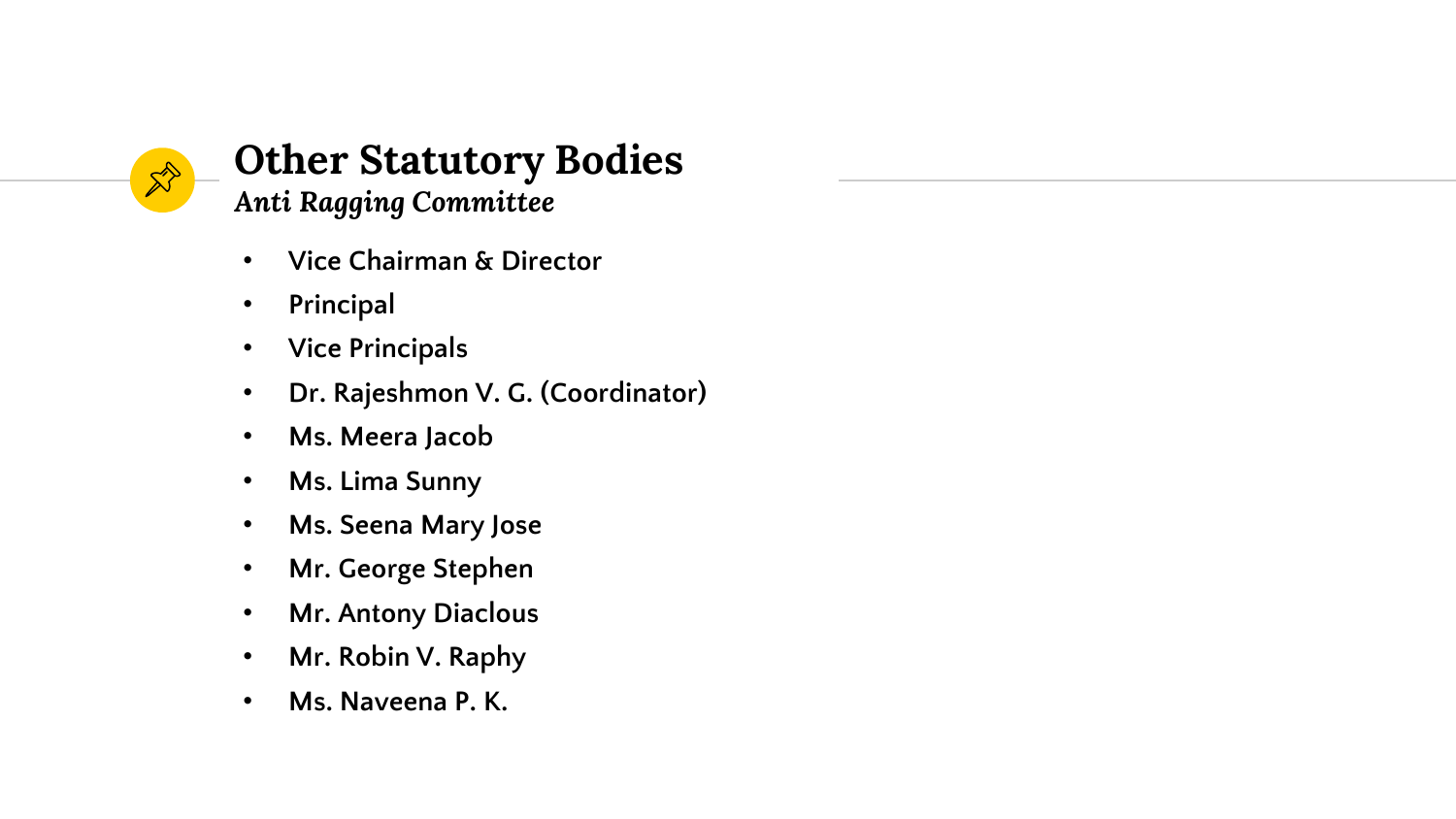# Other Statutory Bodies

## *Anti Ragging Committee*

- Vice Chairman & Director
- Principal
- Vice Principals
- Dr. Rajeshmon V. G. (Coordinator)
- Ms. Meera Jacob
- Ms. Lima Sunny
- Ms. Seena Mary Jose
- Mr. George Stephen
- Mr. Antony Diaclous
- Mr. Robin V. Raphy
- Ms. Naveena P. K.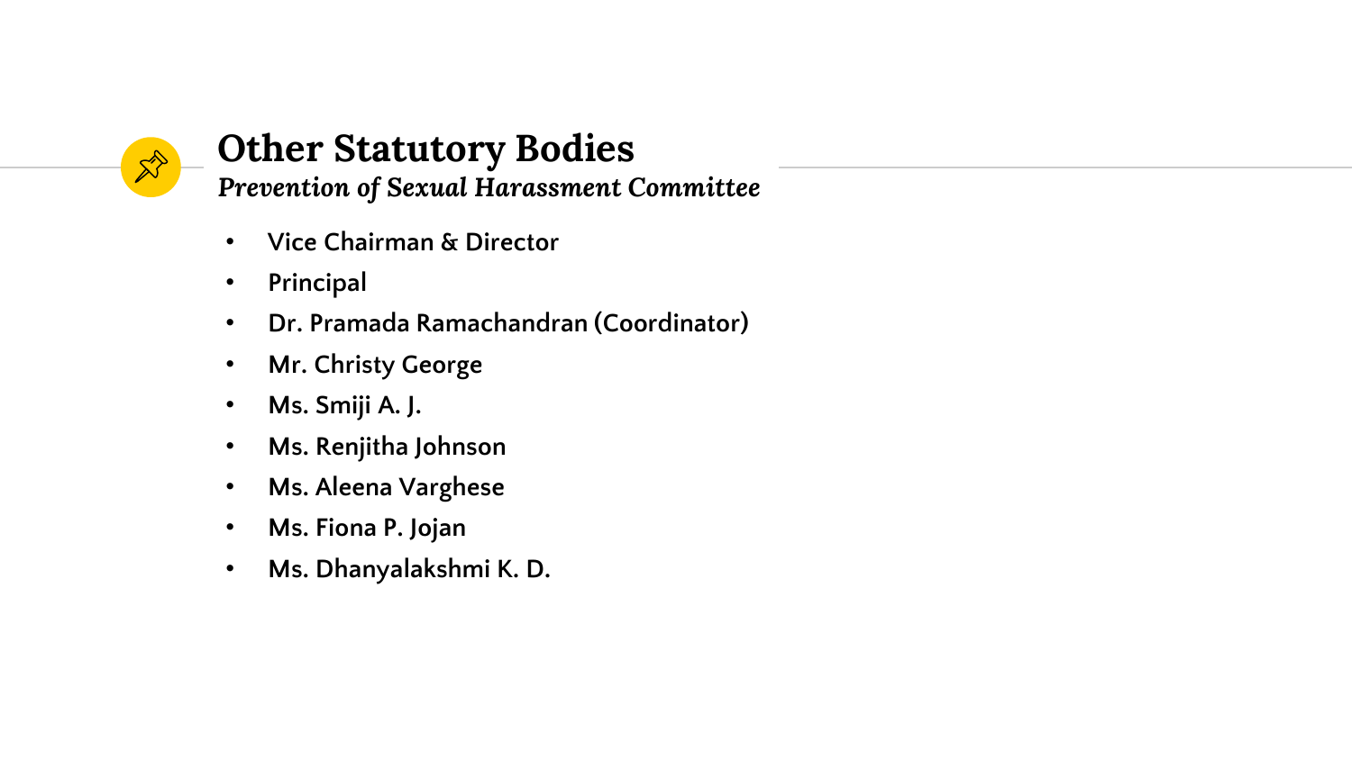# Other Statutory Bodies

## *Prevention of Sexual Harassment Committee*

- Vice Chairman & Director
- Principal
- Dr. Pramada Ramachandran (Coordinator)
- Mr. Christy George
- Ms. Smiji A. J.
- Ms. Renjitha Johnson
- Ms. Aleena Varghese
- Ms. Fiona P. Jojan
- Ms. Dhanyalakshmi K. D.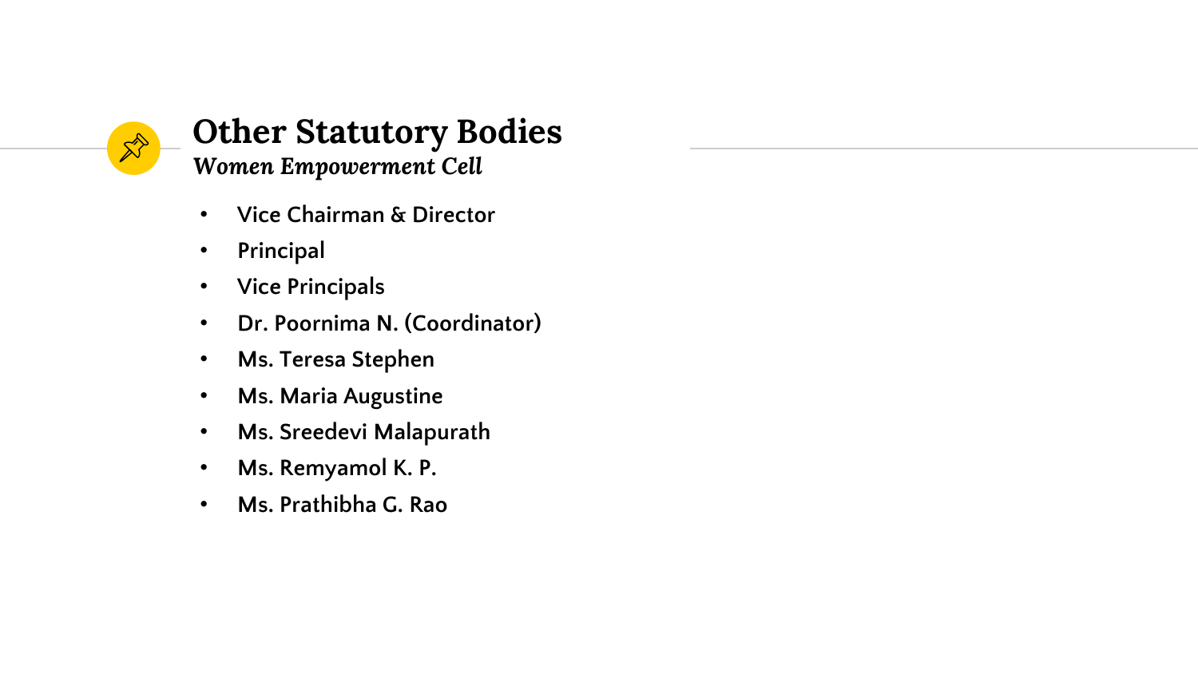# Other Statutory Bodies

## *Women Empowerment Cell*

- Vice Chairman & Director
- Principal
- Vice Principals
- Dr. Poornima N. (Coordinator)
- Ms. Teresa Stephen
- Ms. Maria Augustine
- Ms. Sreedevi Malapurath
- Ms. Remyamol K. P.
- Ms. Prathibha G. Rao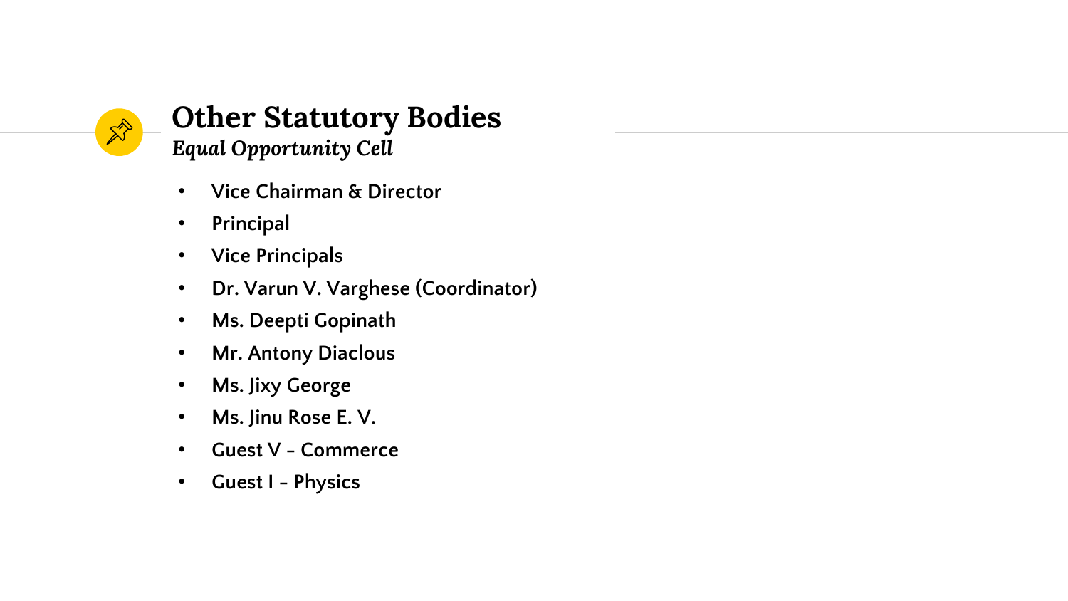# Other Statutory Bodies

*Equal Opportunity Cell*

- Vice Chairman & Director
- Principal
- Vice Principals
- Dr. Varun V. Varghese (Coordinator)
- Ms. Deepti Gopinath
- Mr. Antony Diaclous
- Ms. Jixy George
- Ms. Jinu Rose E. V.
- Guest V - Commerce
- Guest I - Physics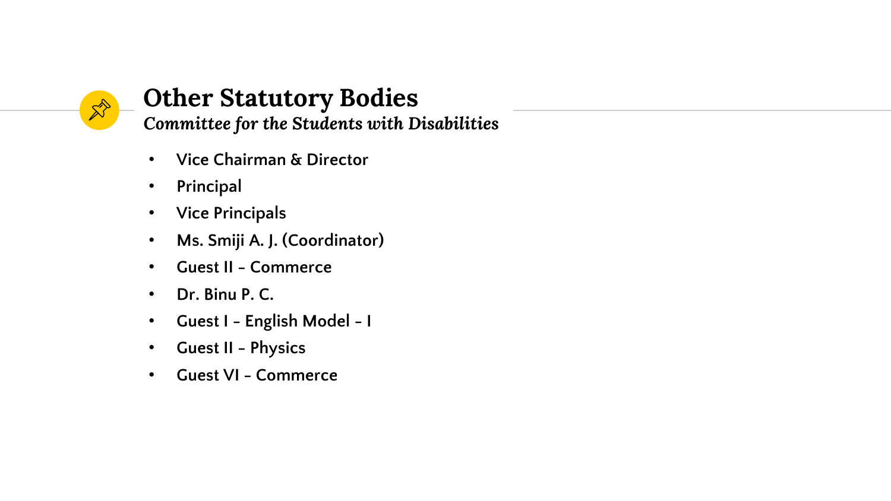# Other Statutory Bodies

## *Committee for the Students with Disabilities*

- Vice Chairman & Director
- Principal
- Vice Principals
- Ms. Smiji A. J. (Coordinator)
- Guest II - Commerce
- Dr. Binu P. C.
- Guest I - English Model - I
- Guest II - Physics
- Guest VI - Commerce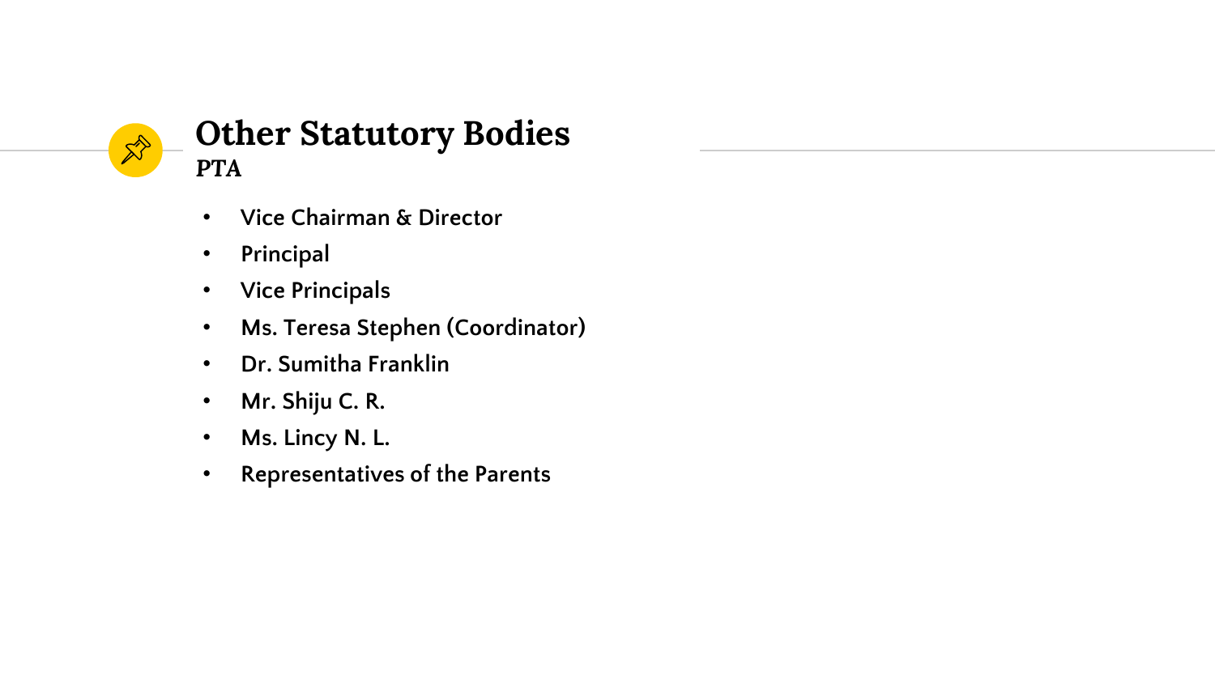# Other Statutory Bodies

**PTA**

- Vice Chairman & Director
- Principal
- Vice Principals
- Ms. Teresa Stephen (Coordinator)
- Dr. Sumitha Franklin
- Mr. Shiju C. R.
- Ms. Lincy N. L.
- Representatives of the Parents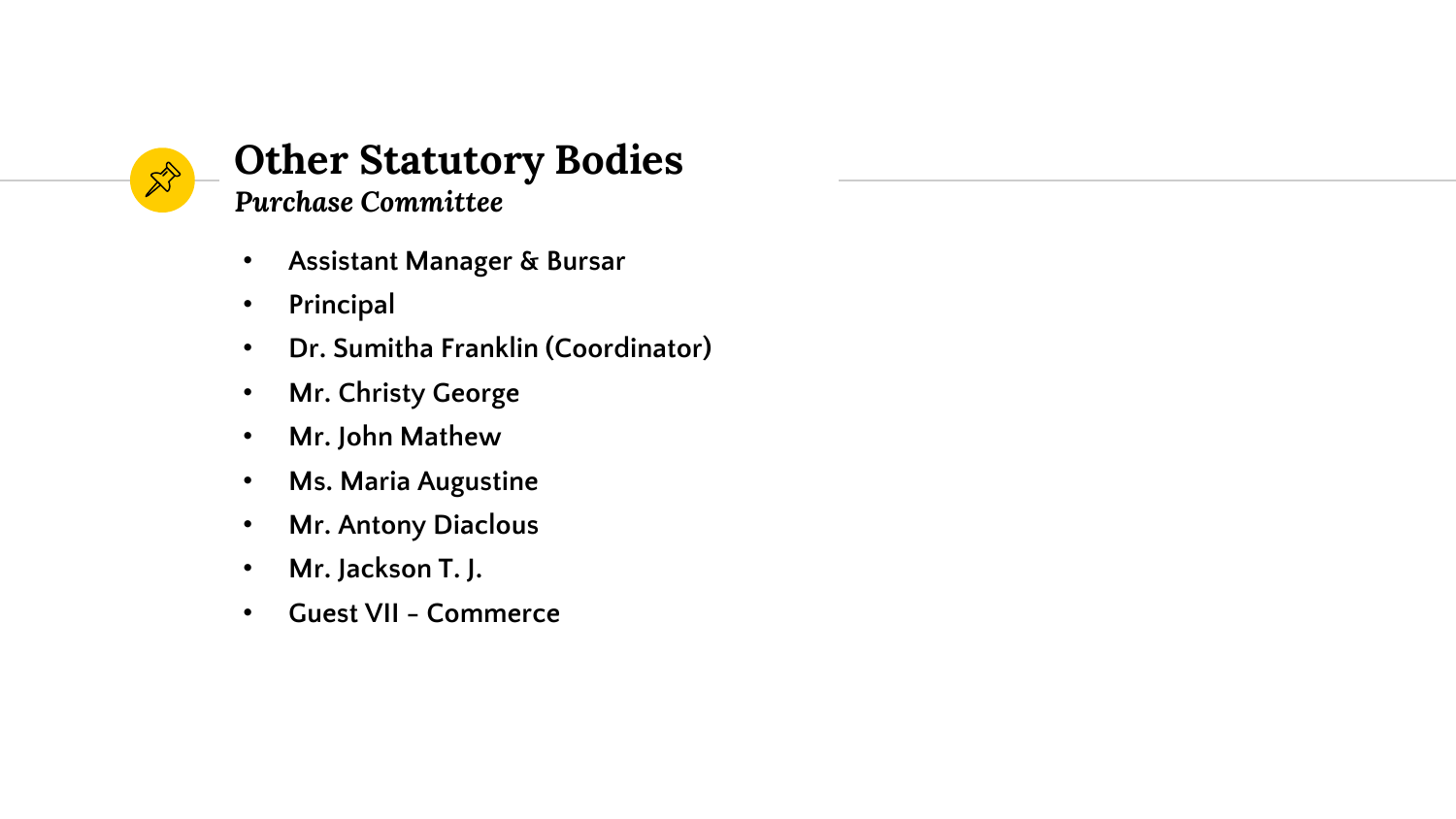## Other Statutory Bodies

### *Purchase Committee*

- Assistant Manager & Bursar
- Principal
- Dr. Sumitha Franklin (Coordinator)
- Mr. Christy George
- Mr. John Mathew
- Ms. Maria Augustine
- Mr. Antony Diaclous
- Mr. Jackson T. J.
- Guest VII - Commerce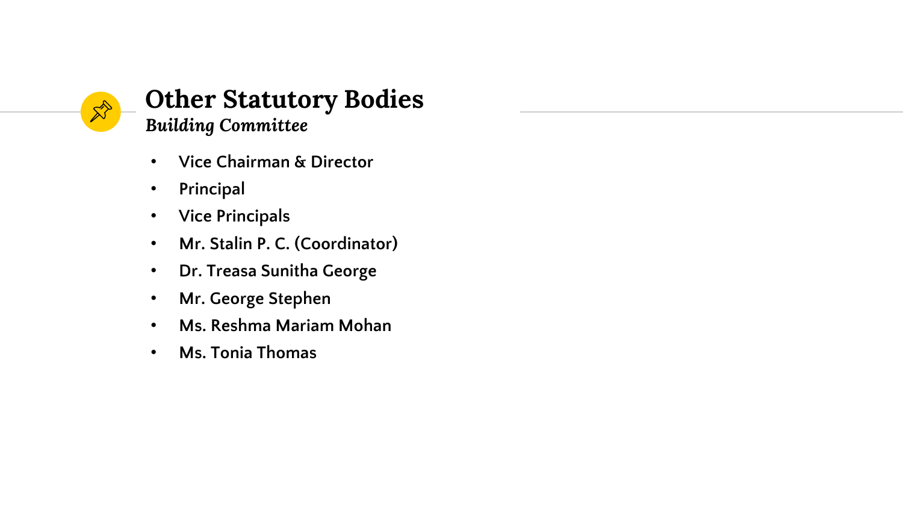# Other Statutory Bodies

## *Building Committee*

- Vice Chairman & Director
- Principal
- Vice Principals
- Mr. Stalin P. C. (Coordinator)
- Dr. Treasa Sunitha George
- Mr. George Stephen
- Ms. Reshma Mariam Mohan
- Ms. Tonia Thomas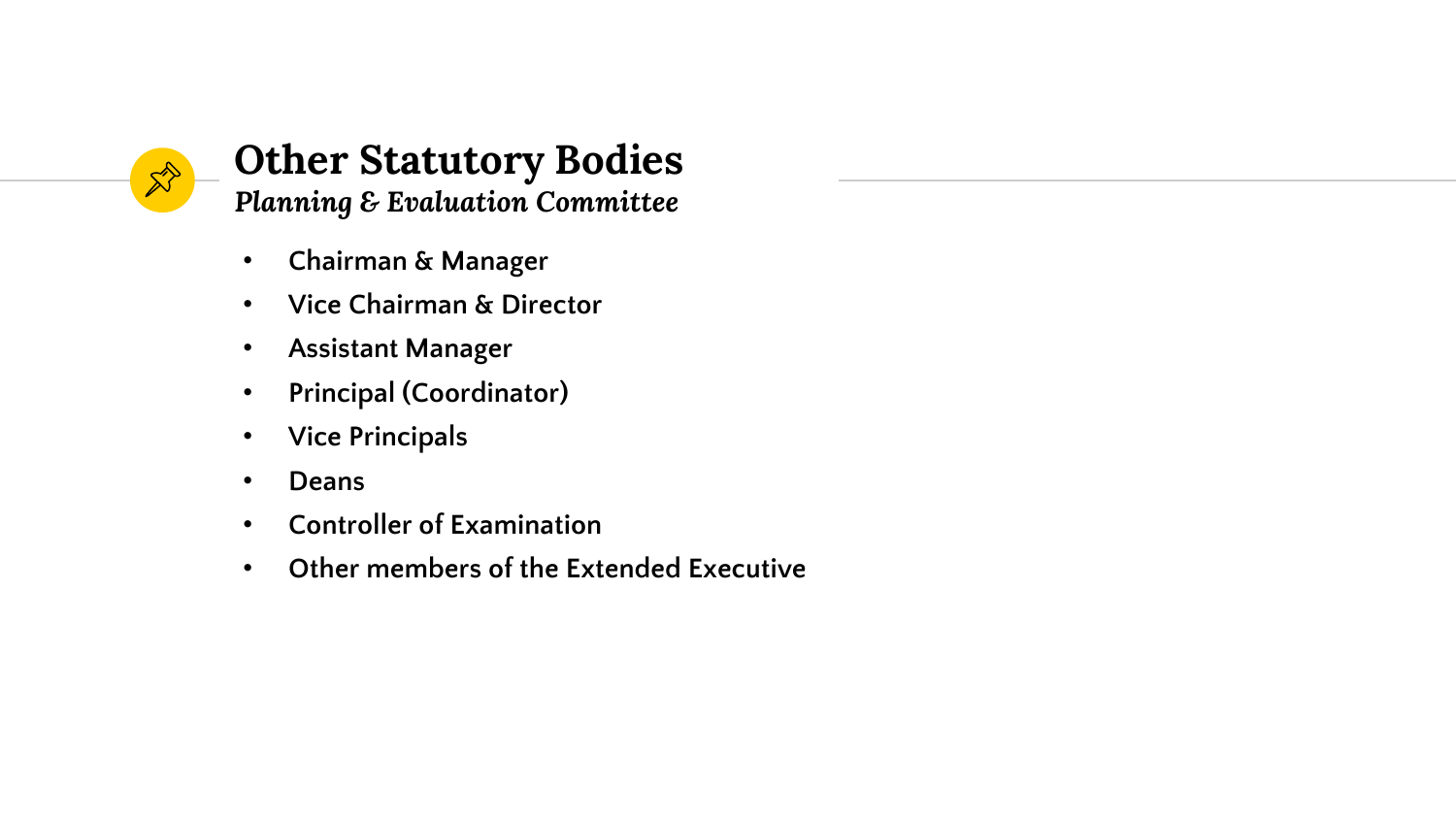# Other Statutory Bodies

***Planning & Evaluation Committee***

- Chairman & Manager
- Vice Chairman & Director
- Assistant Manager
- Principal (Coordinator)
- Vice Principals
- Deans
- Controller of Examination
- Other members of the Extended Executive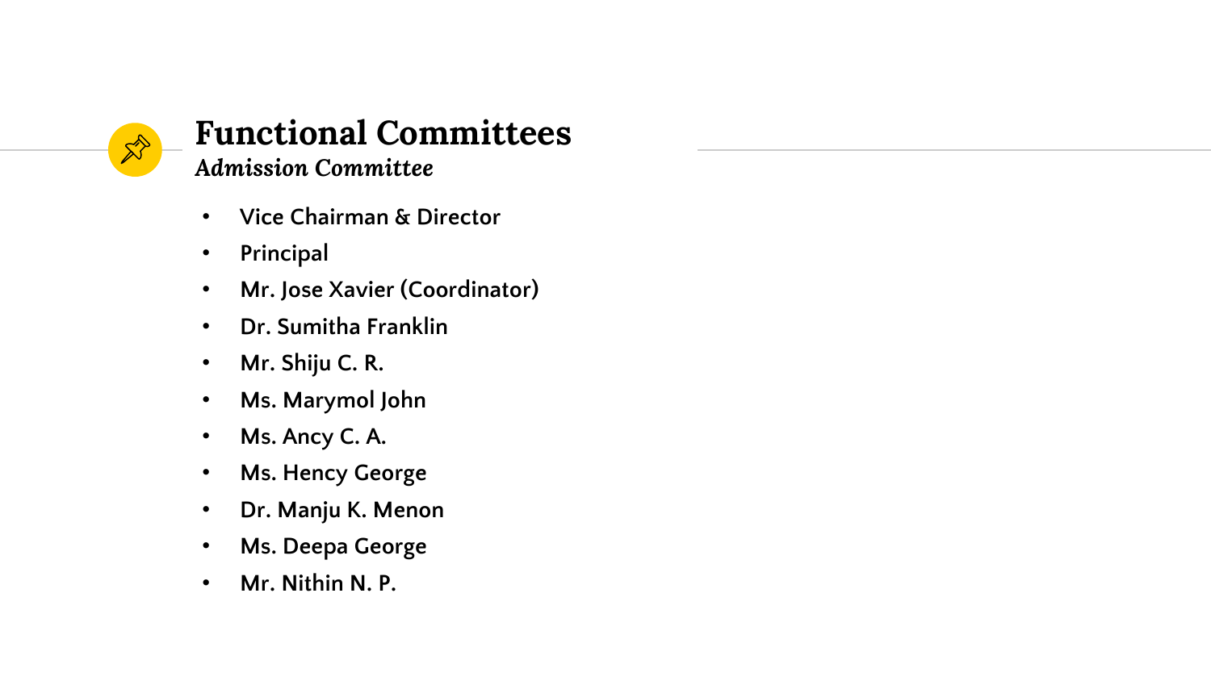# Functional Committees

## *Admission Committee*

- Vice Chairman & Director
- Principal
- Mr. Jose Xavier (Coordinator)
- Dr. Sumitha Franklin
- Mr. Shiju C. R.
- Ms. Marymol John
- Ms. Ancy C. A.
- Ms. Hency George
- Dr. Manju K. Menon
- Ms. Deepa George
- Mr. Nithin N. P.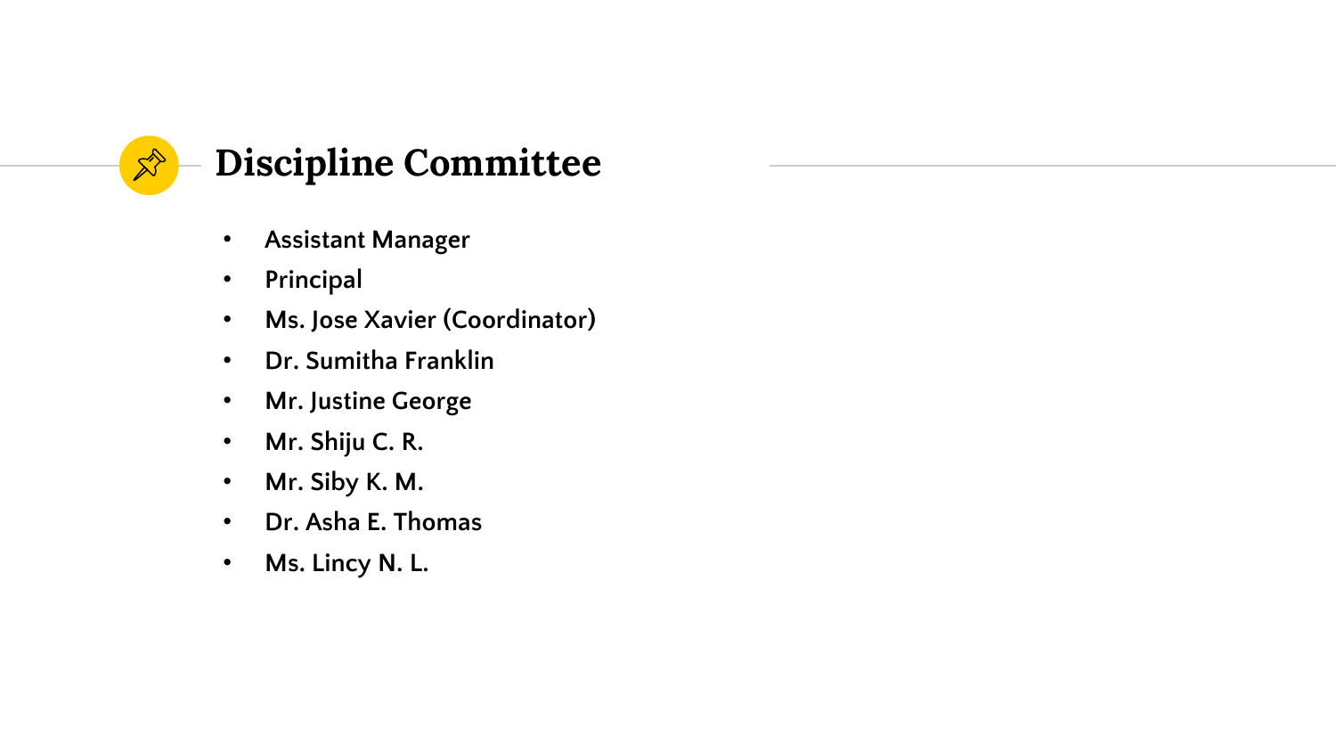# Discipline Committee

- Assistant Manager
- Principal
- Ms. Jose Xavier (Coordinator)
- Dr. Sumitha Franklin
- Mr. Justine George
- Mr. Shiju C. R.
- Mr. Siby K. M.
- Dr. Asha E. Thomas
- Ms. Lincy N. L.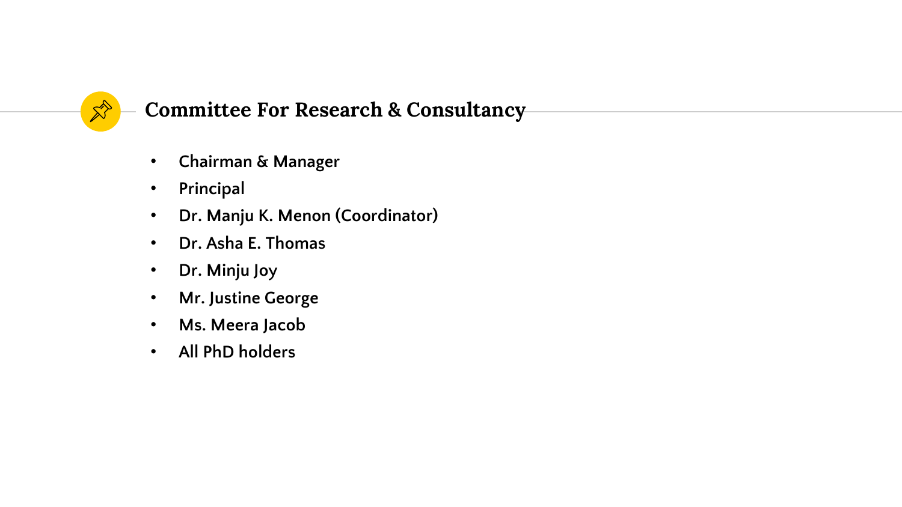## Committee For Research & Consultancy

- Chairman & Manager
- Principal
- Dr. Manju K. Menon (Coordinator)
- Dr. Asha E. Thomas
- Dr. Minju Joy
- Mr. Justine George
- Ms. Meera Jacob
- All PhD holders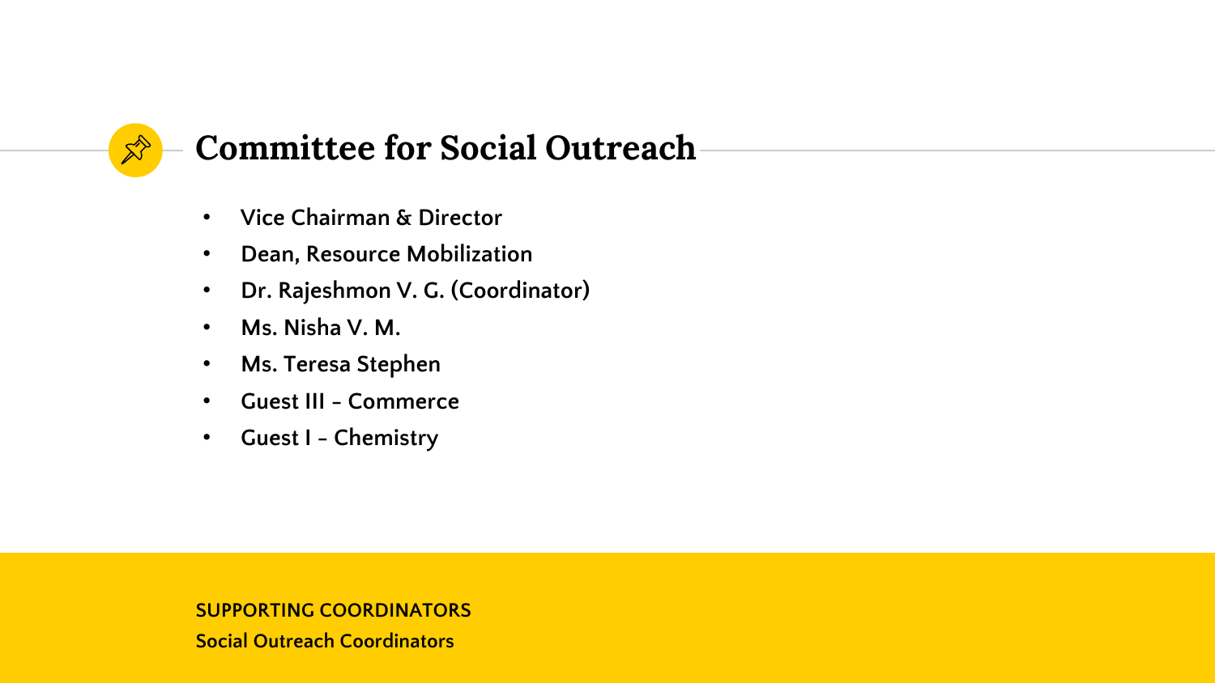# Committee for Social Outreach

- Vice Chairman & Director
- Dean, Resource Mobilization
- Dr. Rajeshmon V. G. (Coordinator)
- Ms. Nisha V. M.
- Ms. Teresa Stephen
- Guest III - Commerce
- Guest I - Chemistry

**SUPPORTING COORDINATORS**

**Social Outreach Coordinators**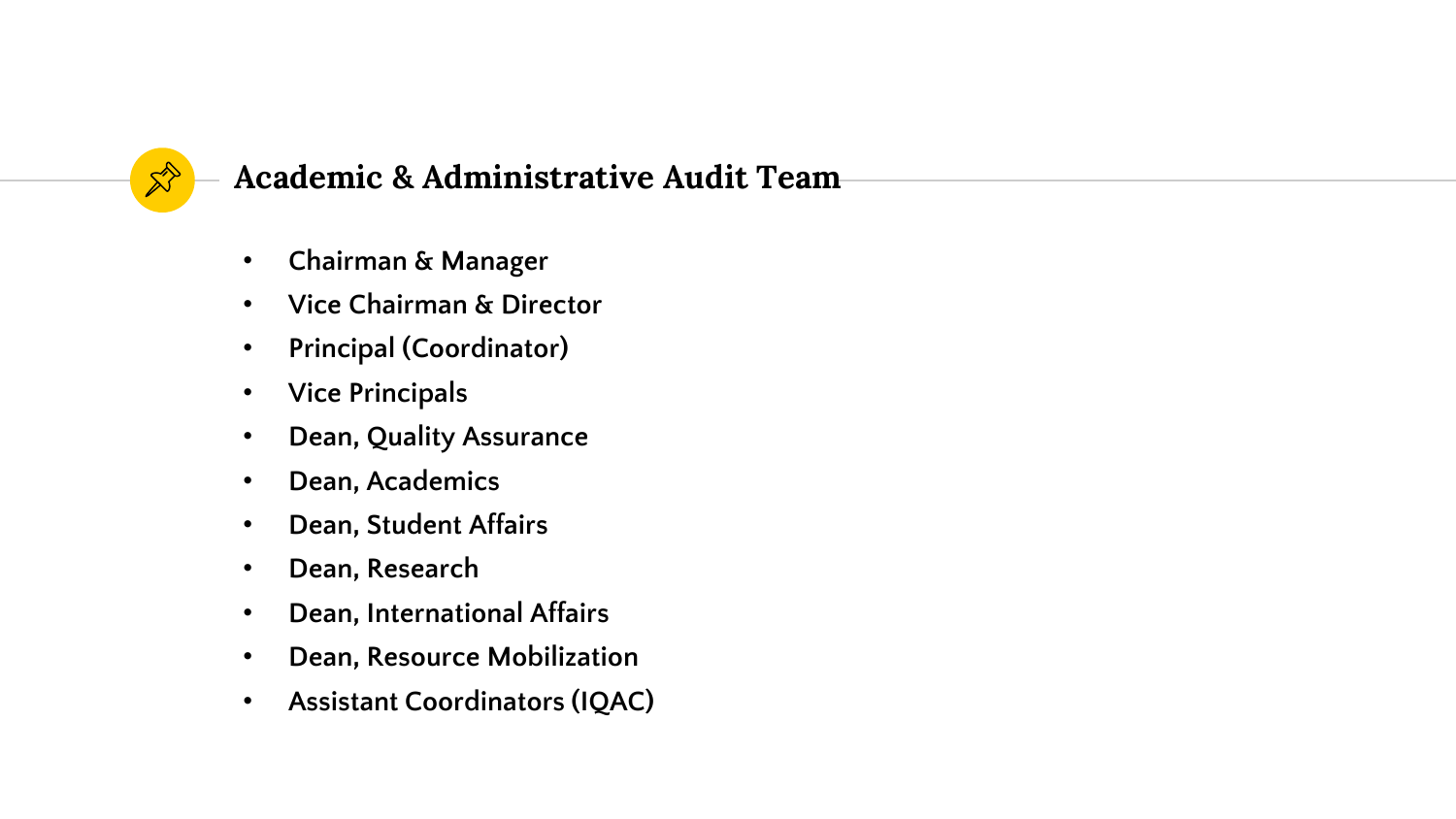## Academic & Administrative Audit Team

- Chairman & Manager
- Vice Chairman & Director
- Principal (Coordinator)
- Vice Principals
- Dean, Quality Assurance
- Dean, Academics
- Dean, Student Affairs
- Dean, Research
- Dean, International Affairs
- Dean, Resource Mobilization
- Assistant Coordinators (IQAC)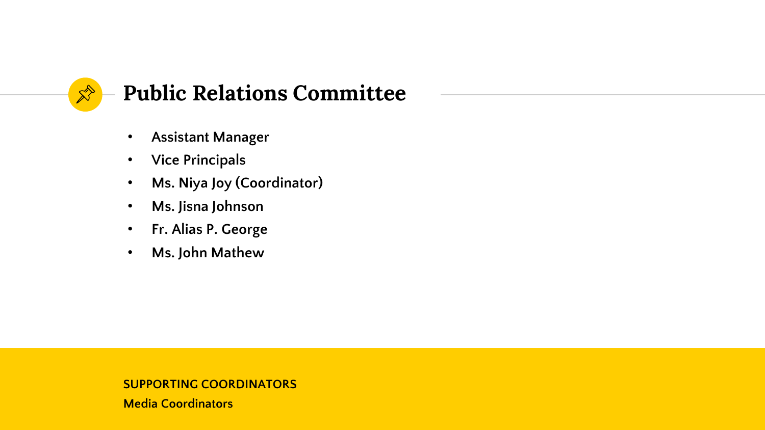# Public Relations Committee

- Assistant Manager
- Vice Principals
- Ms. Niya Joy (Coordinator)
- Ms. Jisna Johnson
- Fr. Alias P. George
- Ms. John Mathew

**SUPPORTING COORDINATORS**

**Media Coordinators**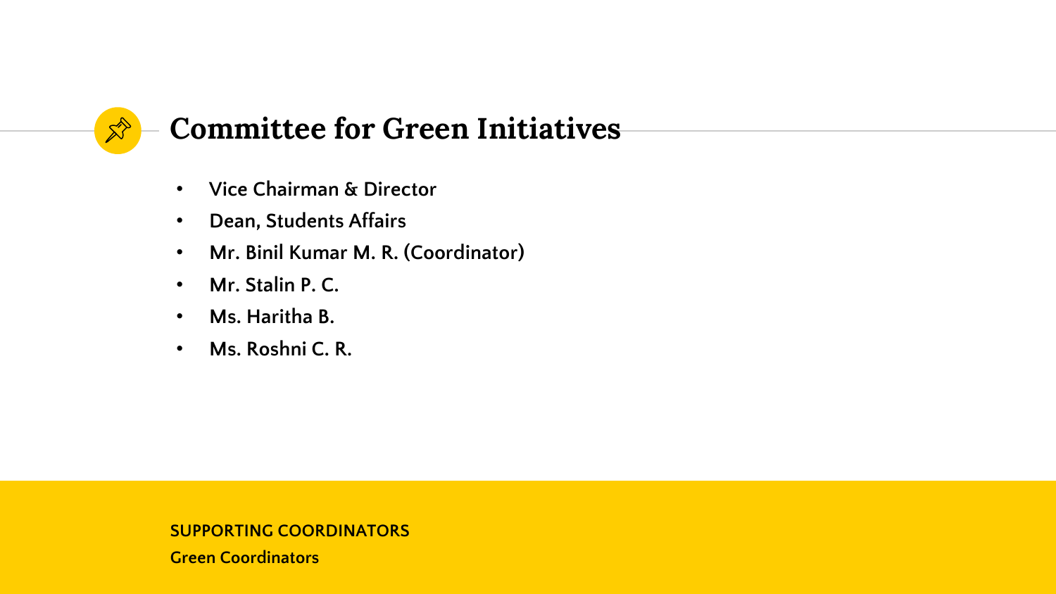# Committee for Green Initiatives

- Vice Chairman & Director
- Dean, Students Affairs
- Mr. Binil Kumar M. R. (Coordinator)
- Mr. Stalin P. C.
- Ms. Haritha B.
- Ms. Roshni C. R.

**SUPPORTING COORDINATORS**

**Green Coordinators**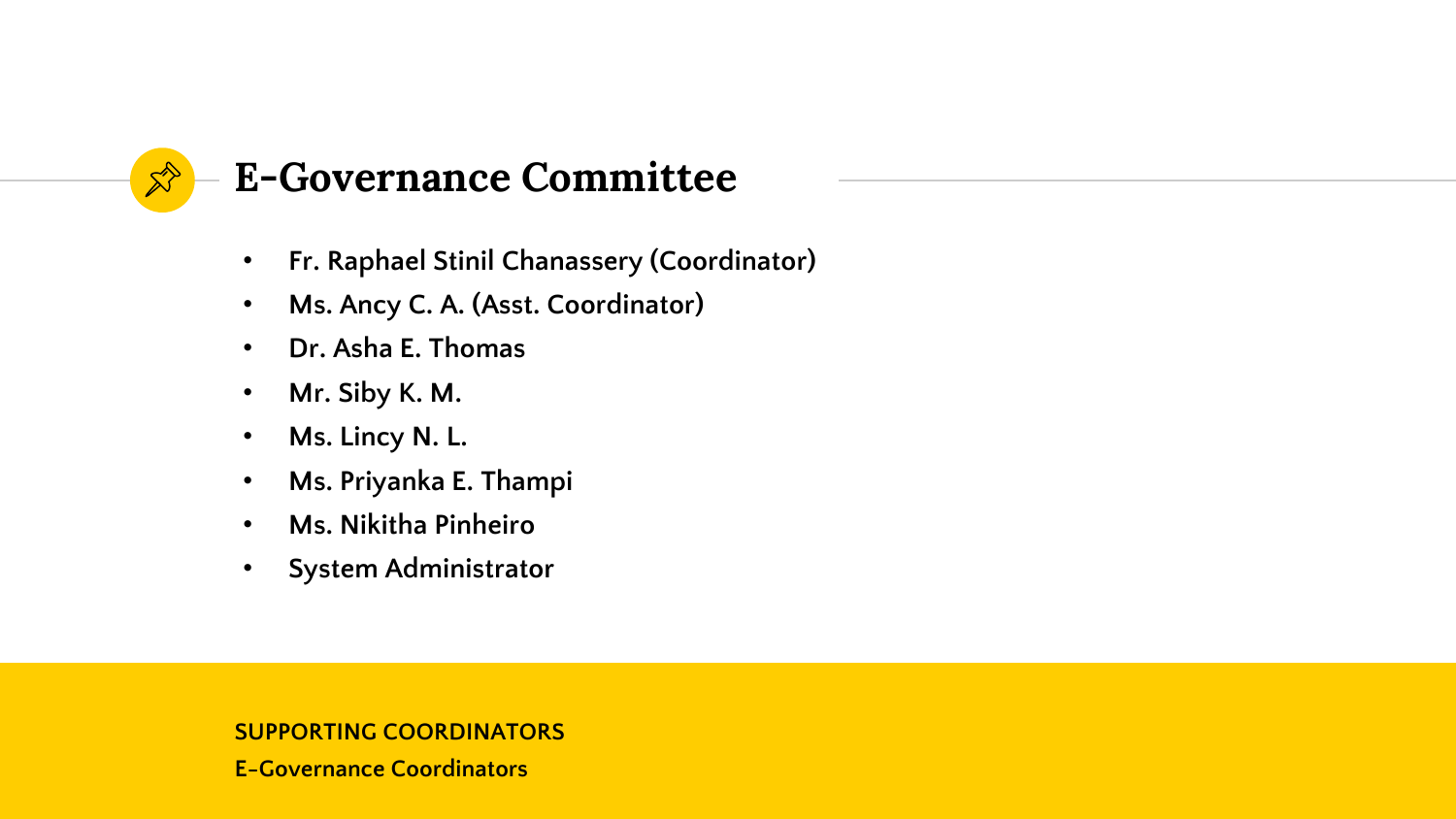## E-Governance Committee

- Fr. Raphael Stinil Chanassery (Coordinator)
- Ms. Ancy C. A. (Asst. Coordinator)
- Dr. Asha E. Thomas
- Mr. Siby K. M.
- Ms. Lincy N. L.
- Ms. Priyanka E. Thampi
- Ms. Nikitha Pinheiro
- System Administrator

**SUPPORTING COORDINATORS**

**E-Governance Coordinators**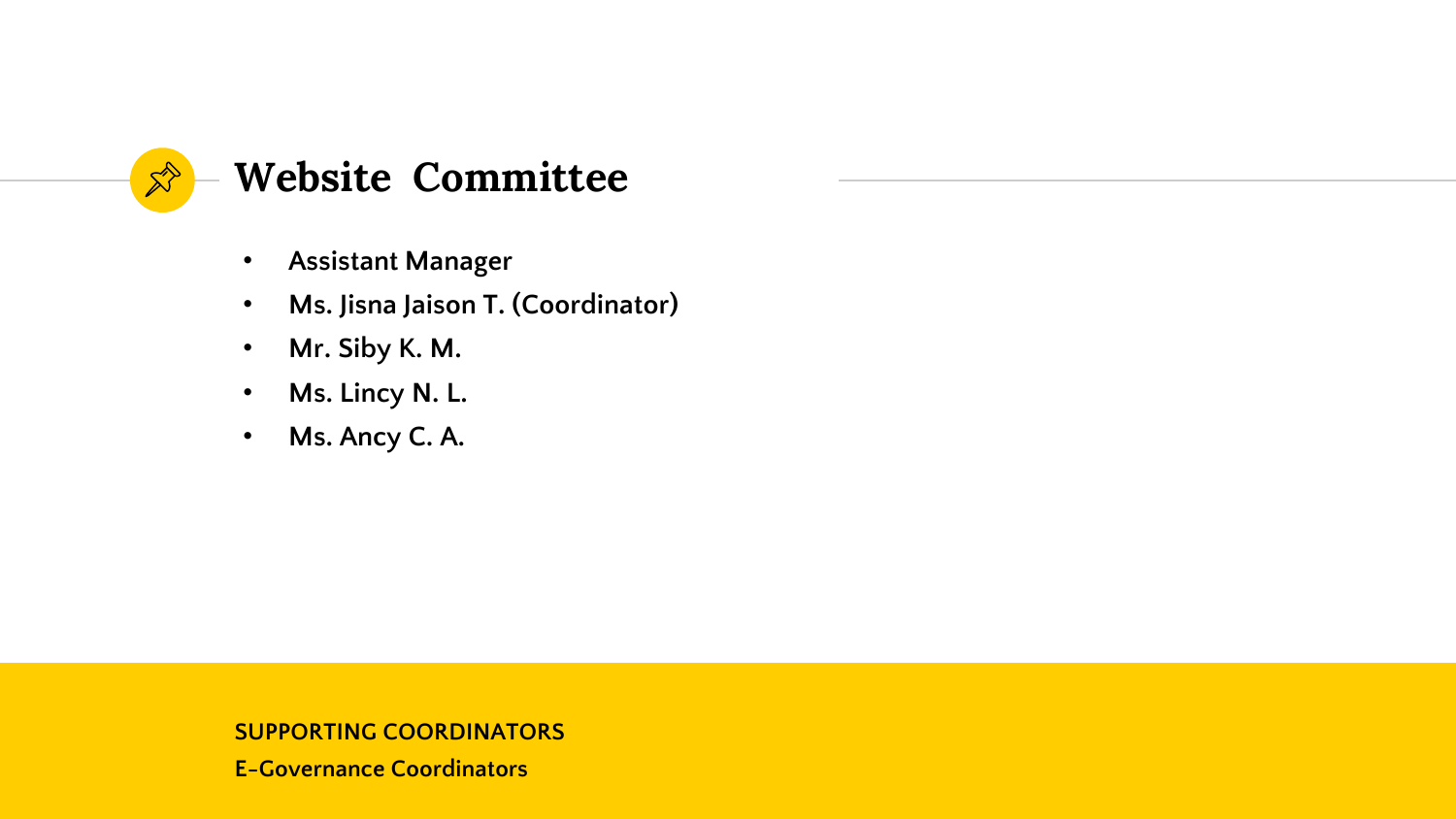## Website Committee

- Assistant Manager
- Ms. Jisna Jaison T. (Coordinator)
- Mr. Siby K. M.
- Ms. Lincy N. L.
- Ms. Ancy C. A.

**SUPPORTING COORDINATORS**

E-Governance Coordinators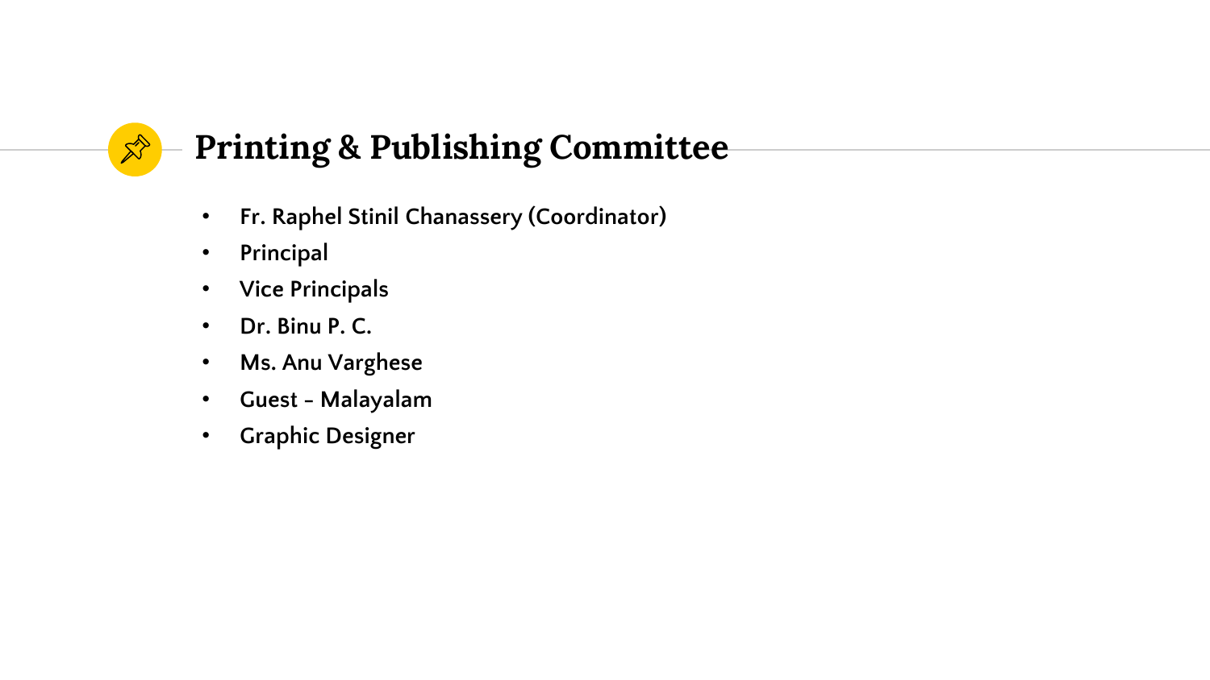## Printing & Publishing Committee

- Fr. Raphel Stinil Chanassery (Coordinator)
- Principal
- Vice Principals
- Dr. Binu P. C.
- Ms. Anu Varghese
- Guest - Malayalam
- Graphic Designer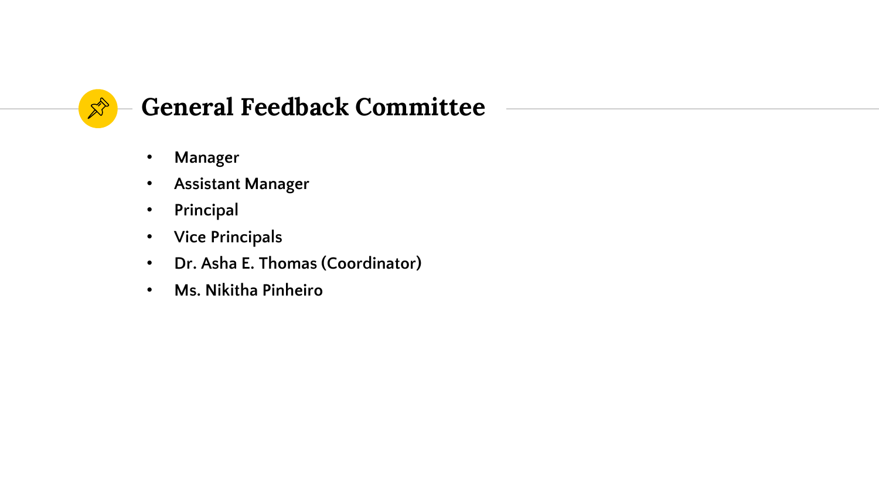## General Feedback Committee

- Manager
- Assistant Manager
- Principal
- Vice Principals
- Dr. Asha E. Thomas (Coordinator)
- Ms. Nikitha Pinheiro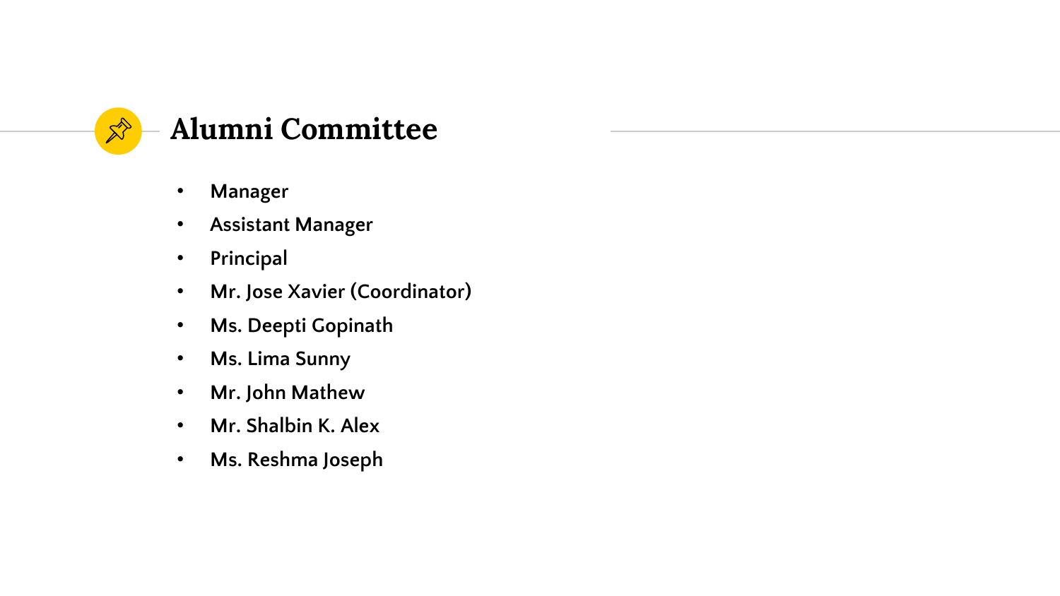## Alumni Committee

- Manager
- Assistant Manager
- Principal
- Mr. Jose Xavier (Coordinator)
- Ms. Deepti Gopinath
- Ms. Lima Sunny
- Mr. John Mathew
- Mr. Shalbin K. Alex
- Ms. Reshma Joseph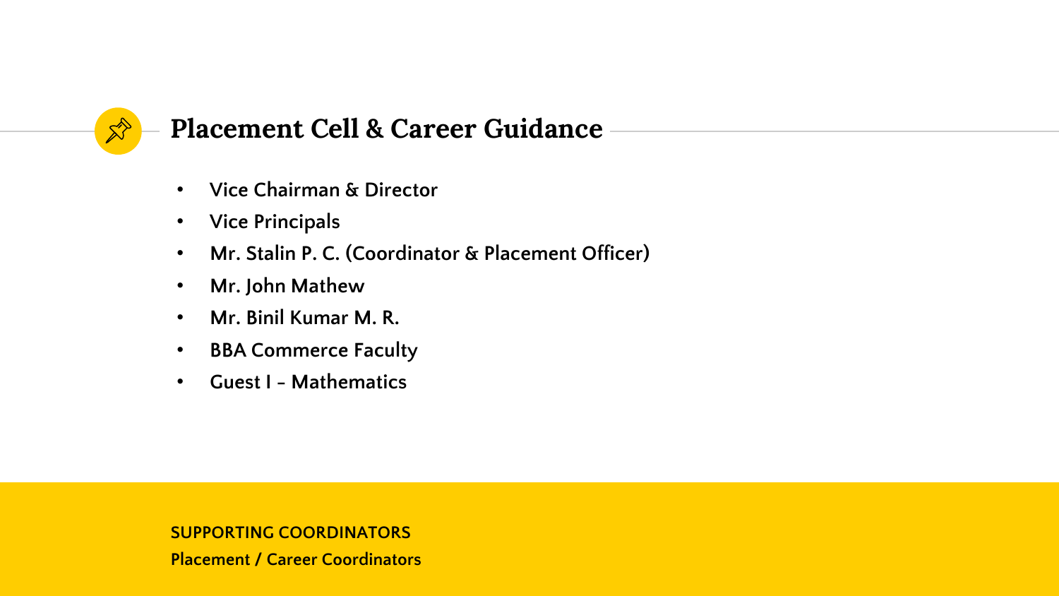## Placement Cell & Career Guidance

- Vice Chairman & Director
- Vice Principals
- Mr. Stalin P. C. (Coordinator & Placement Officer)
- Mr. John Mathew
- Mr. Binil Kumar M. R.
- BBA Commerce Faculty
- Guest I - Mathematics

**SUPPORTING COORDINATORS**

**Placement / Career Coordinators**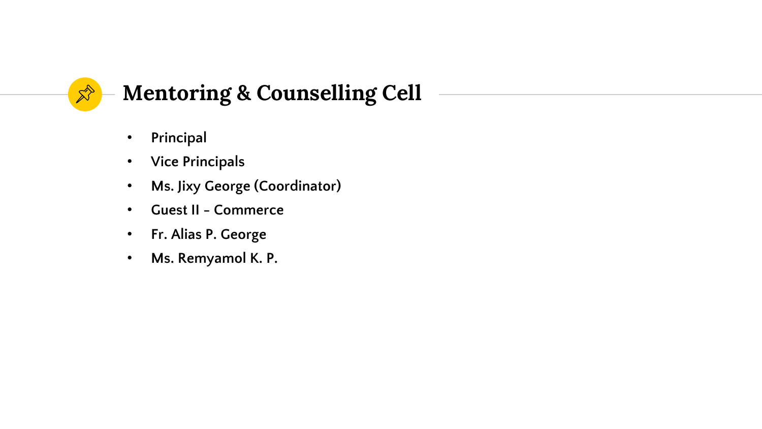## Mentoring & Counselling Cell

- Principal
- Vice Principals
- Ms. Jixy George (Coordinator)
- Guest II - Commerce
- Fr. Alias P. George
- Ms. Remyamol K. P.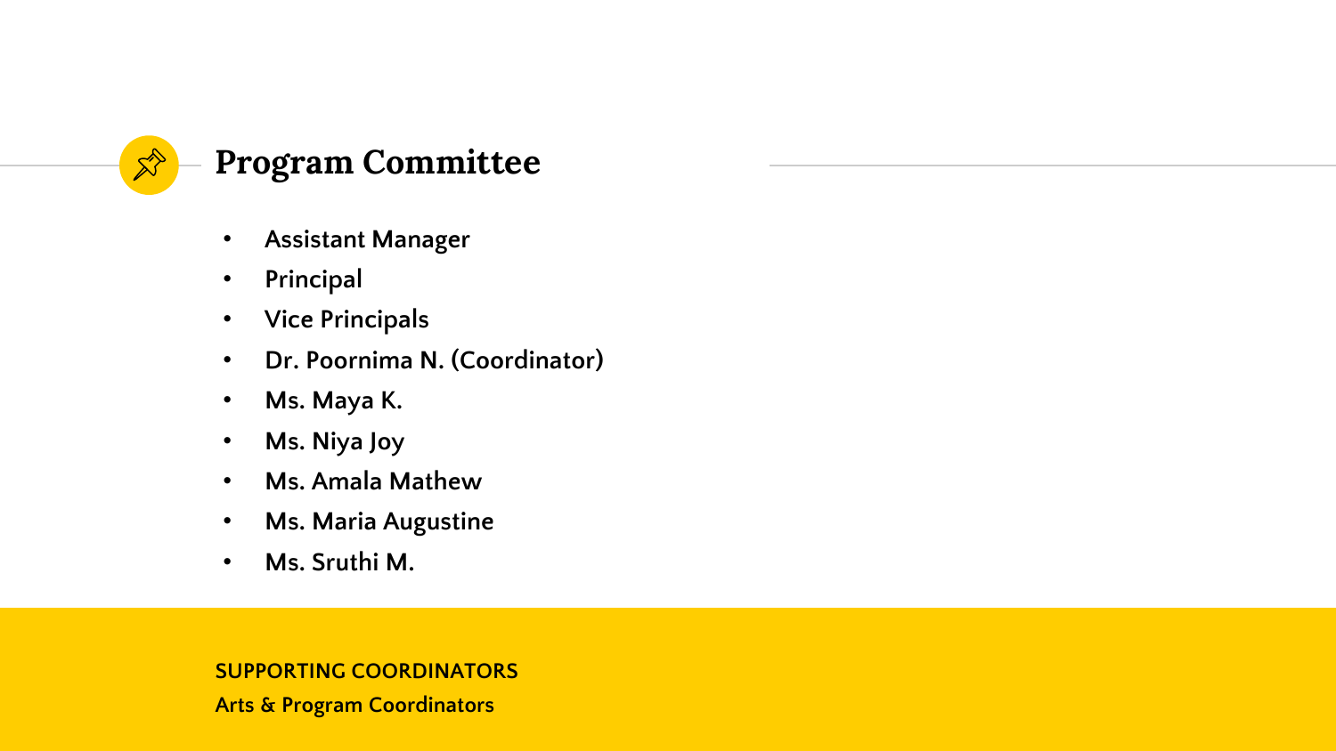## Program Committee

- Assistant Manager
- Principal
- Vice Principals
- Dr. Poornima N. (Coordinator)
- Ms. Maya K.
- Ms. Niya Joy
- Ms. Amala Mathew
- Ms. Maria Augustine
- Ms. Sruthi M.

**SUPPORTING COORDINATORS**

**Arts & Program Coordinators**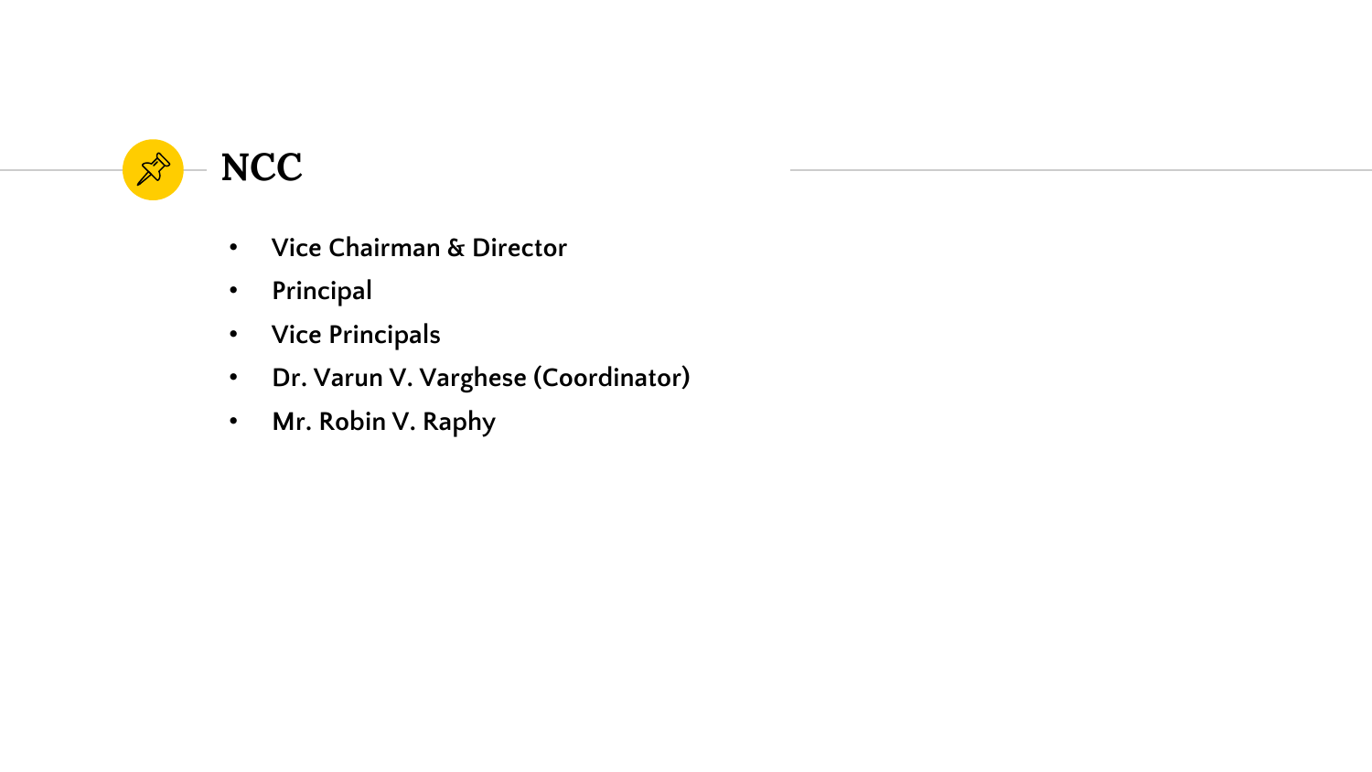# NCC

- Vice Chairman & Director
- Principal
- Vice Principals
- Dr. Varun V. Varghese (Coordinator)
- Mr. Robin V. Raphy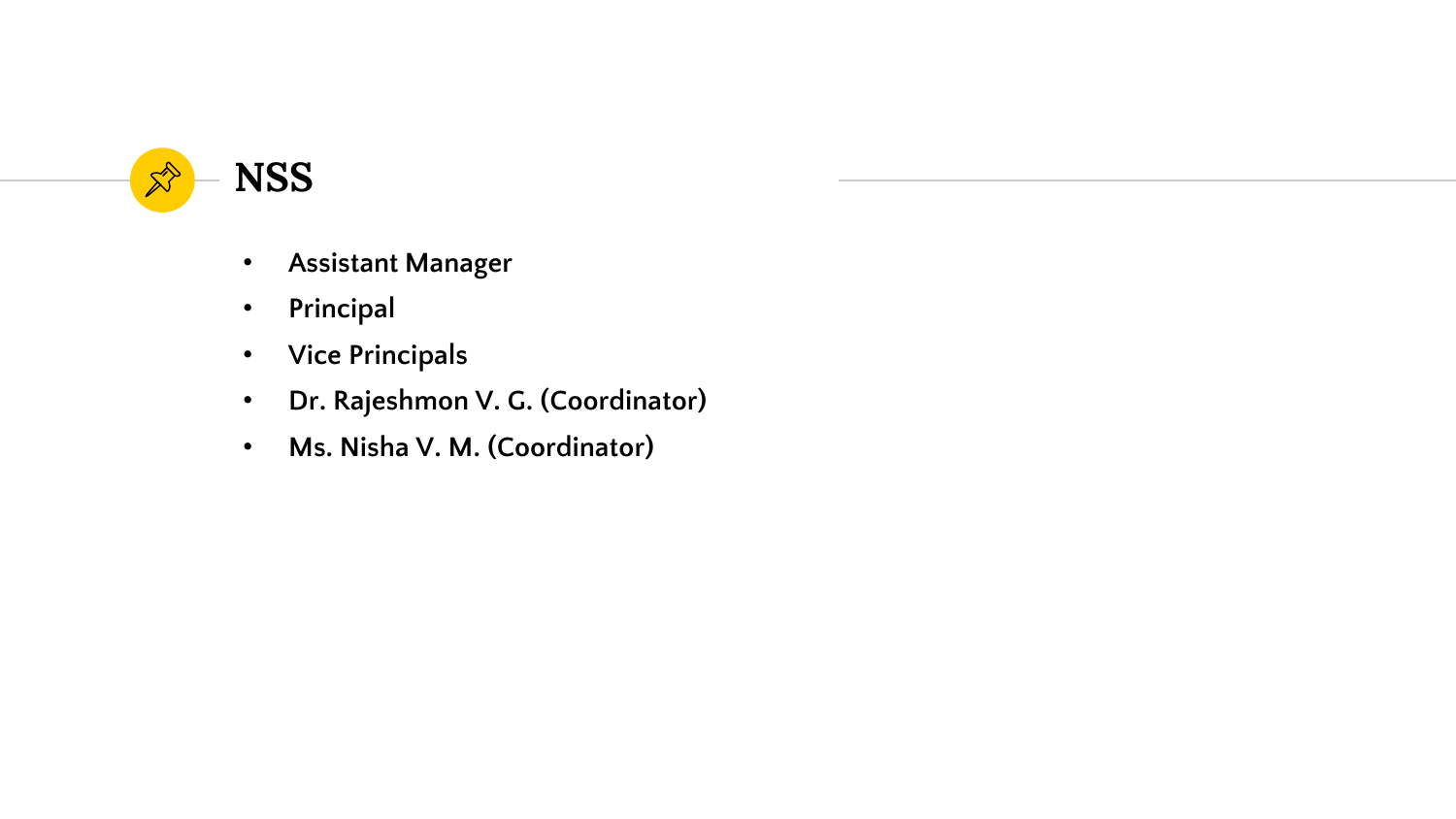# NSS

- Assistant Manager
- Principal
- Vice Principals
- Dr. Rajeshmon V. G. (Coordinator)
- Ms. Nisha V. M. (Coordinator)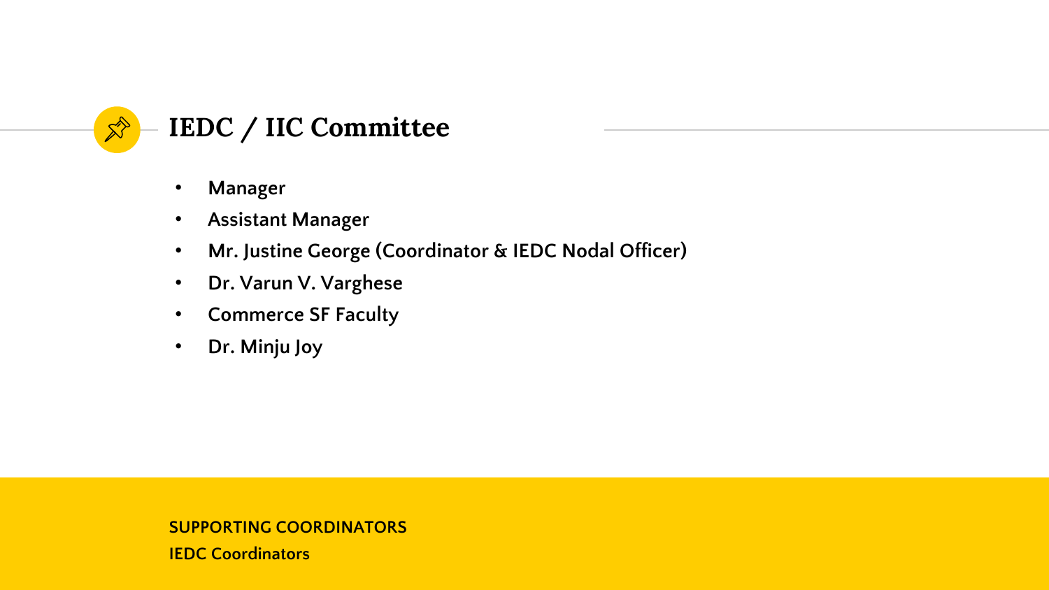## IEDC / IIC Committee

- Manager
- Assistant Manager
- Mr. Justine George (Coordinator & IEDC Nodal Officer)
- Dr. Varun V. Varghese
- Commerce SF Faculty
- Dr. Minju Joy

**SUPPORTING COORDINATORS**

**IEDC Coordinators**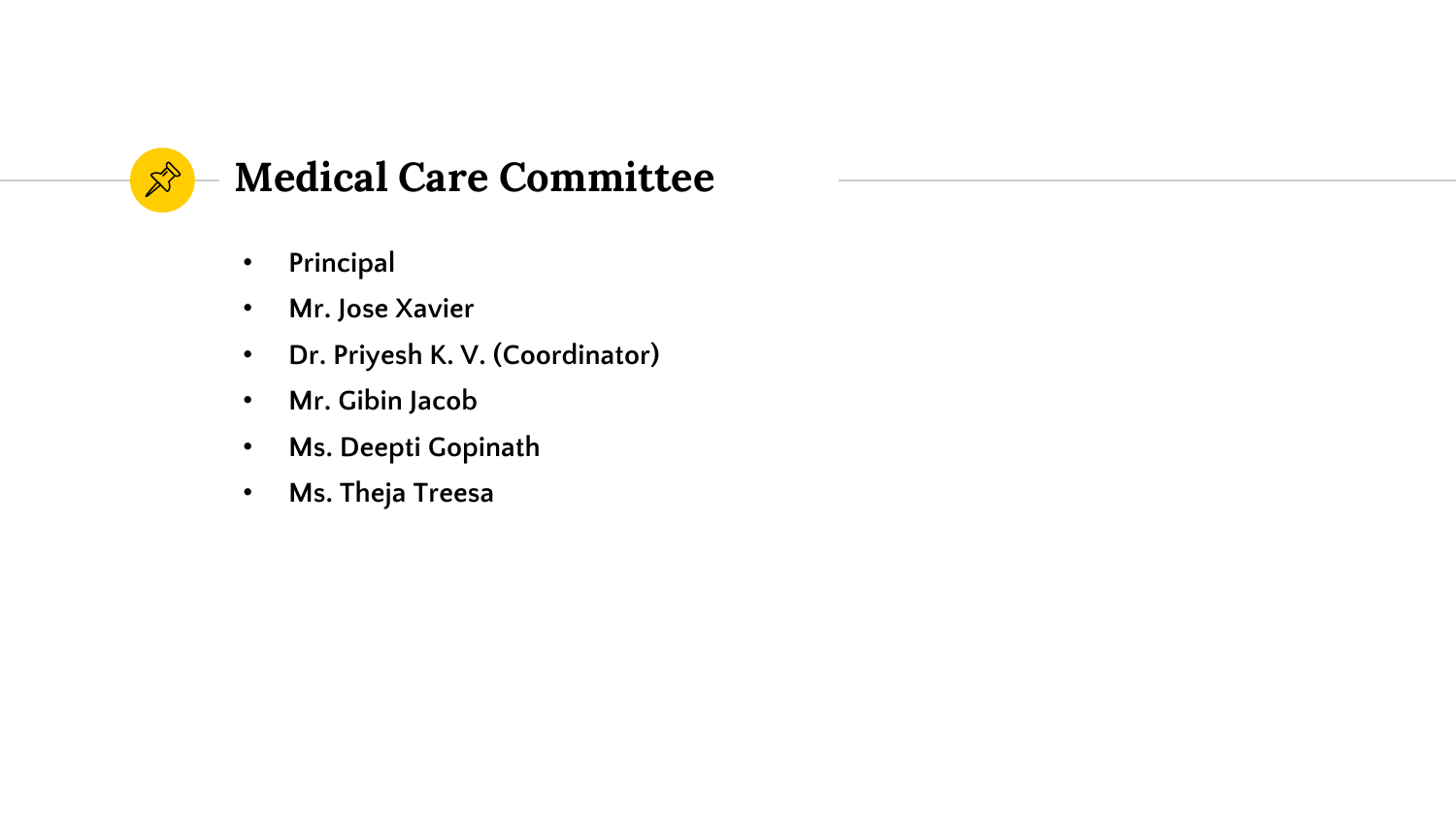## Medical Care Committee

- **Principal**
- **Mr. Jose Xavier**
- **Dr. Priyesh K. V. (Coordinator)**
- **Mr. Gibin Jacob**
- **Ms. Deepti Gopinath**
- **Ms. Theja Treesa**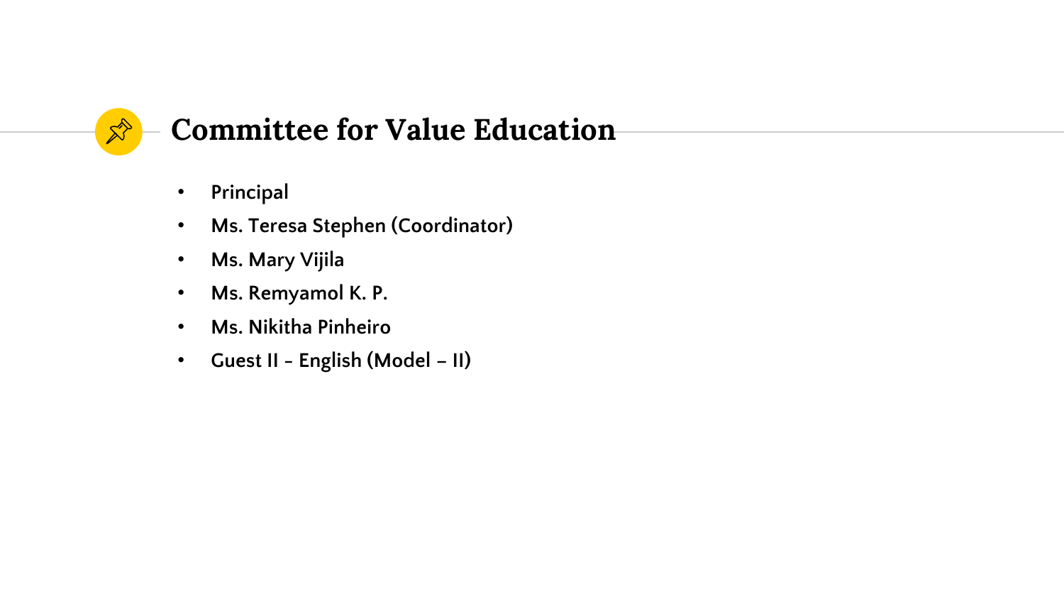## Committee for Value Education

- Principal
- Ms. Teresa Stephen (Coordinator)
- Ms. Mary Vijila
- Ms. Remyamol K. P.
- Ms. Nikitha Pinheiro
- Guest II - English (Model – II)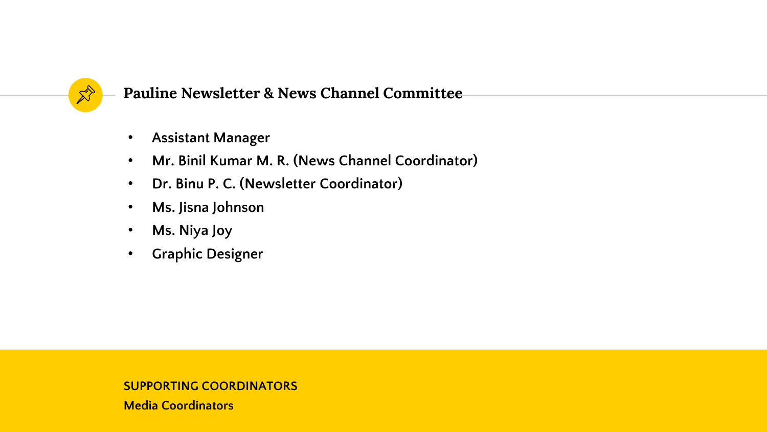## Pauline Newsletter & News Channel Committee

- Assistant Manager
- Mr. Binil Kumar M. R. (News Channel Coordinator)
- Dr. Binu P. C. (Newsletter Coordinator)
- Ms. Jisna Johnson
- Ms. Niya Joy
- Graphic Designer

**SUPPORTING COORDINATORS**

**Media Coordinators**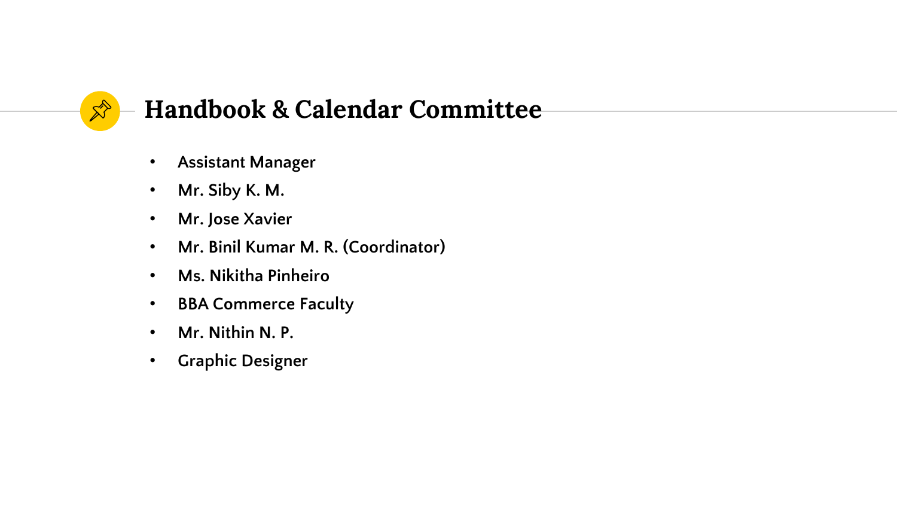## Handbook & Calendar Committee

- Assistant Manager
- Mr. Siby K. M.
- Mr. Jose Xavier
- Mr. Binil Kumar M. R. (Coordinator)
- Ms. Nikitha Pinheiro
- BBA Commerce Faculty
- Mr. Nithin N. P.
- Graphic Designer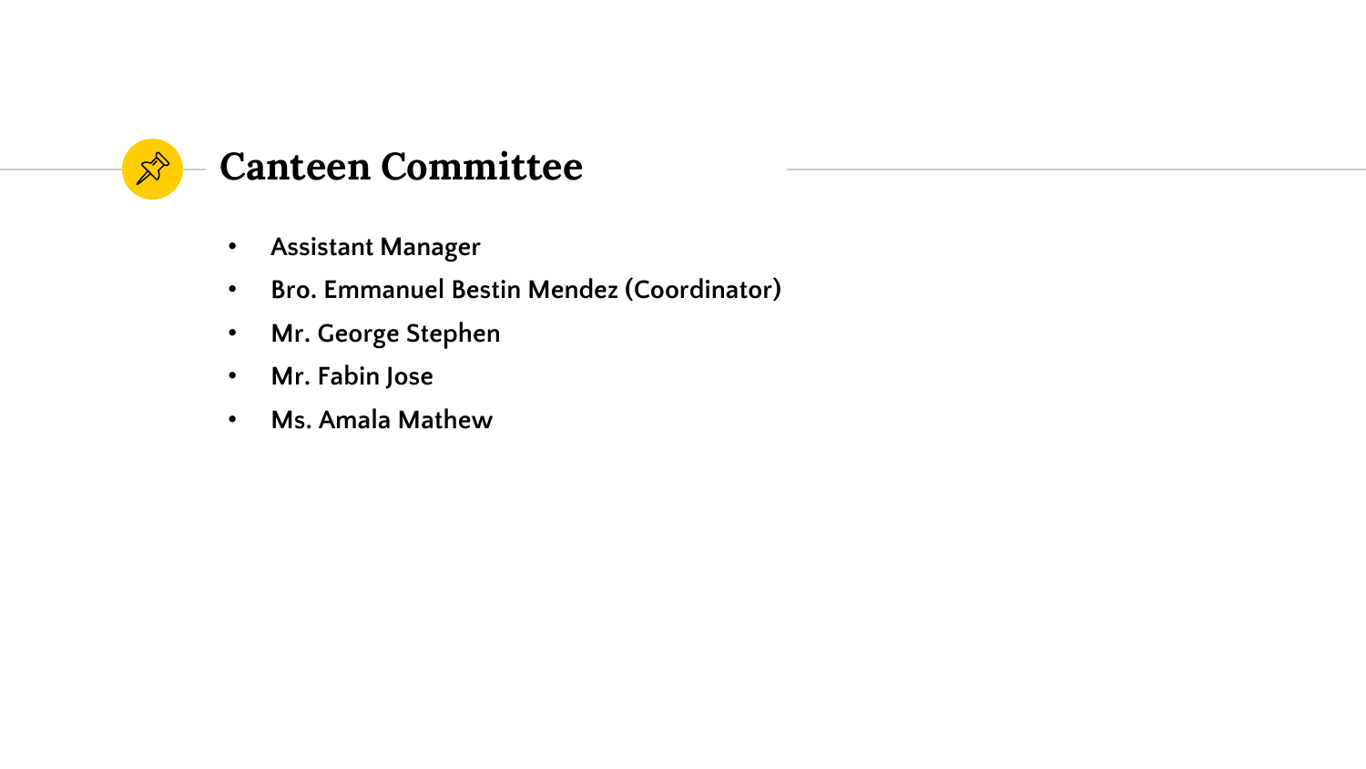## Canteen Committee

- Assistant Manager
- Bro. Emmanuel Bestin Mendez (Coordinator)
- Mr. George Stephen
- Mr. Fabin Jose
- Ms. Amala Mathew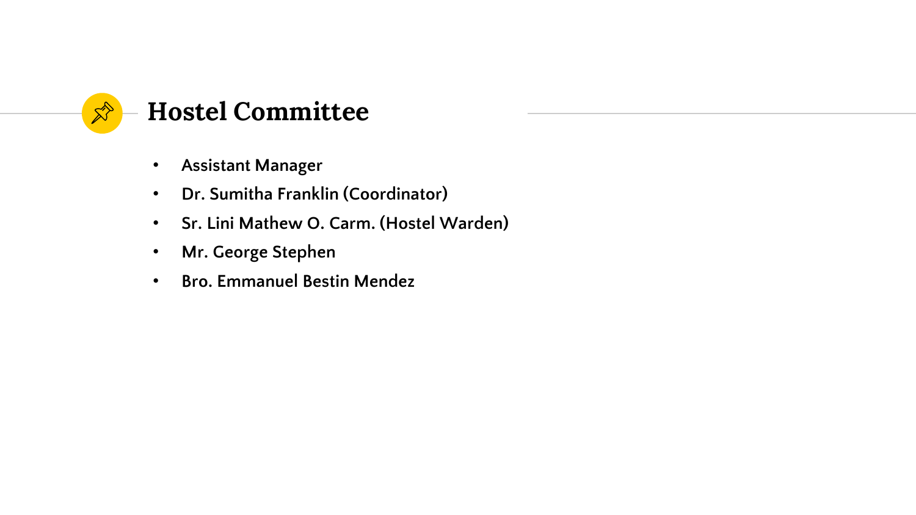## Hostel Committee

- Assistant Manager
- Dr. Sumitha Franklin (Coordinator)
- Sr. Lini Mathew O. Carm. (Hostel Warden)
- Mr. George Stephen
- Bro. Emmanuel Bestin Mendez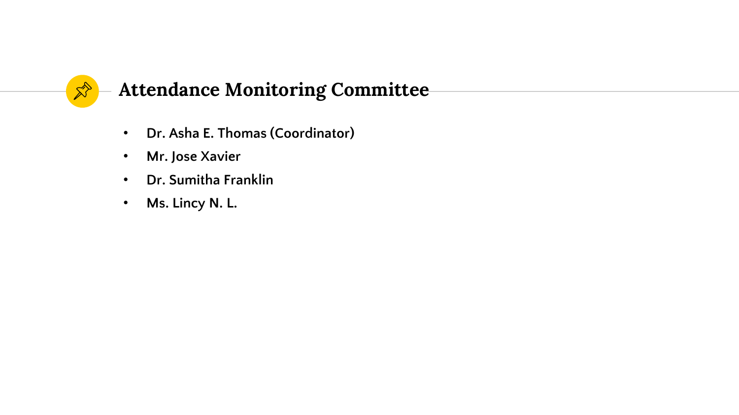## Attendance Monitoring Committee

- **Dr. Asha E. Thomas (Coordinator)**
- **Mr. Jose Xavier**
- **Dr. Sumitha Franklin**
- **Ms. Lincy N. L.**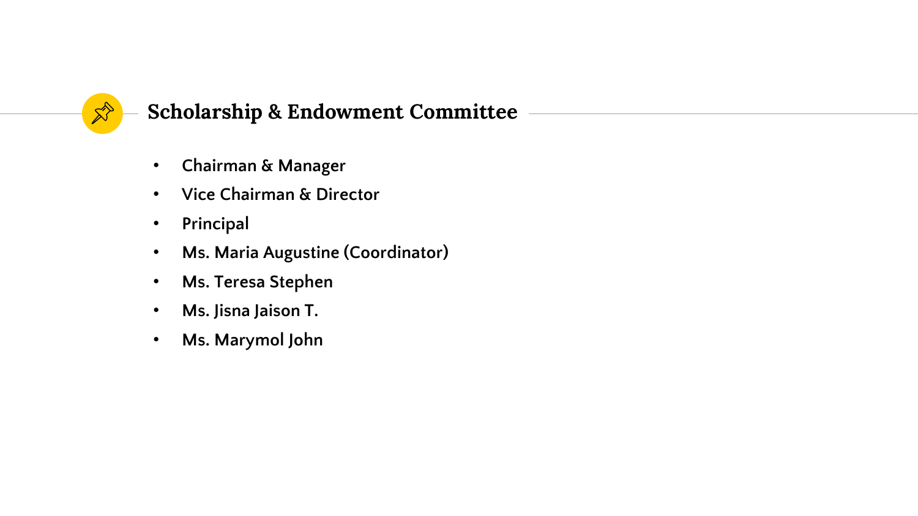## Scholarship & Endowment Committee

- Chairman & Manager
- Vice Chairman & Director
- Principal
- Ms. Maria Augustine (Coordinator)
- Ms. Teresa Stephen
- Ms. Jisna Jaison T.
- Ms. Marymol John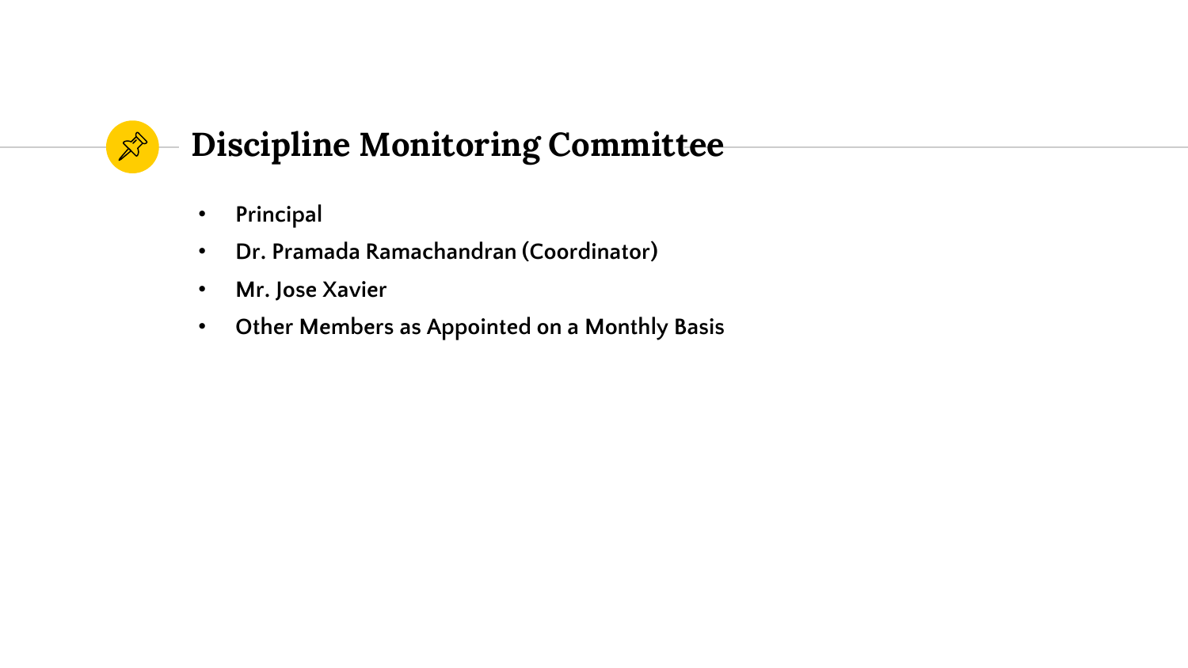## Discipline Monitoring Committee

- Principal
- Dr. Pramada Ramachandran (Coordinator)
- Mr. Jose Xavier
- Other Members as Appointed on a Monthly Basis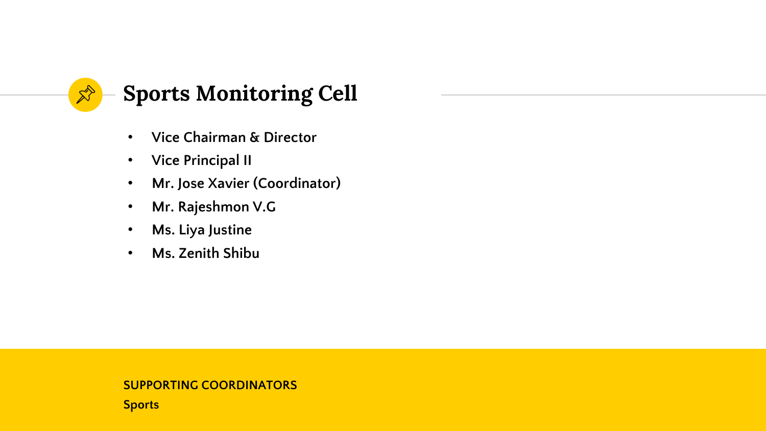# Sports Monitoring Cell

- Vice Chairman & Director
- Vice Principal II
- Mr. Jose Xavier (Coordinator)
- Mr. Rajeshmon V.G
- Ms. Liya Justine
- Ms. Zenith Shibu

**SUPPORTING COORDINATORS**

**Sports**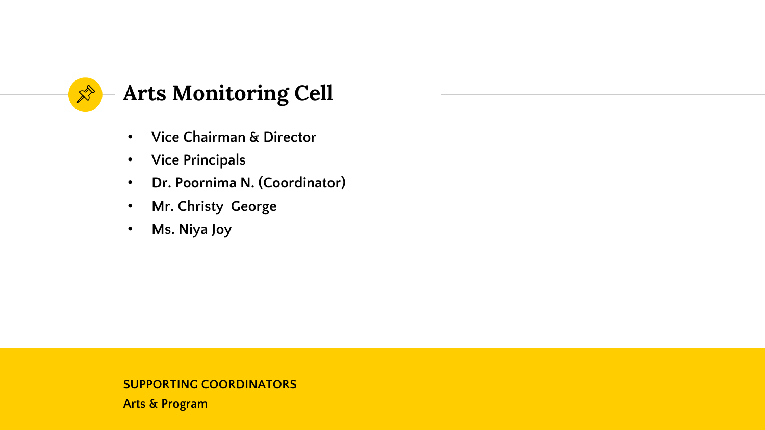# Arts Monitoring Cell

- Vice Chairman & Director
- Vice Principals
- Dr. Poornima N. (Coordinator)
- Mr. Christy George
- Ms. Niya Joy

**SUPPORTING COORDINATORS**

**Arts & Program**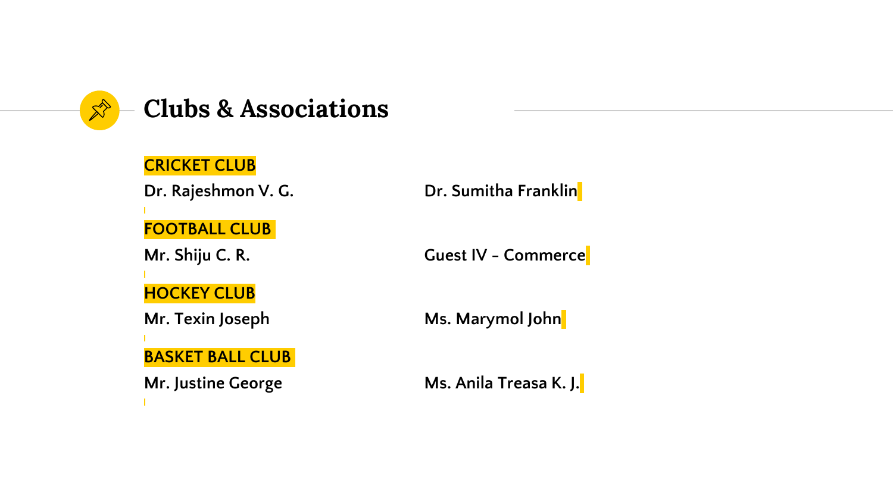# Clubs & Associations

**CRICKET CLUB**

Dr. Rajeshmon V. G. — Dr. Sumitha Franklin

**FOOTBALL CLUB**

Mr. Shiju C. R. — Guest IV - Commerce

**HOCKEY CLUB**

Mr. Texin Joseph — Ms. Marymol John

**BASKET BALL CLUB**

Mr. Justine George — Ms. Anila Treasa K. J.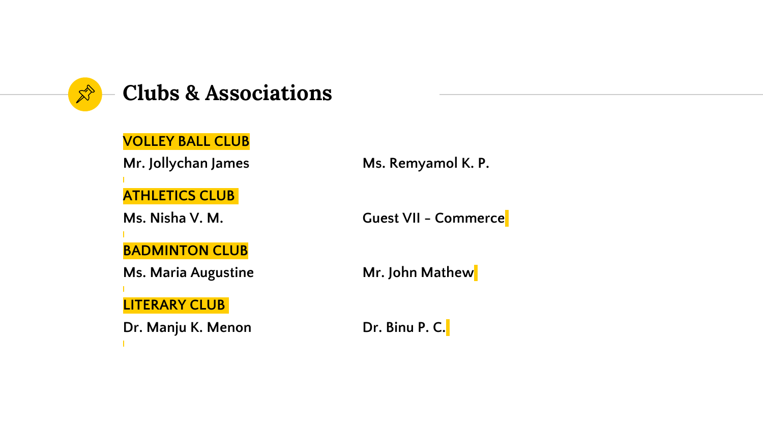# Clubs & Associations

**VOLLEY BALL CLUB**

Mr. Jollychan James | Ms. Remyamol K. P.

**ATHLETICS CLUB**

Ms. Nisha V. M. | Guest VII - Commerce

**BADMINTON CLUB**

Ms. Maria Augustine | Mr. John Mathew

**LITERARY CLUB**

Dr. Manju K. Menon | Dr. Binu P. C.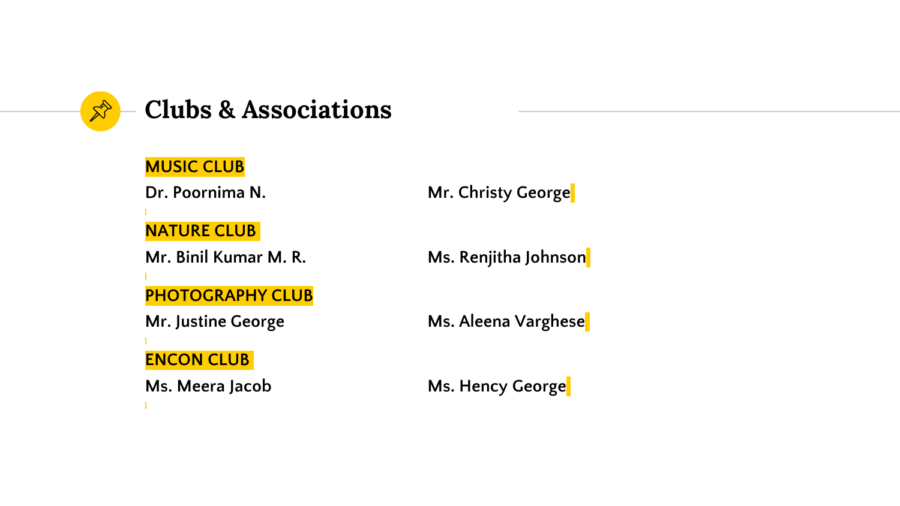# Clubs & Associations

**MUSIC CLUB**

Dr. Poornima N.

Mr. Christy George

**NATURE CLUB**

Mr. Binil Kumar M. R.

Ms. Renjitha Johnson

**PHOTOGRAPHY CLUB**

Mr. Justine George

Ms. Aleena Varghese

**ENCON CLUB**

Ms. Meera Jacob

Ms. Hency George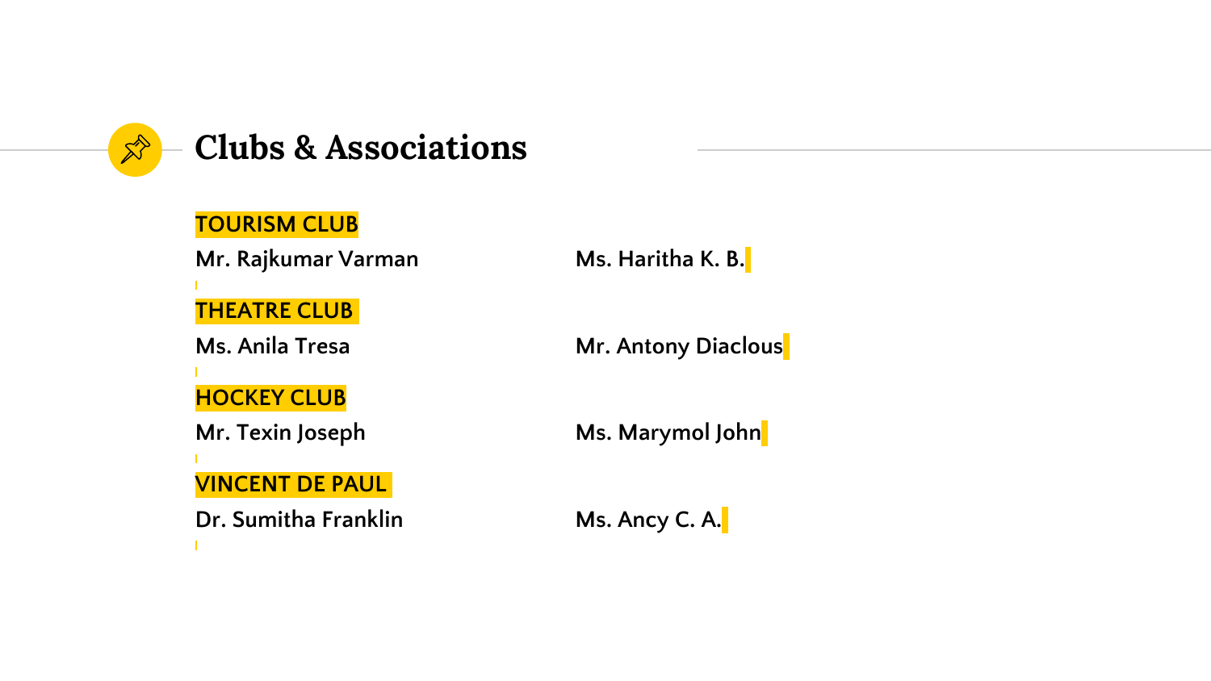## Clubs & Associations

**TOURISM CLUB**

Mr. Rajkumar Varman

Ms. Haritha K. B.

**THEATRE CLUB**

Ms. Anila Tresa

Mr. Antony Diaclous

**HOCKEY CLUB**

Mr. Texin Joseph

Ms. Marymol John

**VINCENT DE PAUL**

Dr. Sumitha Franklin

Ms. Ancy C. A.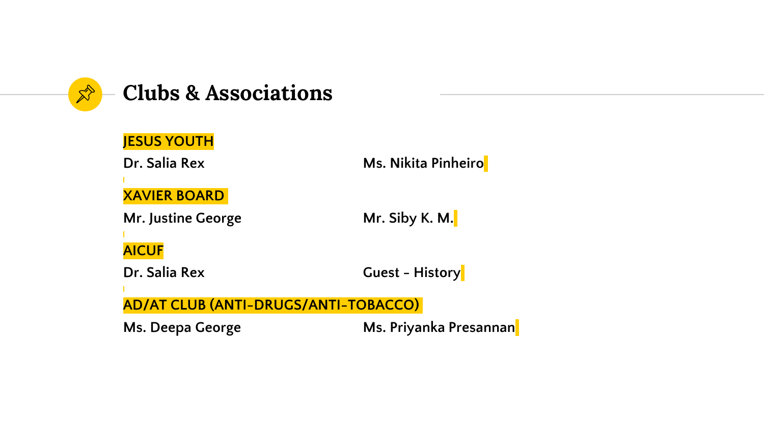# Clubs & Associations

**JESUS YOUTH**

Dr. Salia Rex — Ms. Nikita Pinheiro

**XAVIER BOARD**

Mr. Justine George — Mr. Siby K. M.

**AICUF**

Dr. Salia Rex — Guest - History

**AD/AT CLUB (ANTI-DRUGS/ANTI-TOBACCO)**

Ms. Deepa George — Ms. Priyanka Presannan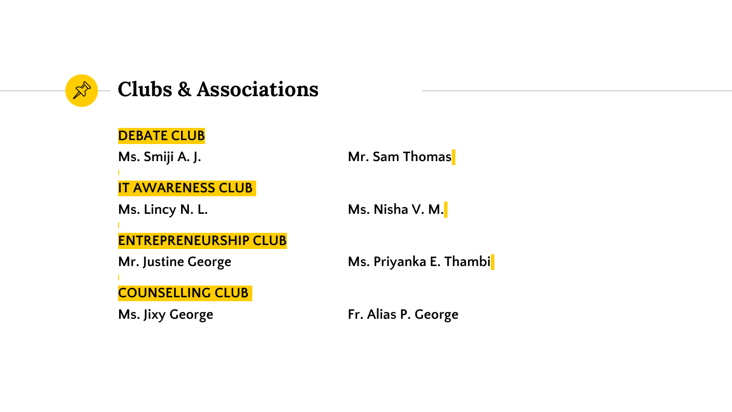# Clubs & Associations

**DEBATE CLUB**

Ms. Smiji A. J. | Mr. Sam Thomas

**IT AWARENESS CLUB**

Ms. Lincy N. L. | Ms. Nisha V. M.

**ENTREPRENEURSHIP CLUB**

Mr. Justine George | Ms. Priyanka E. Thambi

**COUNSELLING CLUB**

Ms. Jixy George | Fr. Alias P. George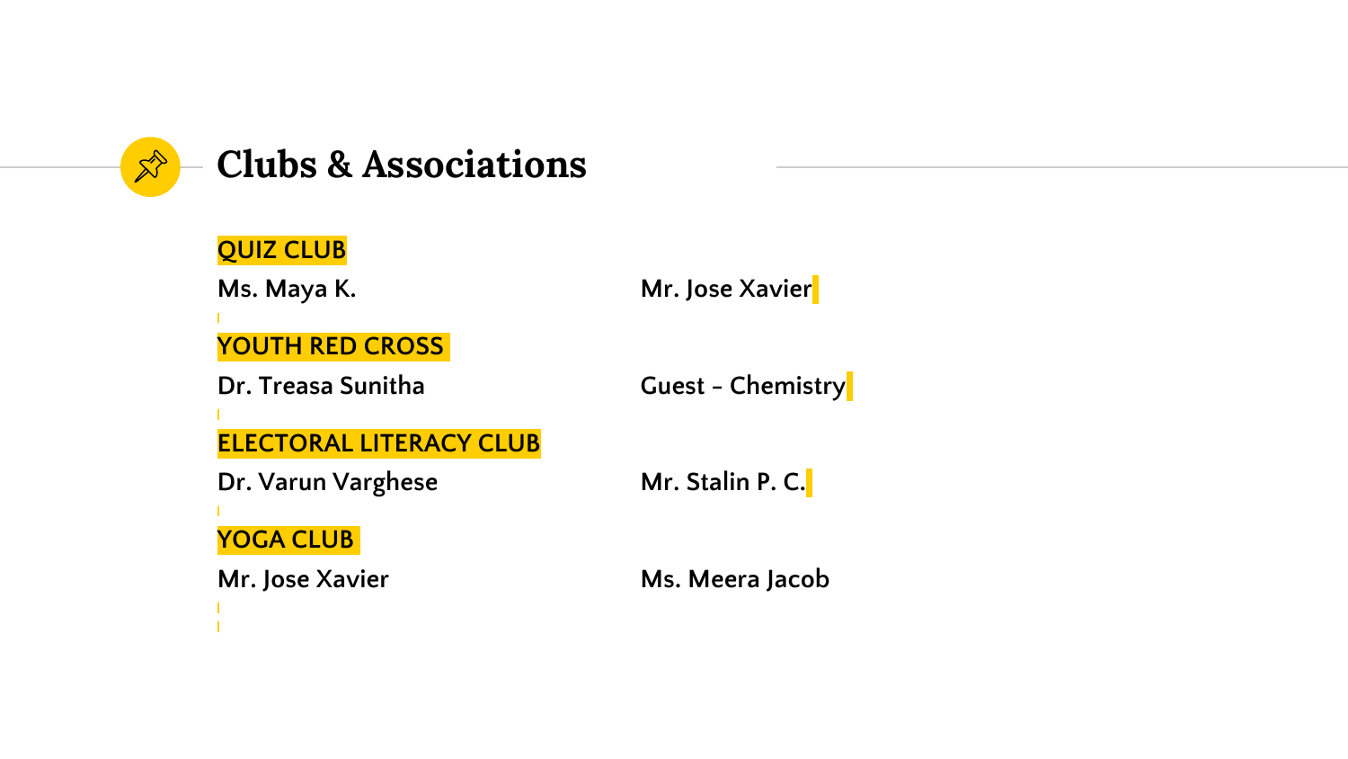# Clubs & Associations

**QUIZ CLUB**

Ms. Maya K. | Mr. Jose Xavier

**YOUTH RED CROSS**

Dr. Treasa Sunitha | Guest - Chemistry

**ELECTORAL LITERACY CLUB**

Dr. Varun Varghese | Mr. Stalin P. C.

**YOGA CLUB**

Mr. Jose Xavier | Ms. Meera Jacob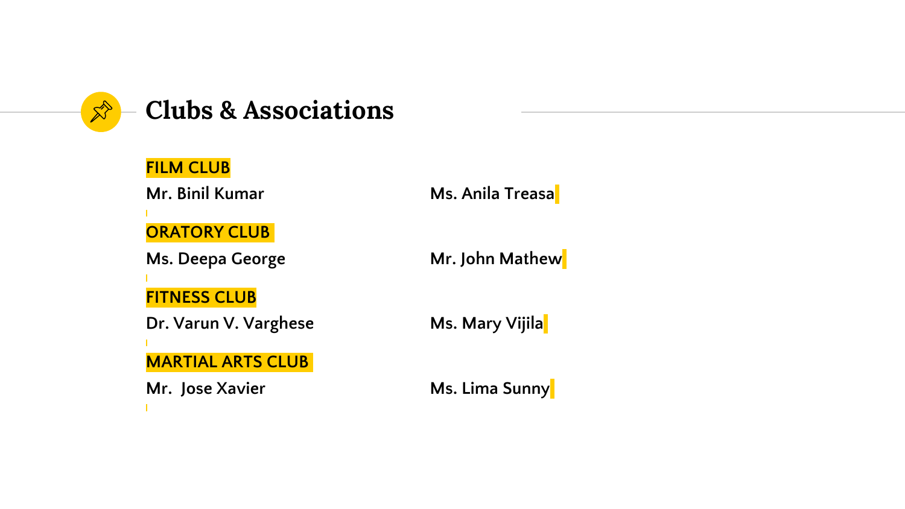# Clubs & Associations

**FILM CLUB**

Mr. Binil Kumar

Ms. Anila Treasa

**ORATORY CLUB**

Ms. Deepa George

Mr. John Mathew

**FITNESS CLUB**

Dr. Varun V. Varghese

Ms. Mary Vijila

**MARTIAL ARTS CLUB**

Mr. Jose Xavier

Ms. Lima Sunny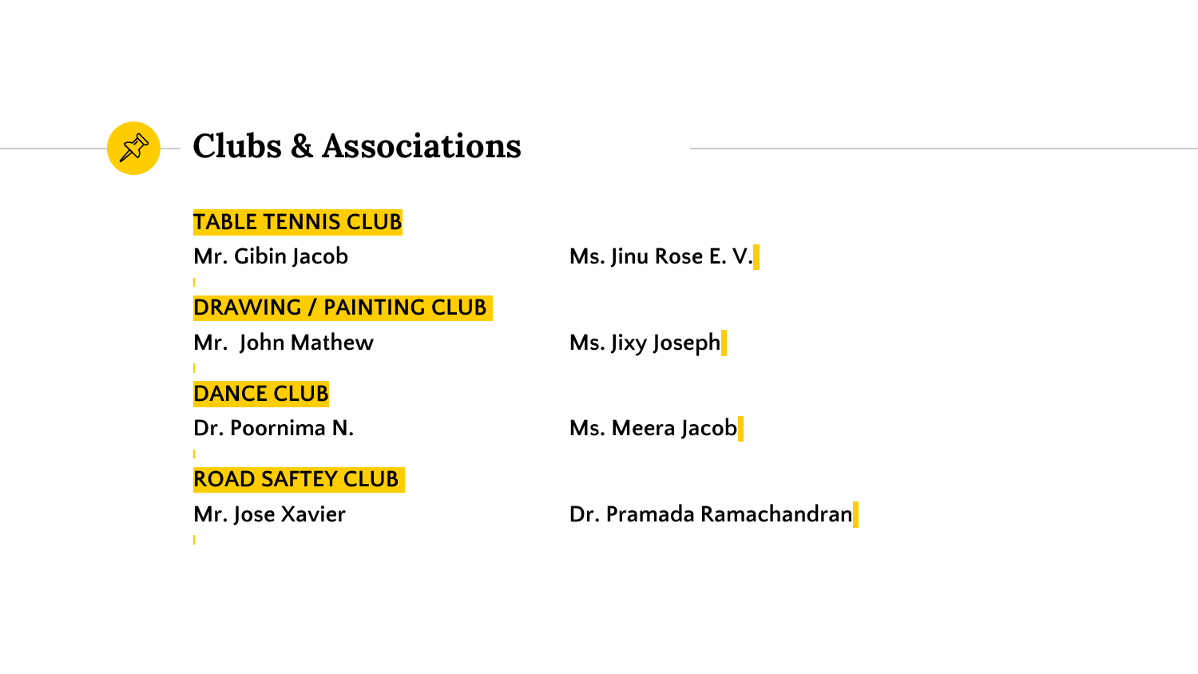# Clubs & Associations

**TABLE TENNIS CLUB**

Mr. Gibin Jacob

Ms. Jinu Rose E. V.

**DRAWING / PAINTING CLUB**

Mr. John Mathew

Ms. Jixy Joseph

**DANCE CLUB**

Dr. Poornima N.

Ms. Meera Jacob

**ROAD SAFTEY CLUB**

Mr. Jose Xavier

Dr. Pramada Ramachandran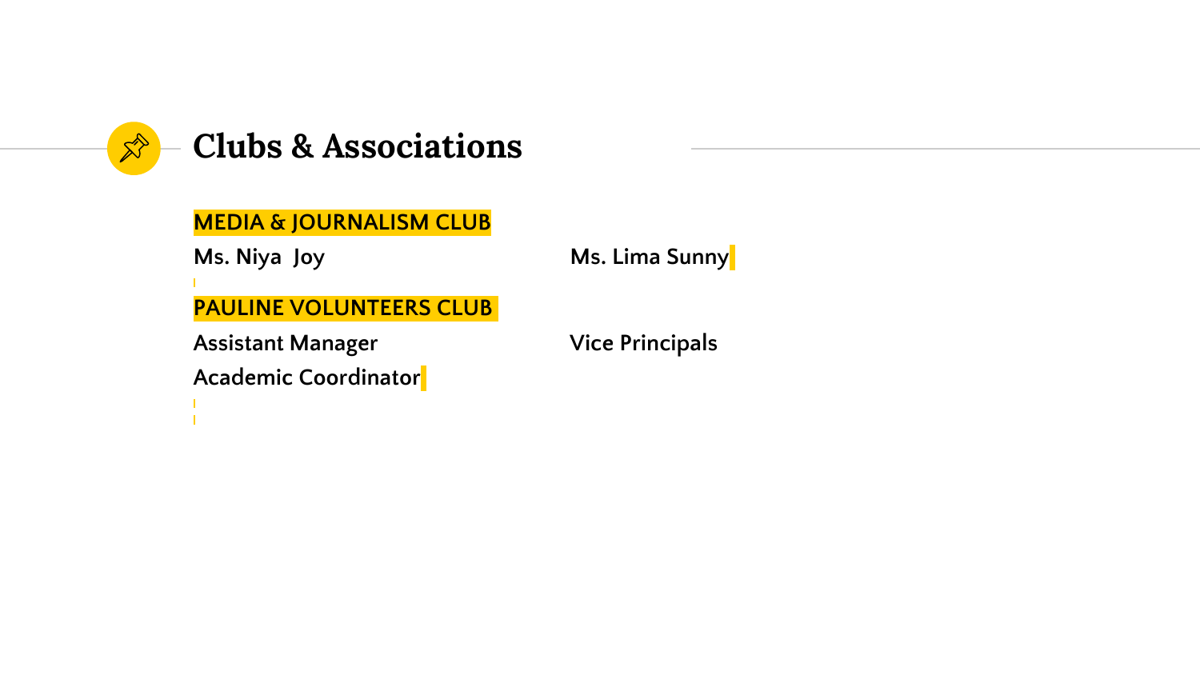## Clubs & Associations

**MEDIA & JOURNALISM CLUB**

**Ms. Niya Joy**

**Ms. Lima Sunny**

**PAULINE VOLUNTEERS CLUB**

**Assistant Manager**

**Vice Principals**

**Academic Coordinator**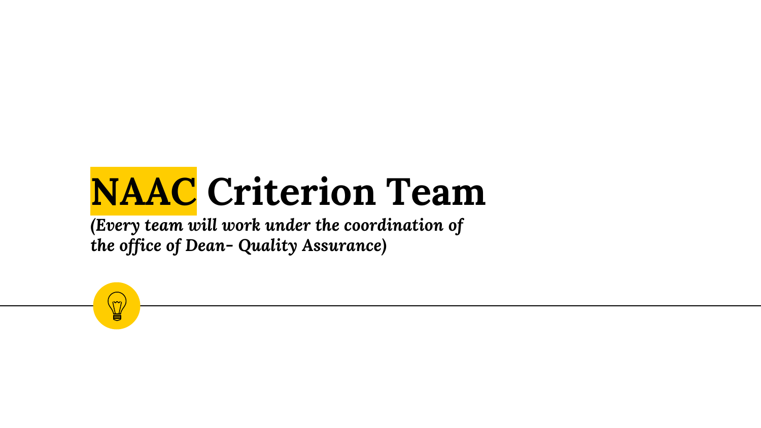# NAAC Criterion Team

***(Every team will work under the coordination of the office of Dean- Quality Assurance)***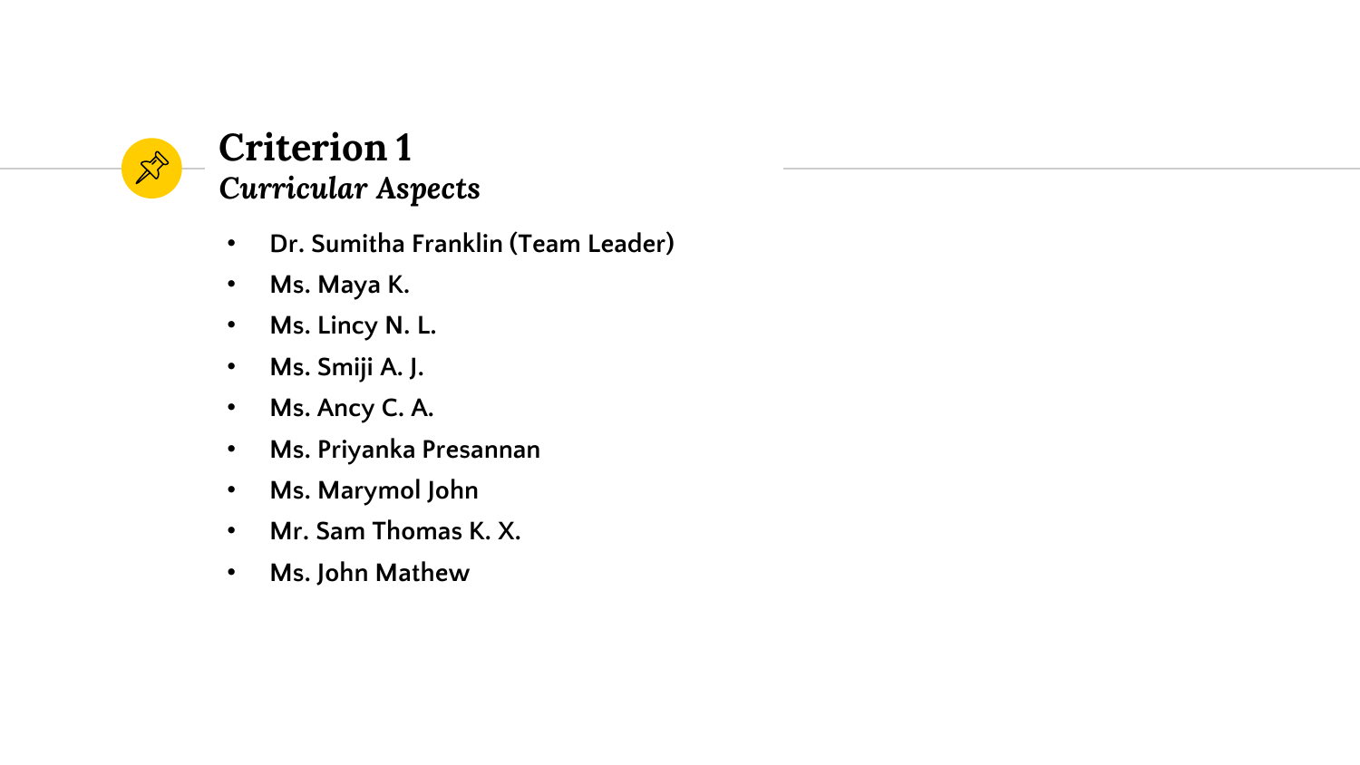# Criterion 1

## *Curricular Aspects*

- Dr. Sumitha Franklin (Team Leader)
- Ms. Maya K.
- Ms. Lincy N. L.
- Ms. Smiji A. J.
- Ms. Ancy C. A.
- Ms. Priyanka Presannan
- Ms. Marymol John
- Mr. Sam Thomas K. X.
- Ms. John Mathew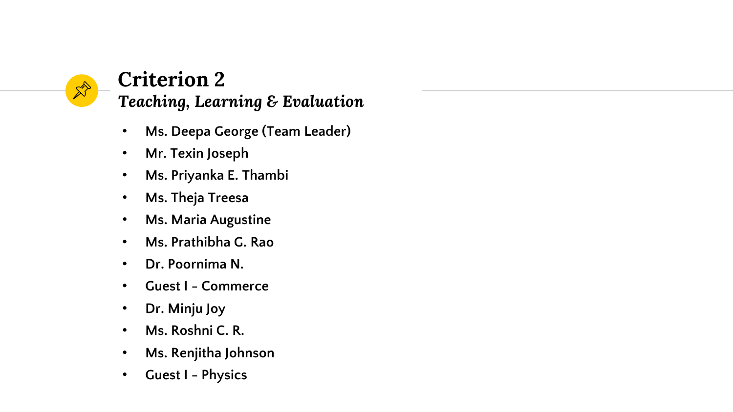# Criterion 2

***Teaching, Learning & Evaluation***

- Ms. Deepa George (Team Leader)
- Mr. Texin Joseph
- Ms. Priyanka E. Thambi
- Ms. Theja Treesa
- Ms. Maria Augustine
- Ms. Prathibha G. Rao
- Dr. Poornima N.
- Guest I - Commerce
- Dr. Minju Joy
- Ms. Roshni C. R.
- Ms. Renjitha Johnson
- Guest I - Physics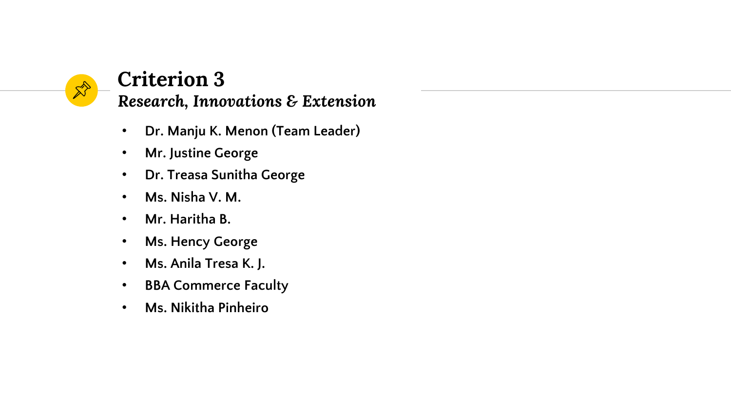# Criterion 3

## *Research, Innovations & Extension*

- Dr. Manju K. Menon (Team Leader)
- Mr. Justine George
- Dr. Treasa Sunitha George
- Ms. Nisha V. M.
- Mr. Haritha B.
- Ms. Hency George
- Ms. Anila Tresa K. J.
- BBA Commerce Faculty
- Ms. Nikitha Pinheiro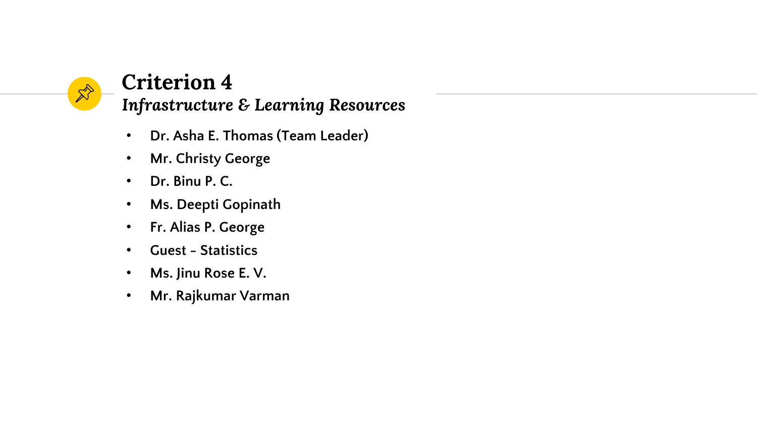# Criterion 4

## *Infrastructure & Learning Resources*

- Dr. Asha E. Thomas (Team Leader)
- Mr. Christy George
- Dr. Binu P. C.
- Ms. Deepti Gopinath
- Fr. Alias P. George
- Guest - Statistics
- Ms. Jinu Rose E. V.
- Mr. Rajkumar Varman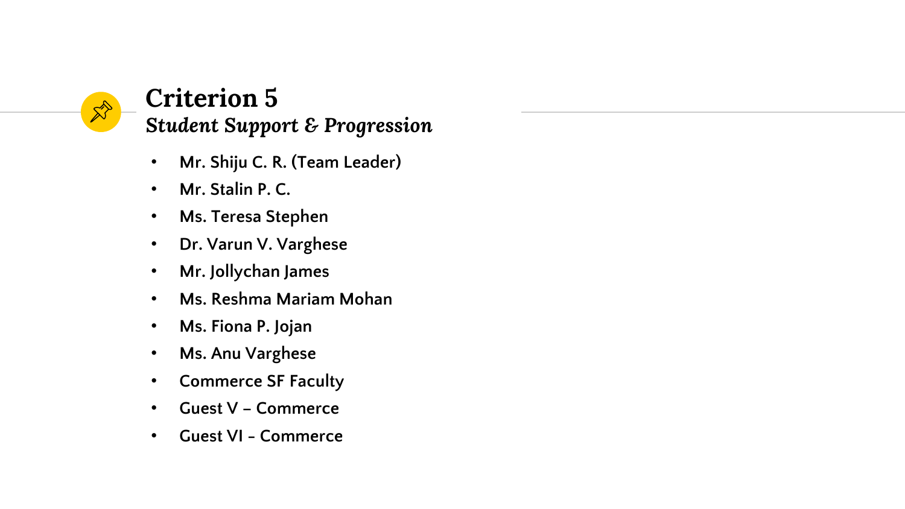# Criterion 5

## *Student Support & Progression*

- Mr. Shiju C. R. (Team Leader)
- Mr. Stalin P. C.
- Ms. Teresa Stephen
- Dr. Varun V. Varghese
- Mr. Jollychan James
- Ms. Reshma Mariam Mohan
- Ms. Fiona P. Jojan
- Ms. Anu Varghese
- Commerce SF Faculty
- Guest V – Commerce
- Guest VI - Commerce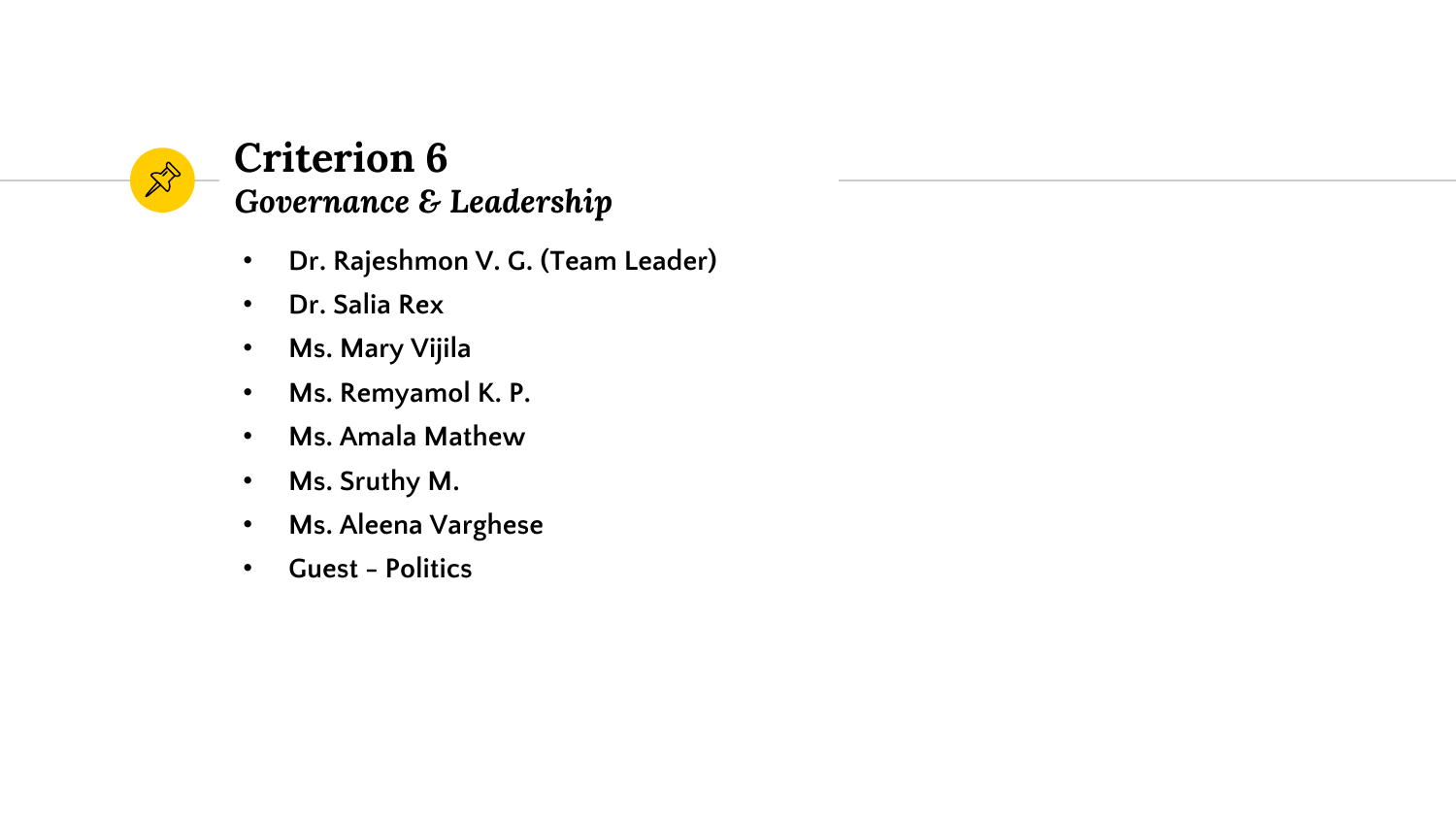# Criterion 6

## *Governance & Leadership*

- Dr. Rajeshmon V. G. (Team Leader)
- Dr. Salia Rex
- Ms. Mary Vijila
- Ms. Remyamol K. P.
- Ms. Amala Mathew
- Ms. Sruthy M.
- Ms. Aleena Varghese
- Guest - Politics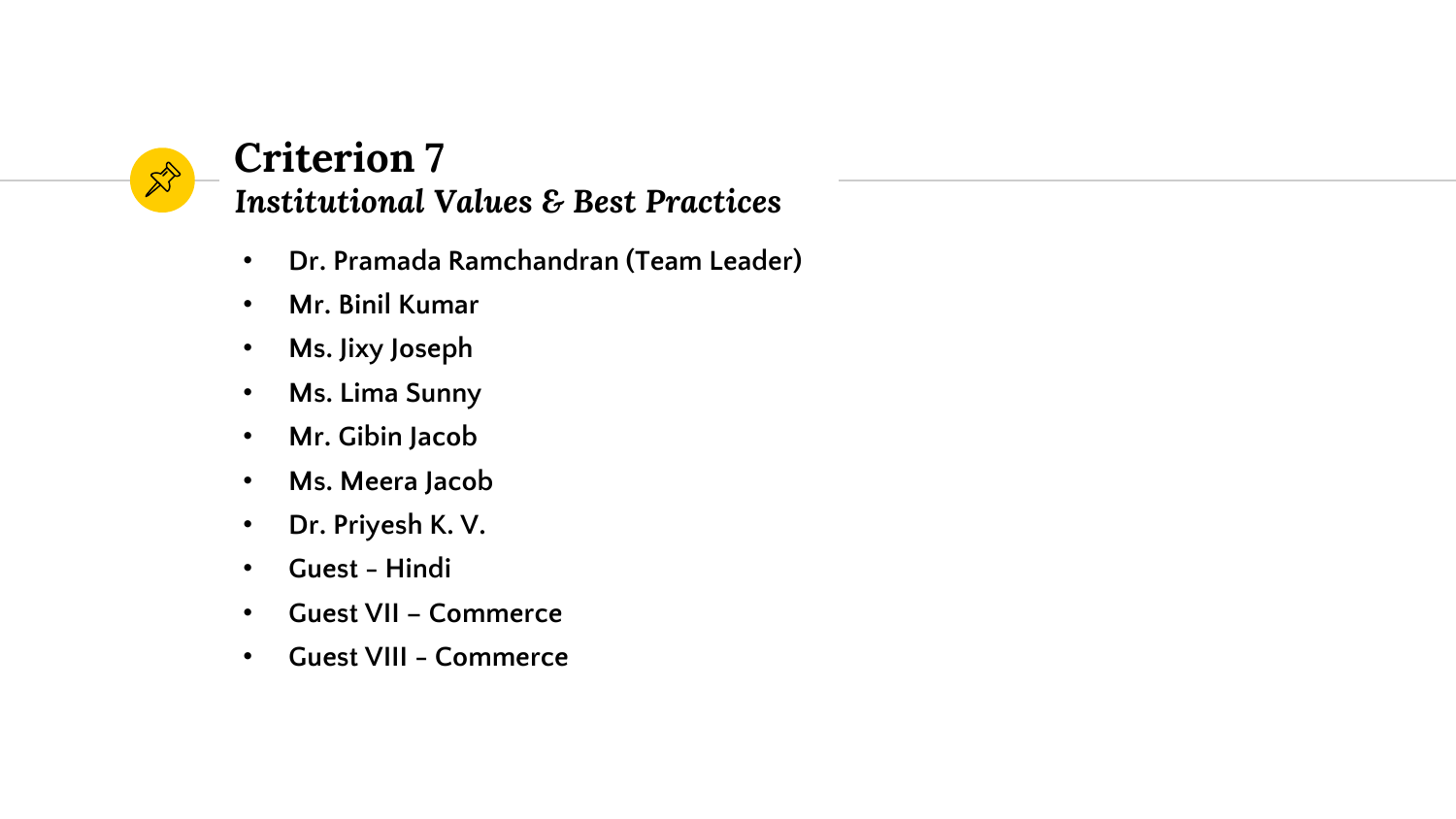# Criterion 7

## *Institutional Values & Best Practices*

- **Dr. Pramada Ramchandran (Team Leader)**
- **Mr. Binil Kumar**
- **Ms. Jixy Joseph**
- **Ms. Lima Sunny**
- **Mr. Gibin Jacob**
- **Ms. Meera Jacob**
- **Dr. Priyesh K. V.**
- **Guest - Hindi**
- **Guest VII – Commerce**
- **Guest VIII - Commerce**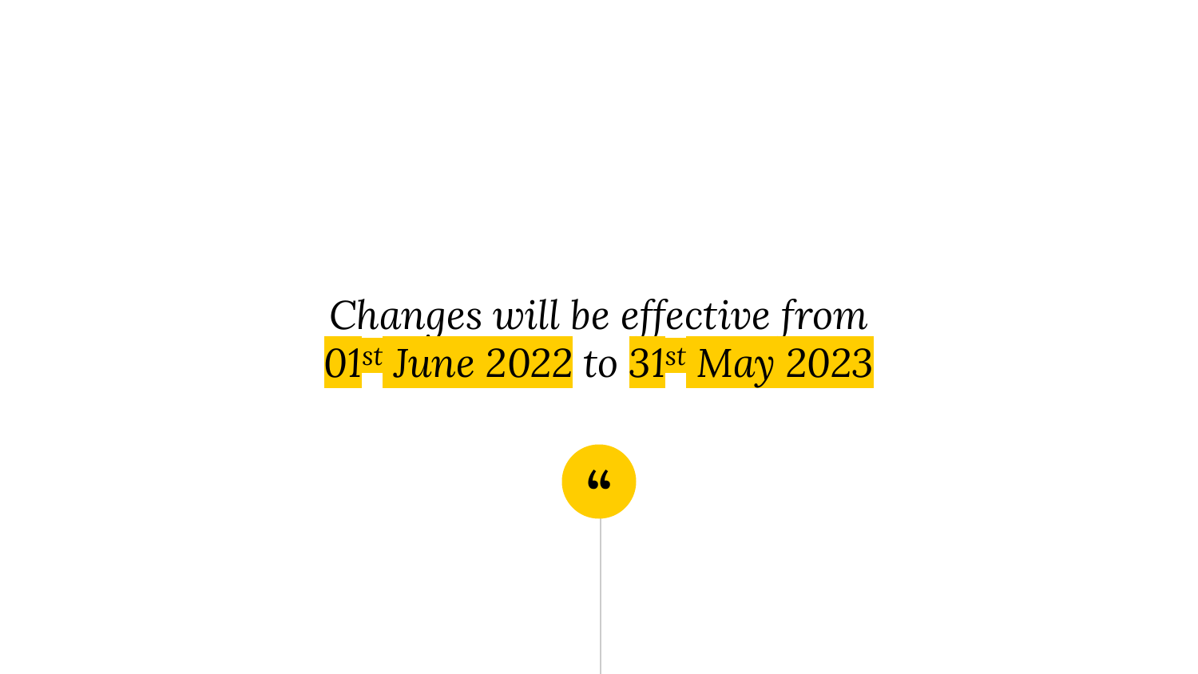*Changes will be effective from*

*01st June 2022 to 31st May 2023*

"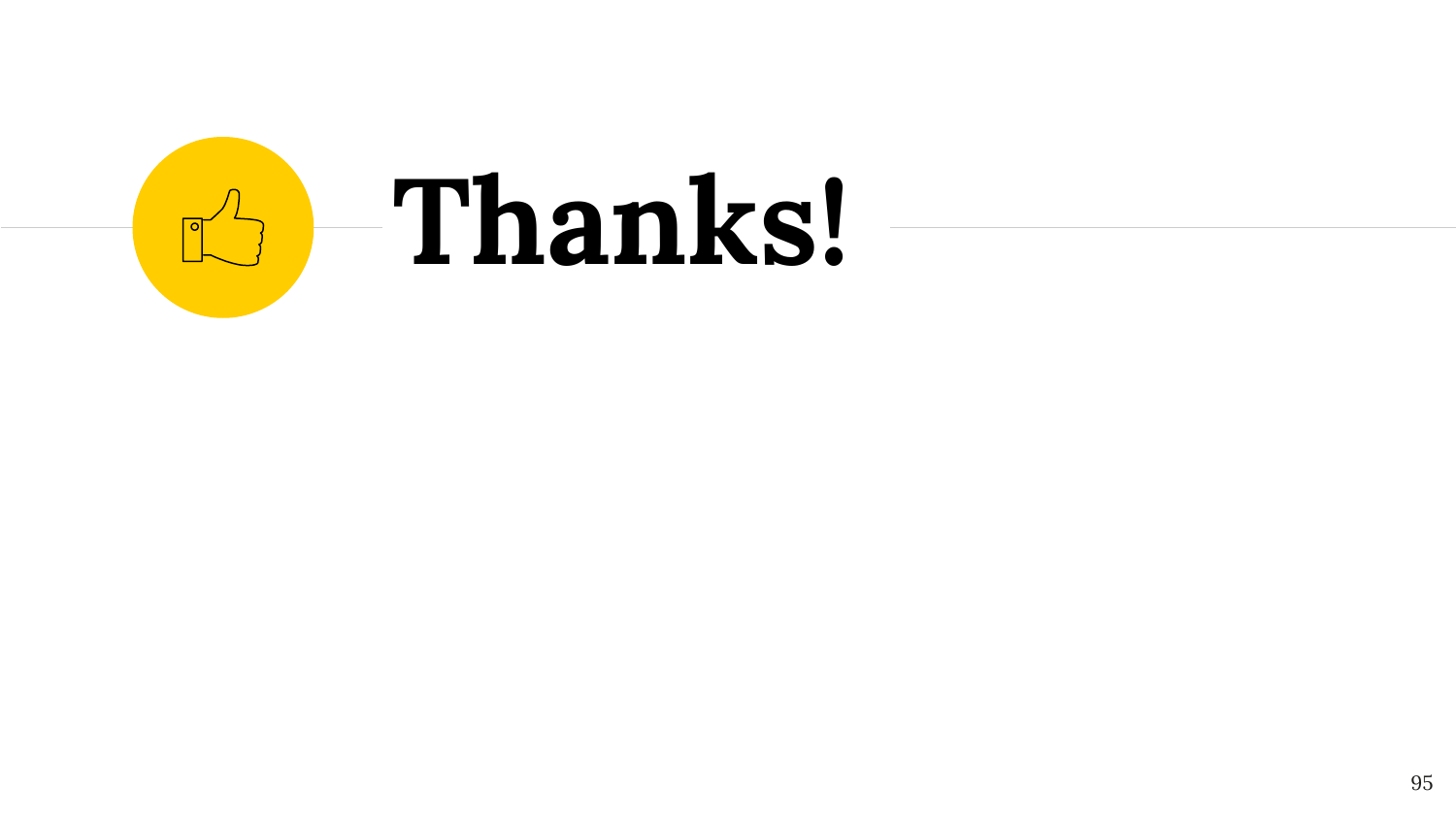# Thanks!